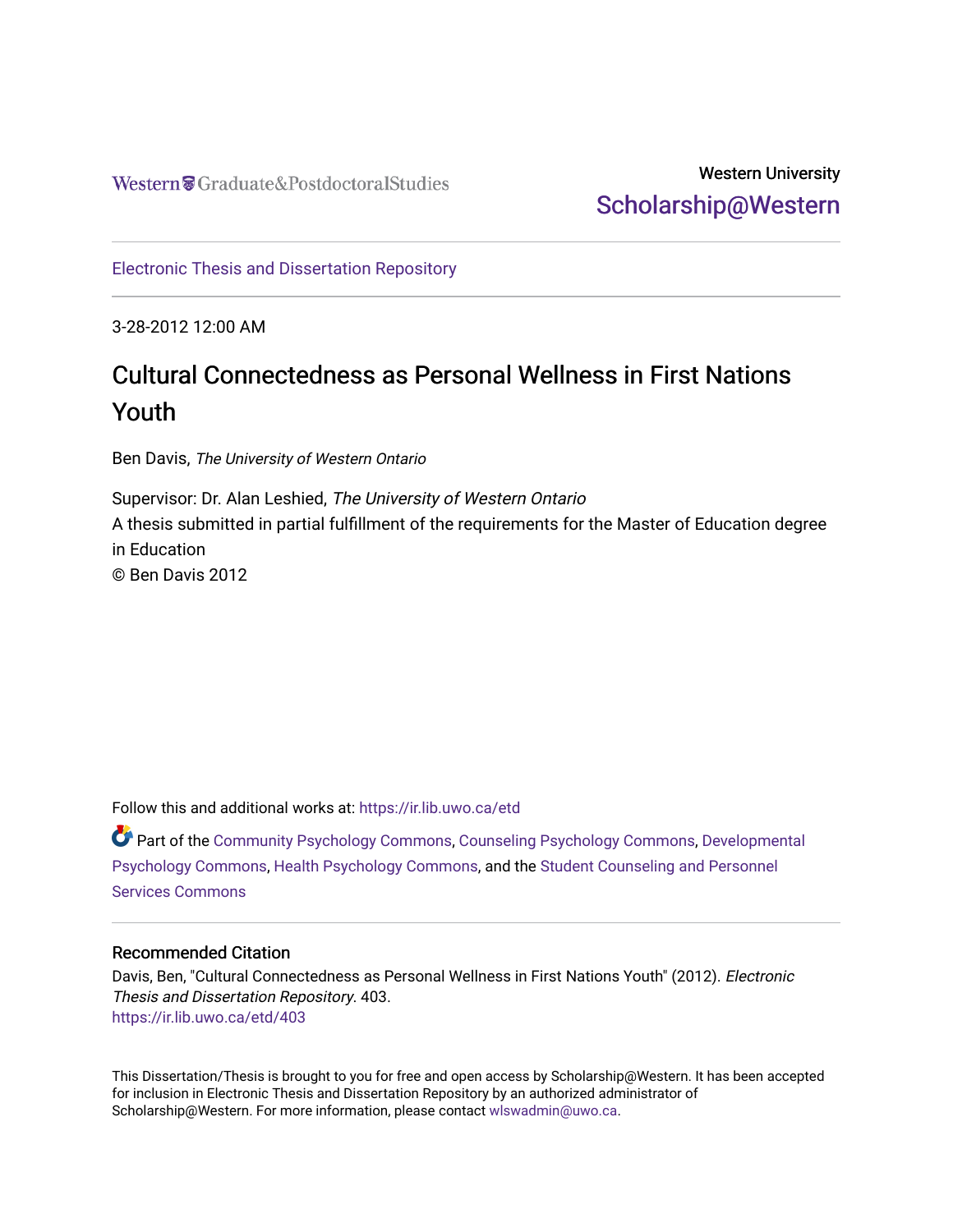Western Graduate&PostdoctoralStudies

Western University
Scholarship@Western

Electronic Thesis and Dissertation Repository

3-28-2012 12:00 AM

# Cultural Connectedness as Personal Wellness in First Nations Youth

Ben Davis, *The University of Western Ontario*

Supervisor: Dr. Alan Leshied, *The University of Western Ontario*
A thesis submitted in partial fulfillment of the requirements for the Master of Education degree in Education
© Ben Davis 2012

Follow this and additional works at: https://ir.lib.uwo.ca/etd

Part of the Community Psychology Commons, Counseling Psychology Commons, Developmental Psychology Commons, Health Psychology Commons, and the Student Counseling and Personnel Services Commons

## Recommended Citation

Davis, Ben, "Cultural Connectedness as Personal Wellness in First Nations Youth" (2012). *Electronic Thesis and Dissertation Repository*. 403.
https://ir.lib.uwo.ca/etd/403

This Dissertation/Thesis is brought to you for free and open access by Scholarship@Western. It has been accepted for inclusion in Electronic Thesis and Dissertation Repository by an authorized administrator of Scholarship@Western. For more information, please contact wlswadmin@uwo.ca.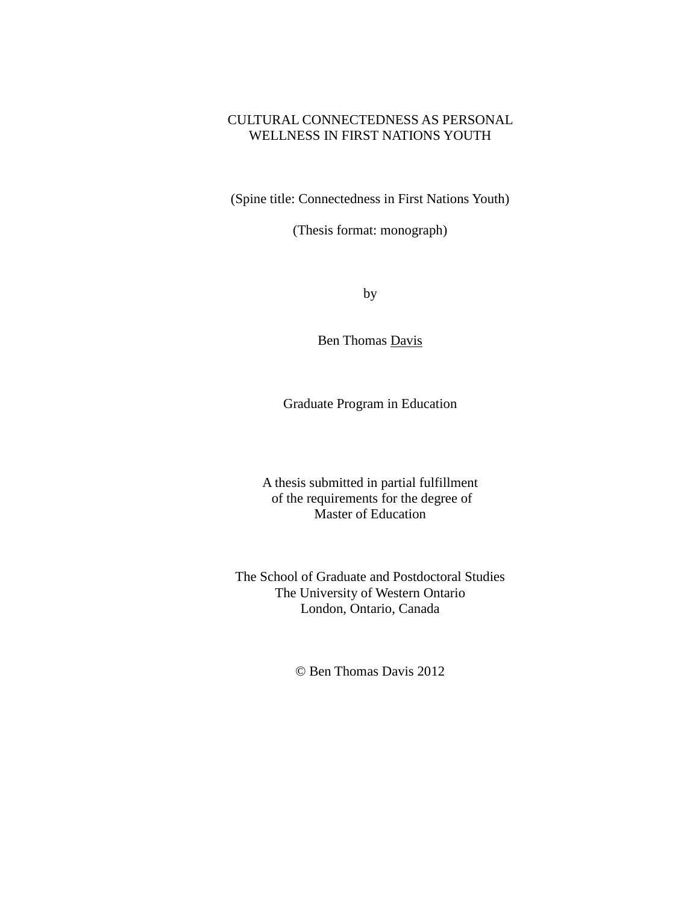# CULTURAL CONNECTEDNESS AS PERSONAL WELLNESS IN FIRST NATIONS YOUTH

(Spine title: Connectedness in First Nations Youth)

(Thesis format: monograph)

by

Ben Thomas Davis

Graduate Program in Education

A thesis submitted in partial fulfillment
of the requirements for the degree of
Master of Education

The School of Graduate and Postdoctoral Studies
The University of Western Ontario
London, Ontario, Canada

© Ben Thomas Davis 2012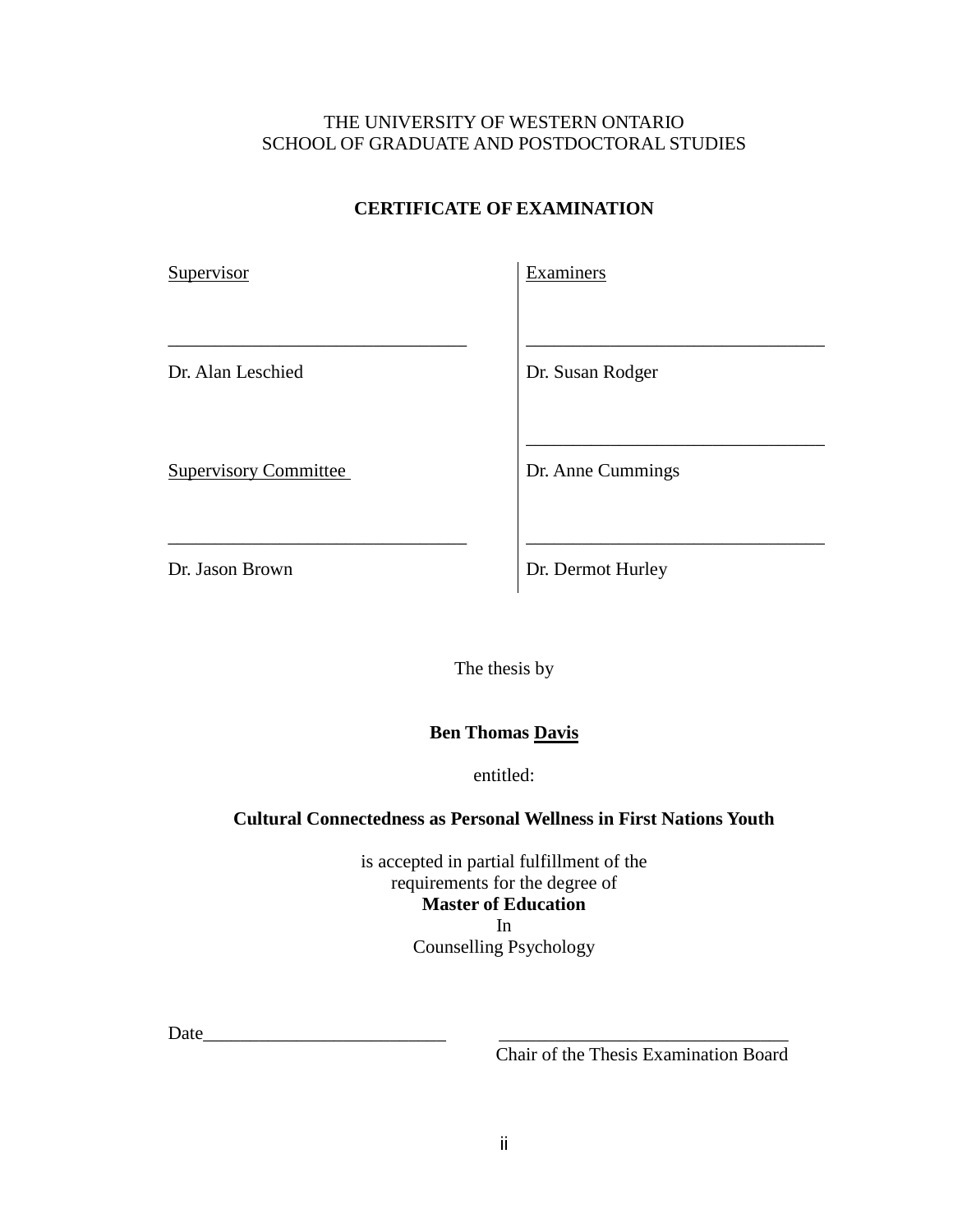THE UNIVERSITY OF WESTERN ONTARIO
SCHOOL OF GRADUATE AND POSTDOCTORAL STUDIES

**CERTIFICATE OF EXAMINATION**

| Supervisor | Examiners |
|---|---|
| ______________________________ | ______________________________ |
| Dr. Alan Leschied | Dr. Susan Rodger |
| | ______________________________ |
| Supervisory Committee | Dr. Anne Cummings |
| ______________________________ | ______________________________ |
| Dr. Jason Brown | Dr. Dermot Hurley |

The thesis by

**Ben Thomas Davis**

entitled:

**Cultural Connectedness as Personal Wellness in First Nations Youth**

is accepted in partial fulfillment of the
requirements for the degree of
**Master of Education**
In
Counselling Psychology

Date__________________________ ______________________________
Chair of the Thesis Examination Board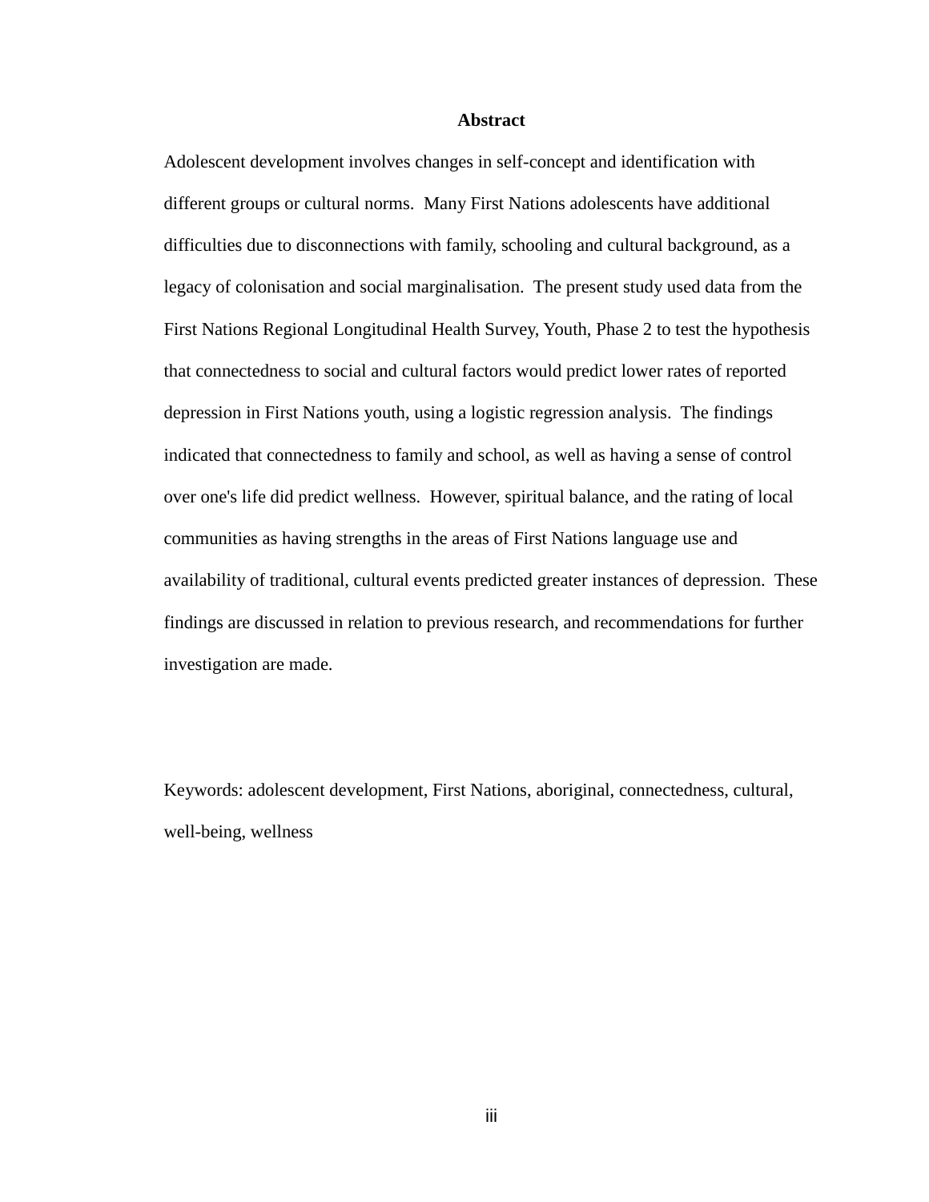# Abstract

Adolescent development involves changes in self-concept and identification with different groups or cultural norms. Many First Nations adolescents have additional difficulties due to disconnections with family, schooling and cultural background, as a legacy of colonisation and social marginalisation. The present study used data from the First Nations Regional Longitudinal Health Survey, Youth, Phase 2 to test the hypothesis that connectedness to social and cultural factors would predict lower rates of reported depression in First Nations youth, using a logistic regression analysis. The findings indicated that connectedness to family and school, as well as having a sense of control over one's life did predict wellness. However, spiritual balance, and the rating of local communities as having strengths in the areas of First Nations language use and availability of traditional, cultural events predicted greater instances of depression. These findings are discussed in relation to previous research, and recommendations for further investigation are made.

Keywords: adolescent development, First Nations, aboriginal, connectedness, cultural, well-being, wellness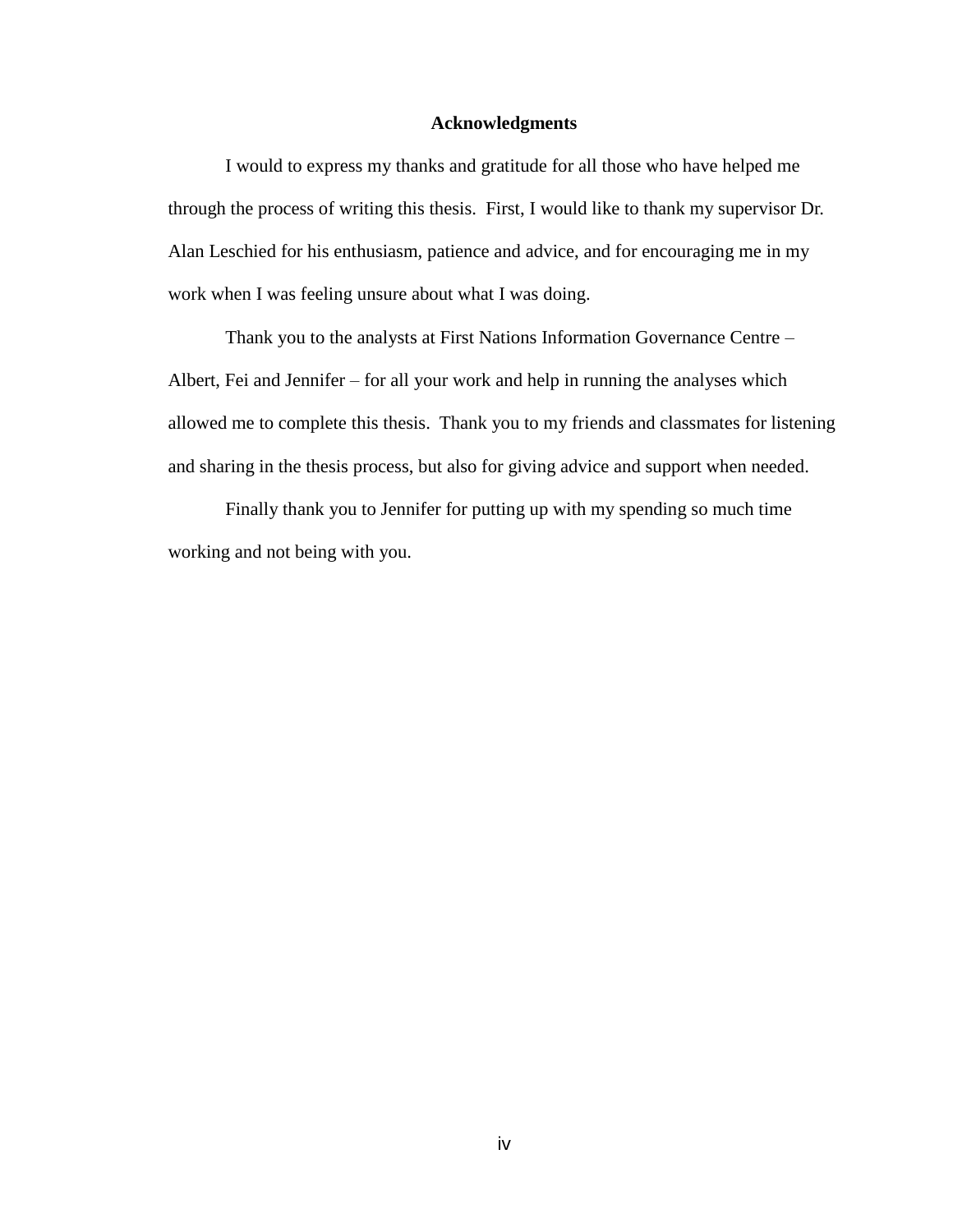## Acknowledgments

I would to express my thanks and gratitude for all those who have helped me through the process of writing this thesis. First, I would like to thank my supervisor Dr. Alan Leschied for his enthusiasm, patience and advice, and for encouraging me in my work when I was feeling unsure about what I was doing.

Thank you to the analysts at First Nations Information Governance Centre – Albert, Fei and Jennifer – for all your work and help in running the analyses which allowed me to complete this thesis. Thank you to my friends and classmates for listening and sharing in the thesis process, but also for giving advice and support when needed.

Finally thank you to Jennifer for putting up with my spending so much time working and not being with you.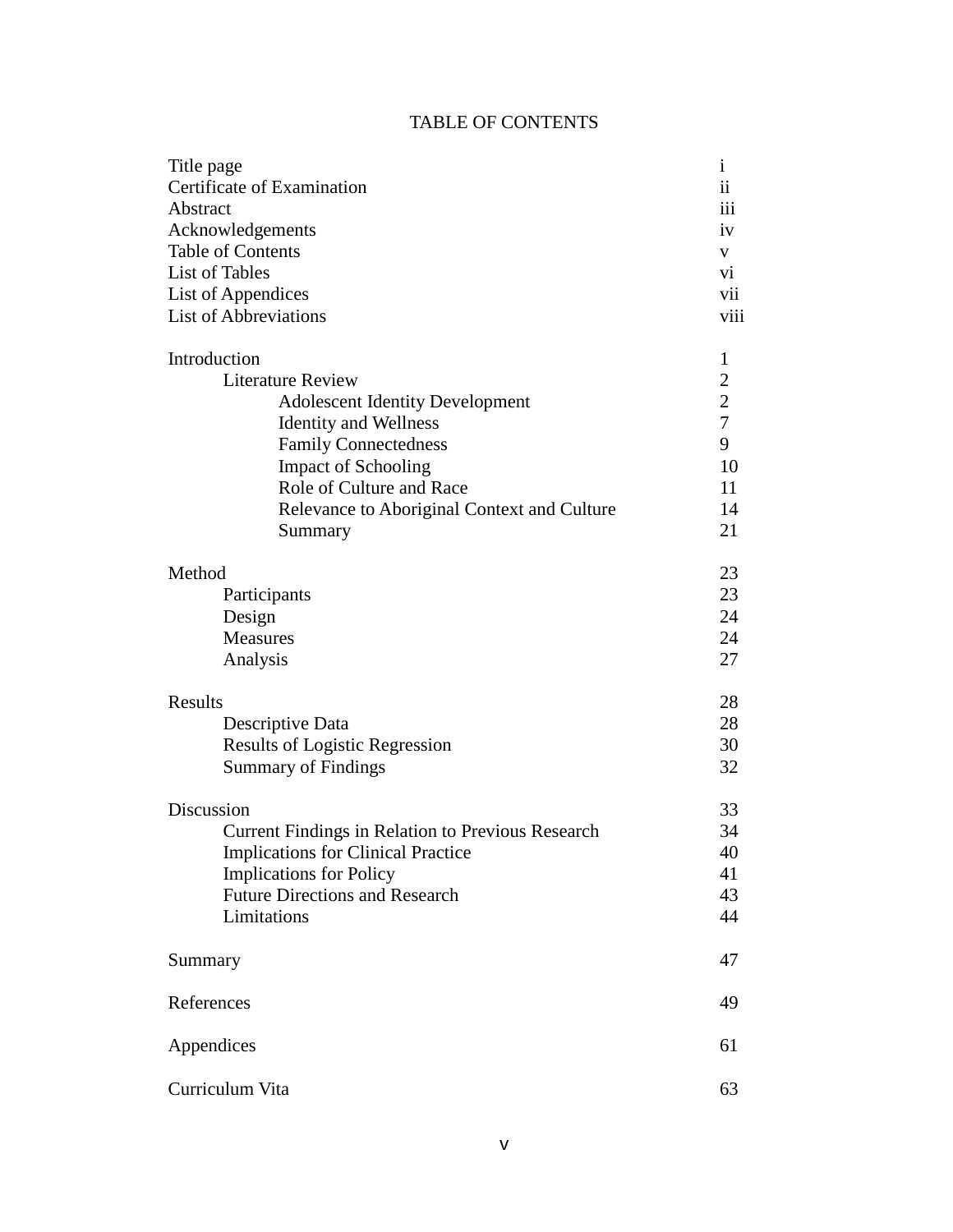# TABLE OF CONTENTS

| | |
|---|---|
| Title page | i |
| Certificate of Examination | ii |
| Abstract | iii |
| Acknowledgements | iv |
| Table of Contents | v |
| List of Tables | vi |
| List of Appendices | vii |
| List of Abbreviations | viii |
| | |
| Introduction | 1 |
| Literature Review | 2 |
| Adolescent Identity Development | 2 |
| Identity and Wellness | 7 |
| Family Connectedness | 9 |
| Impact of Schooling | 10 |
| Role of Culture and Race | 11 |
| Relevance to Aboriginal Context and Culture | 14 |
| Summary | 21 |
| | |
| Method | 23 |
| Participants | 23 |
| Design | 24 |
| Measures | 24 |
| Analysis | 27 |
| | |
| Results | 28 |
| Descriptive Data | 28 |
| Results of Logistic Regression | 30 |
| Summary of Findings | 32 |
| | |
| Discussion | 33 |
| Current Findings in Relation to Previous Research | 34 |
| Implications for Clinical Practice | 40 |
| Implications for Policy | 41 |
| Future Directions and Research | 43 |
| Limitations | 44 |
| | |
| Summary | 47 |
| | |
| References | 49 |
| | |
| Appendices | 61 |
| | |
| Curriculum Vita | 63 |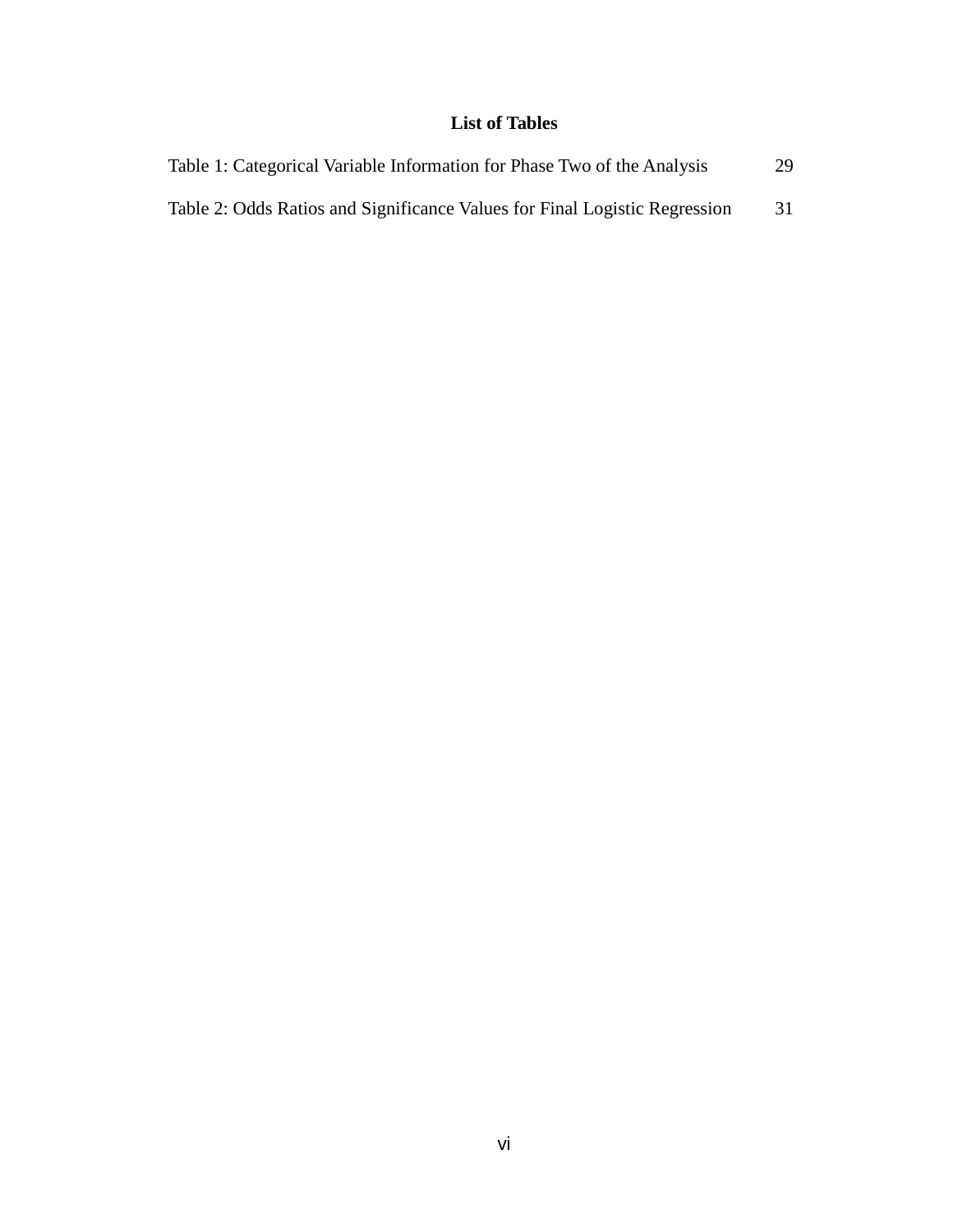# List of Tables

Table 1: Categorical Variable Information for Phase Two of the Analysis 29

Table 2: Odds Ratios and Significance Values for Final Logistic Regression 31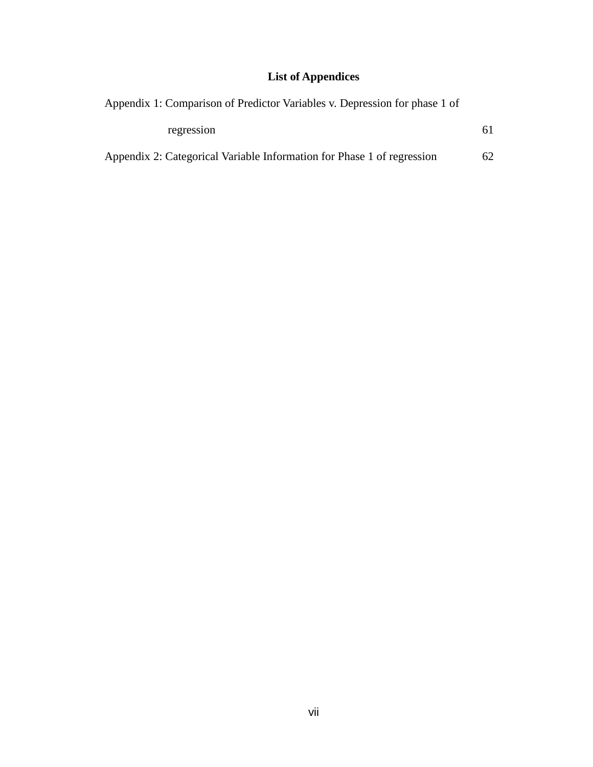## List of Appendices

Appendix 1: Comparison of Predictor Variables v. Depression for phase 1 of regression 61

Appendix 2: Categorical Variable Information for Phase 1 of regression 62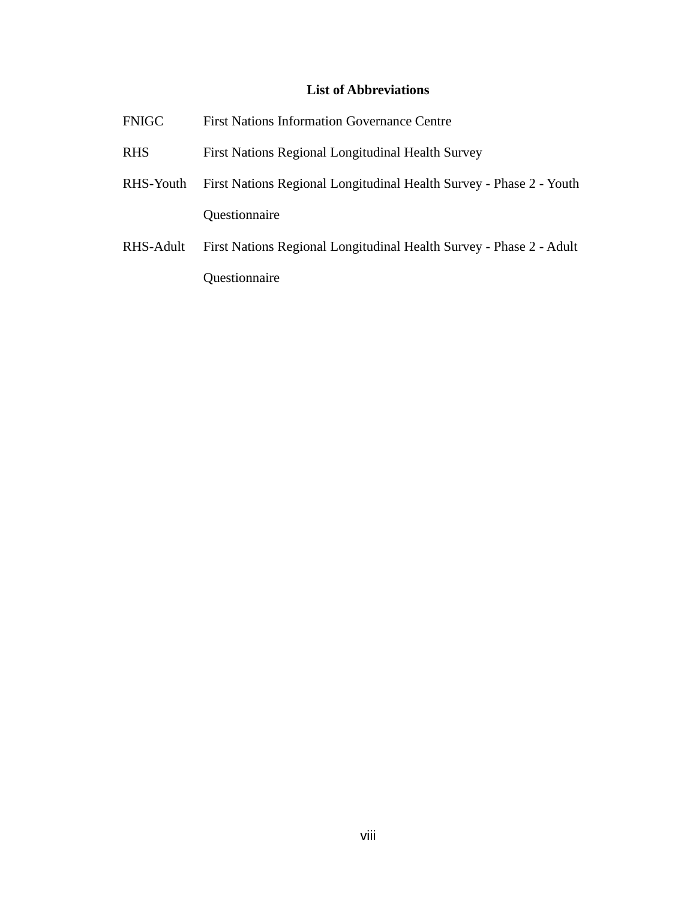## List of Abbreviations

| | |
|---|---|
| FNIGC | First Nations Information Governance Centre |
| RHS | First Nations Regional Longitudinal Health Survey |
| RHS-Youth | First Nations Regional Longitudinal Health Survey - Phase 2 - Youth Questionnaire |
| RHS-Adult | First Nations Regional Longitudinal Health Survey - Phase 2 - Adult Questionnaire |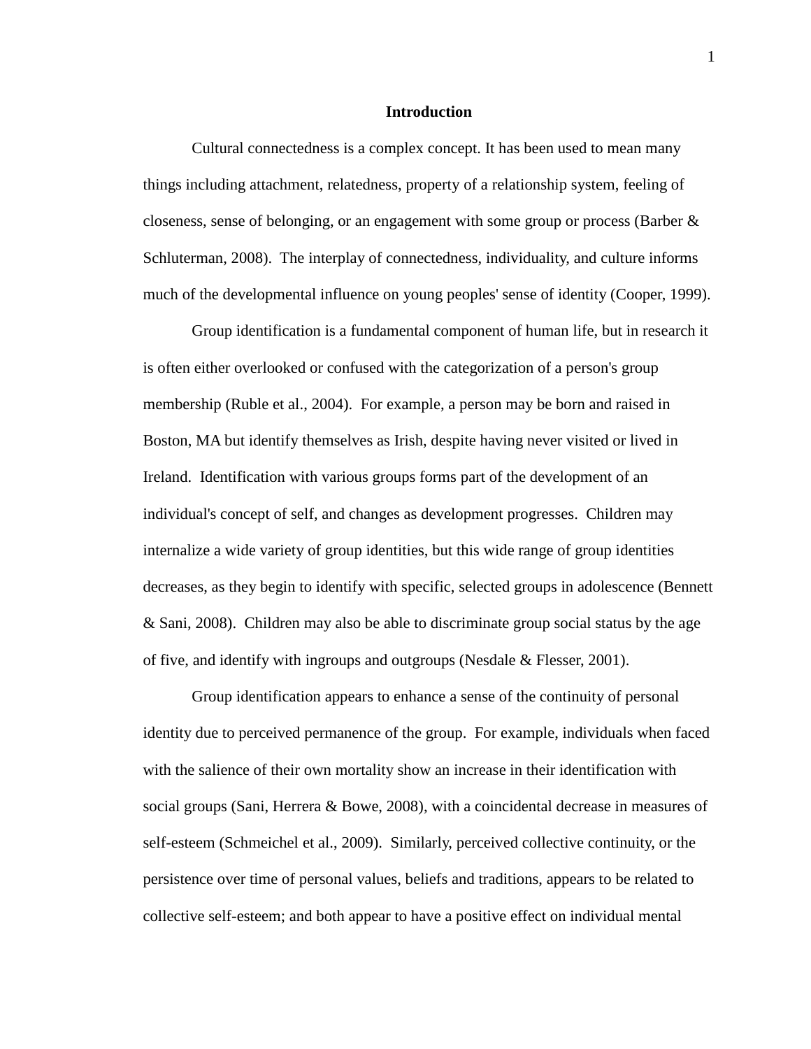## Introduction

Cultural connectedness is a complex concept. It has been used to mean many things including attachment, relatedness, property of a relationship system, feeling of closeness, sense of belonging, or an engagement with some group or process (Barber & Schluterman, 2008). The interplay of connectedness, individuality, and culture informs much of the developmental influence on young peoples' sense of identity (Cooper, 1999).

Group identification is a fundamental component of human life, but in research it is often either overlooked or confused with the categorization of a person's group membership (Ruble et al., 2004). For example, a person may be born and raised in Boston, MA but identify themselves as Irish, despite having never visited or lived in Ireland. Identification with various groups forms part of the development of an individual's concept of self, and changes as development progresses. Children may internalize a wide variety of group identities, but this wide range of group identities decreases, as they begin to identify with specific, selected groups in adolescence (Bennett & Sani, 2008). Children may also be able to discriminate group social status by the age of five, and identify with ingroups and outgroups (Nesdale & Flesser, 2001).

Group identification appears to enhance a sense of the continuity of personal identity due to perceived permanence of the group. For example, individuals when faced with the salience of their own mortality show an increase in their identification with social groups (Sani, Herrera & Bowe, 2008), with a coincidental decrease in measures of self-esteem (Schmeichel et al., 2009). Similarly, perceived collective continuity, or the persistence over time of personal values, beliefs and traditions, appears to be related to collective self-esteem; and both appear to have a positive effect on individual mental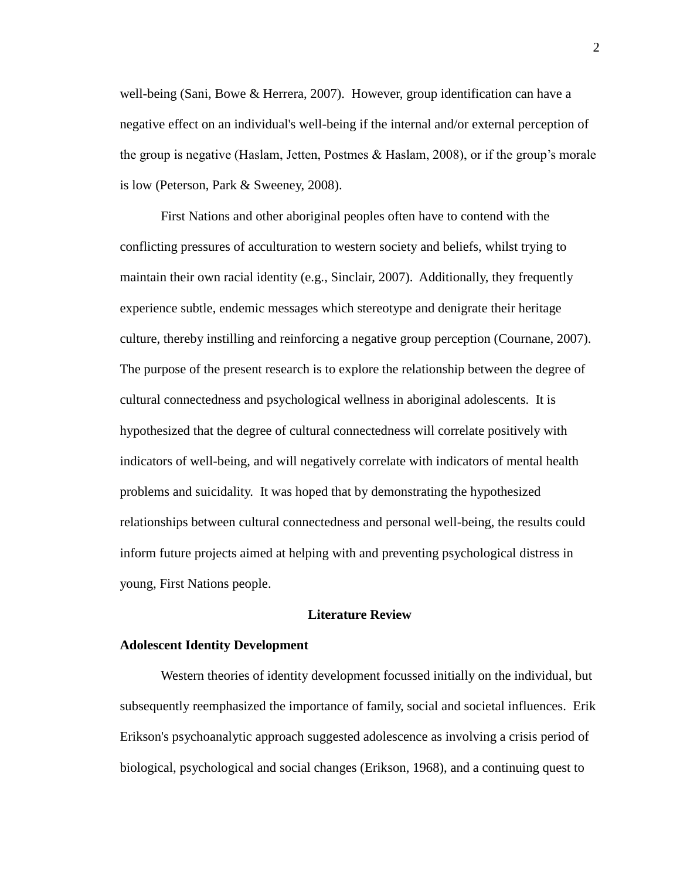well-being (Sani, Bowe & Herrera, 2007). However, group identification can have a negative effect on an individual's well-being if the internal and/or external perception of the group is negative (Haslam, Jetten, Postmes & Haslam, 2008), or if the group's morale is low (Peterson, Park & Sweeney, 2008).

First Nations and other aboriginal peoples often have to contend with the conflicting pressures of acculturation to western society and beliefs, whilst trying to maintain their own racial identity (e.g., Sinclair, 2007). Additionally, they frequently experience subtle, endemic messages which stereotype and denigrate their heritage culture, thereby instilling and reinforcing a negative group perception (Cournane, 2007). The purpose of the present research is to explore the relationship between the degree of cultural connectedness and psychological wellness in aboriginal adolescents. It is hypothesized that the degree of cultural connectedness will correlate positively with indicators of well-being, and will negatively correlate with indicators of mental health problems and suicidality. It was hoped that by demonstrating the hypothesized relationships between cultural connectedness and personal well-being, the results could inform future projects aimed at helping with and preventing psychological distress in young, First Nations people.

## Literature Review

### Adolescent Identity Development

Western theories of identity development focussed initially on the individual, but subsequently reemphasized the importance of family, social and societal influences. Erik Erikson's psychoanalytic approach suggested adolescence as involving a crisis period of biological, psychological and social changes (Erikson, 1968), and a continuing quest to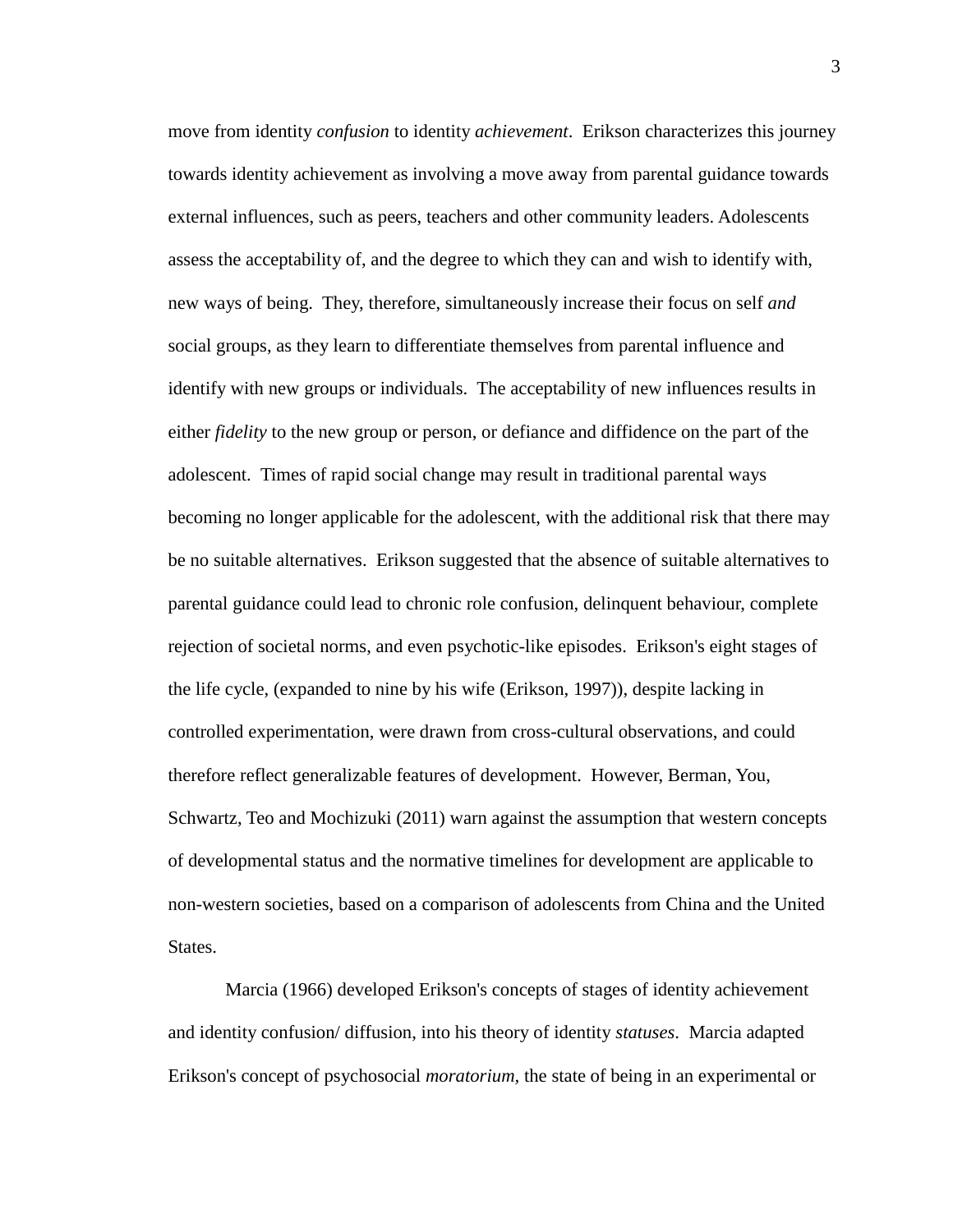move from identity *confusion* to identity *achievement*. Erikson characterizes this journey towards identity achievement as involving a move away from parental guidance towards external influences, such as peers, teachers and other community leaders. Adolescents assess the acceptability of, and the degree to which they can and wish to identify with, new ways of being. They, therefore, simultaneously increase their focus on self *and* social groups, as they learn to differentiate themselves from parental influence and identify with new groups or individuals. The acceptability of new influences results in either *fidelity* to the new group or person, or defiance and diffidence on the part of the adolescent. Times of rapid social change may result in traditional parental ways becoming no longer applicable for the adolescent, with the additional risk that there may be no suitable alternatives. Erikson suggested that the absence of suitable alternatives to parental guidance could lead to chronic role confusion, delinquent behaviour, complete rejection of societal norms, and even psychotic-like episodes. Erikson's eight stages of the life cycle, (expanded to nine by his wife (Erikson, 1997)), despite lacking in controlled experimentation, were drawn from cross-cultural observations, and could therefore reflect generalizable features of development. However, Berman, You, Schwartz, Teo and Mochizuki (2011) warn against the assumption that western concepts of developmental status and the normative timelines for development are applicable to non-western societies, based on a comparison of adolescents from China and the United States.

Marcia (1966) developed Erikson's concepts of stages of identity achievement and identity confusion/ diffusion, into his theory of identity *statuses*. Marcia adapted Erikson's concept of psychosocial *moratorium*, the state of being in an experimental or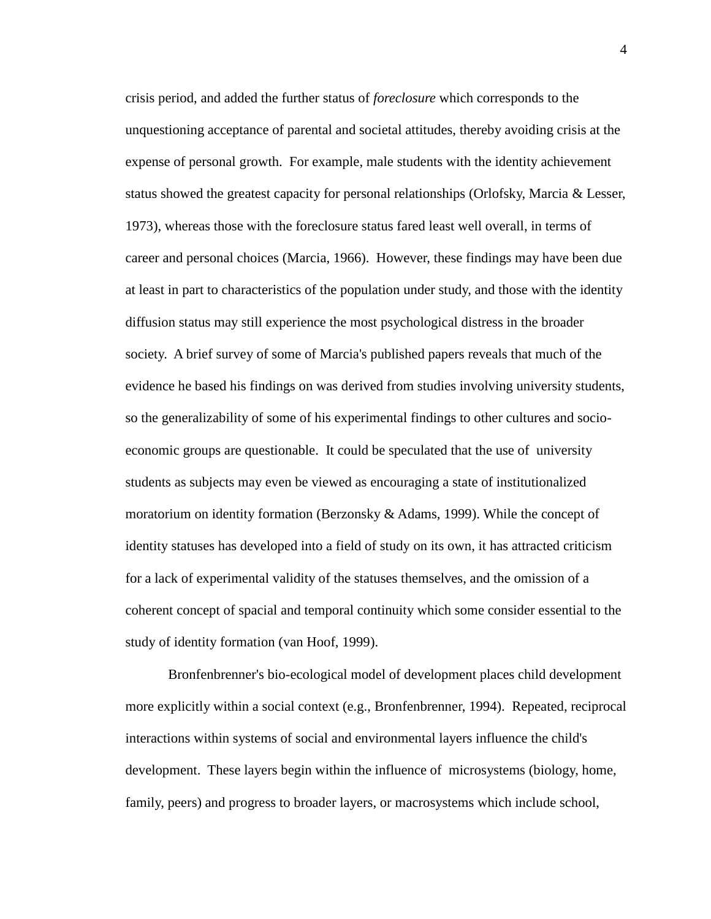crisis period, and added the further status of *foreclosure* which corresponds to the unquestioning acceptance of parental and societal attitudes, thereby avoiding crisis at the expense of personal growth. For example, male students with the identity achievement status showed the greatest capacity for personal relationships (Orlofsky, Marcia & Lesser, 1973), whereas those with the foreclosure status fared least well overall, in terms of career and personal choices (Marcia, 1966). However, these findings may have been due at least in part to characteristics of the population under study, and those with the identity diffusion status may still experience the most psychological distress in the broader society. A brief survey of some of Marcia's published papers reveals that much of the evidence he based his findings on was derived from studies involving university students, so the generalizability of some of his experimental findings to other cultures and socio-economic groups are questionable. It could be speculated that the use of university students as subjects may even be viewed as encouraging a state of institutionalized moratorium on identity formation (Berzonsky & Adams, 1999). While the concept of identity statuses has developed into a field of study on its own, it has attracted criticism for a lack of experimental validity of the statuses themselves, and the omission of a coherent concept of spacial and temporal continuity which some consider essential to the study of identity formation (van Hoof, 1999).

Bronfenbrenner's bio-ecological model of development places child development more explicitly within a social context (e.g., Bronfenbrenner, 1994). Repeated, reciprocal interactions within systems of social and environmental layers influence the child's development. These layers begin within the influence of microsystems (biology, home, family, peers) and progress to broader layers, or macrosystems which include school,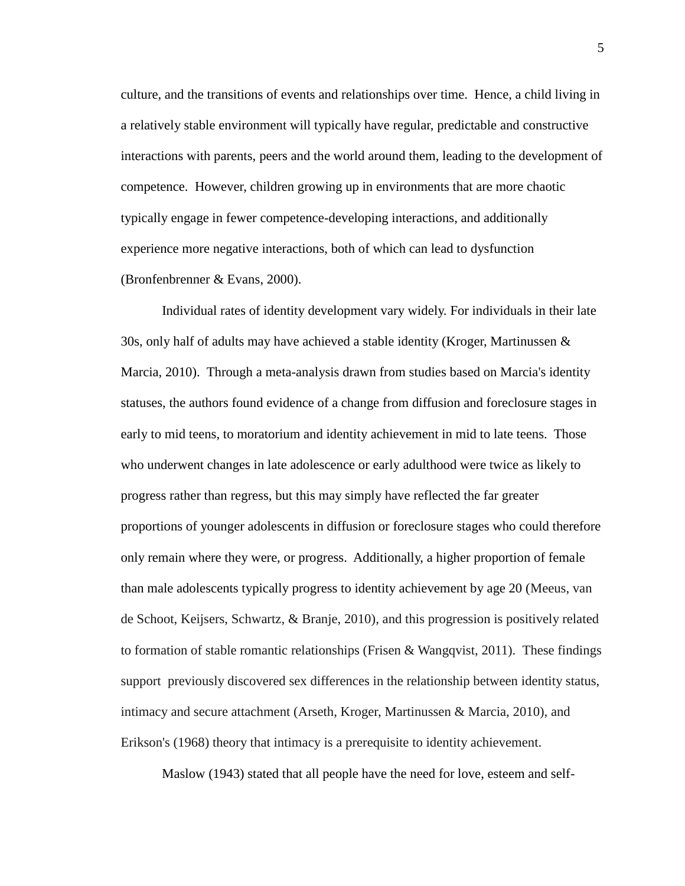culture, and the transitions of events and relationships over time. Hence, a child living in a relatively stable environment will typically have regular, predictable and constructive interactions with parents, peers and the world around them, leading to the development of competence. However, children growing up in environments that are more chaotic typically engage in fewer competence-developing interactions, and additionally experience more negative interactions, both of which can lead to dysfunction (Bronfenbrenner & Evans, 2000).

Individual rates of identity development vary widely. For individuals in their late 30s, only half of adults may have achieved a stable identity (Kroger, Martinussen & Marcia, 2010). Through a meta-analysis drawn from studies based on Marcia's identity statuses, the authors found evidence of a change from diffusion and foreclosure stages in early to mid teens, to moratorium and identity achievement in mid to late teens. Those who underwent changes in late adolescence or early adulthood were twice as likely to progress rather than regress, but this may simply have reflected the far greater proportions of younger adolescents in diffusion or foreclosure stages who could therefore only remain where they were, or progress. Additionally, a higher proportion of female than male adolescents typically progress to identity achievement by age 20 (Meeus, van de Schoot, Keijsers, Schwartz, & Branje, 2010), and this progression is positively related to formation of stable romantic relationships (Frisen & Wangqvist, 2011). These findings support previously discovered sex differences in the relationship between identity status, intimacy and secure attachment (Arseth, Kroger, Martinussen & Marcia, 2010), and Erikson's (1968) theory that intimacy is a prerequisite to identity achievement.

Maslow (1943) stated that all people have the need for love, esteem and self-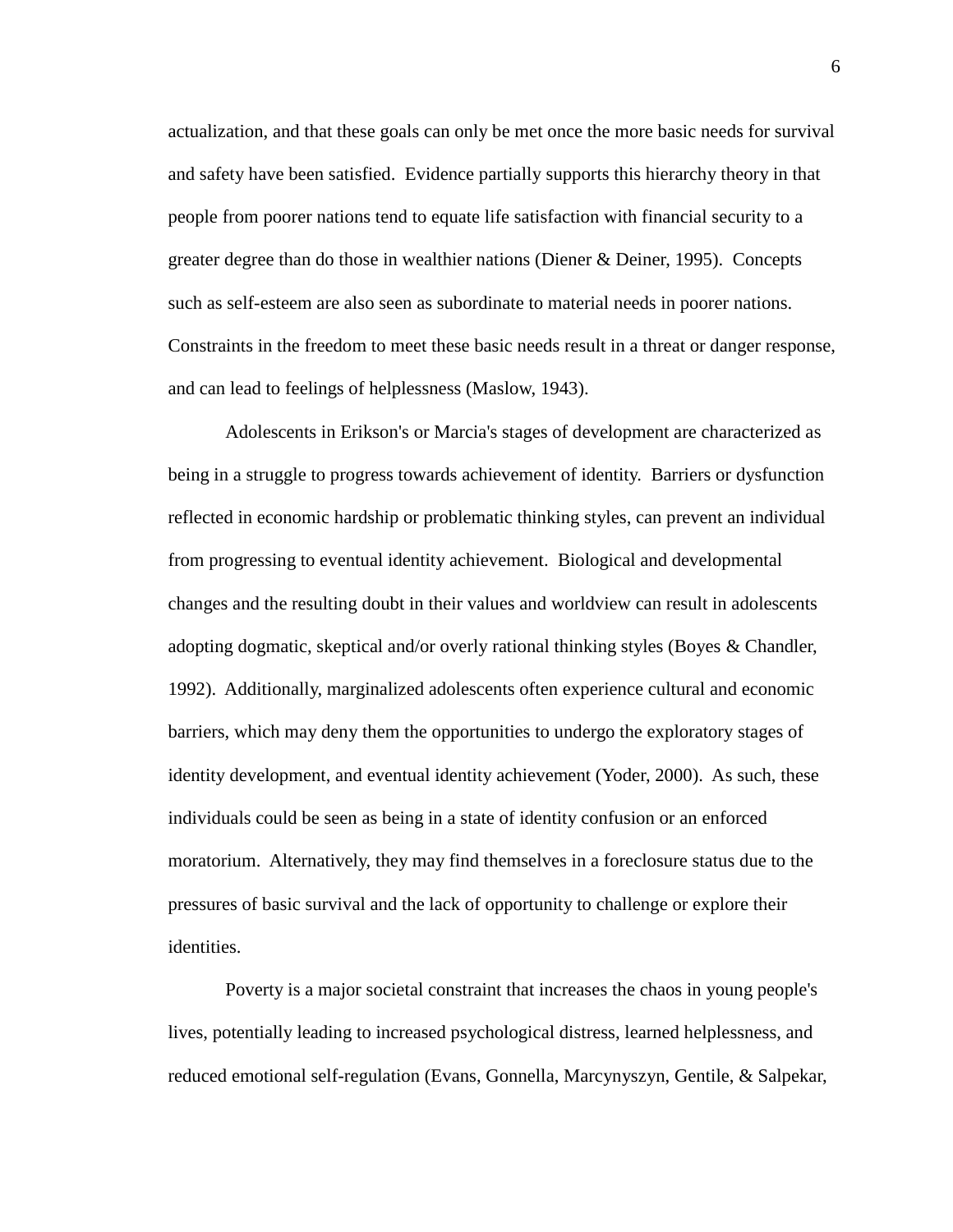actualization, and that these goals can only be met once the more basic needs for survival and safety have been satisfied. Evidence partially supports this hierarchy theory in that people from poorer nations tend to equate life satisfaction with financial security to a greater degree than do those in wealthier nations (Diener & Deiner, 1995). Concepts such as self-esteem are also seen as subordinate to material needs in poorer nations. Constraints in the freedom to meet these basic needs result in a threat or danger response, and can lead to feelings of helplessness (Maslow, 1943).

Adolescents in Erikson's or Marcia's stages of development are characterized as being in a struggle to progress towards achievement of identity. Barriers or dysfunction reflected in economic hardship or problematic thinking styles, can prevent an individual from progressing to eventual identity achievement. Biological and developmental changes and the resulting doubt in their values and worldview can result in adolescents adopting dogmatic, skeptical and/or overly rational thinking styles (Boyes & Chandler, 1992). Additionally, marginalized adolescents often experience cultural and economic barriers, which may deny them the opportunities to undergo the exploratory stages of identity development, and eventual identity achievement (Yoder, 2000). As such, these individuals could be seen as being in a state of identity confusion or an enforced moratorium. Alternatively, they may find themselves in a foreclosure status due to the pressures of basic survival and the lack of opportunity to challenge or explore their identities.

Poverty is a major societal constraint that increases the chaos in young people's lives, potentially leading to increased psychological distress, learned helplessness, and reduced emotional self-regulation (Evans, Gonnella, Marcynyszyn, Gentile, & Salpekar,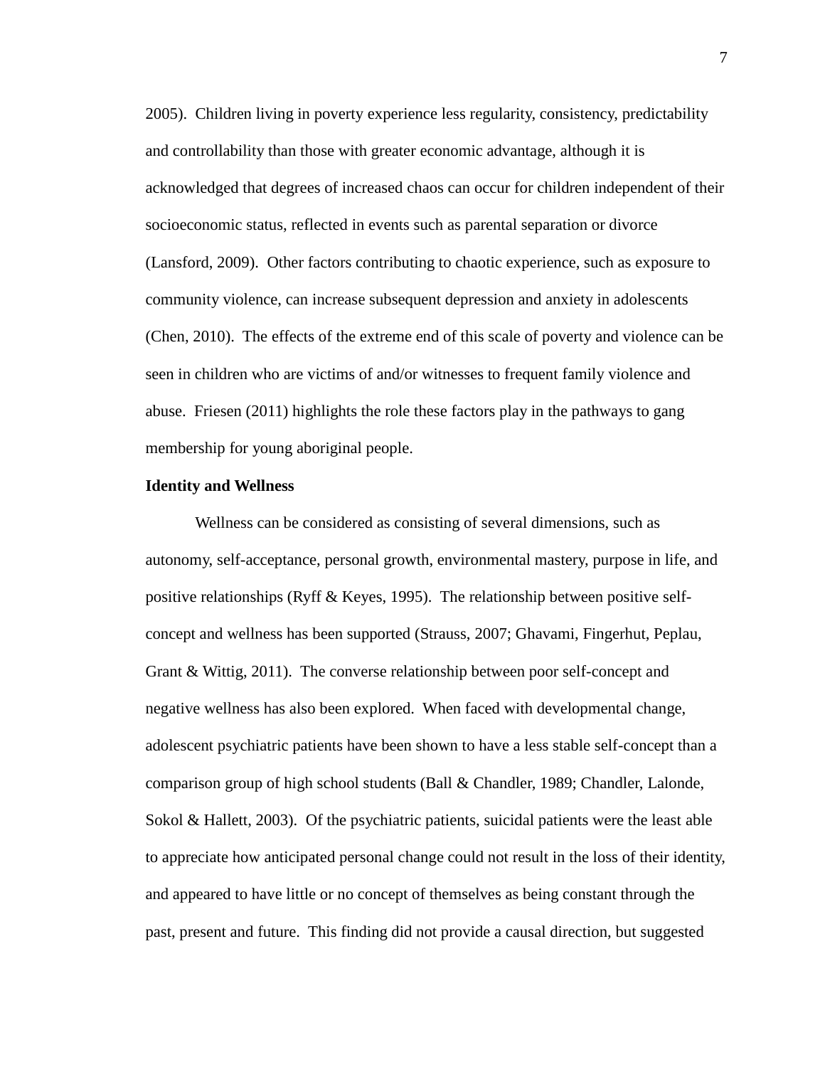2005). Children living in poverty experience less regularity, consistency, predictability and controllability than those with greater economic advantage, although it is acknowledged that degrees of increased chaos can occur for children independent of their socioeconomic status, reflected in events such as parental separation or divorce (Lansford, 2009). Other factors contributing to chaotic experience, such as exposure to community violence, can increase subsequent depression and anxiety in adolescents (Chen, 2010). The effects of the extreme end of this scale of poverty and violence can be seen in children who are victims of and/or witnesses to frequent family violence and abuse. Friesen (2011) highlights the role these factors play in the pathways to gang membership for young aboriginal people.

**Identity and Wellness**

Wellness can be considered as consisting of several dimensions, such as autonomy, self-acceptance, personal growth, environmental mastery, purpose in life, and positive relationships (Ryff & Keyes, 1995). The relationship between positive self-concept and wellness has been supported (Strauss, 2007; Ghavami, Fingerhut, Peplau, Grant & Wittig, 2011). The converse relationship between poor self-concept and negative wellness has also been explored. When faced with developmental change, adolescent psychiatric patients have been shown to have a less stable self-concept than a comparison group of high school students (Ball & Chandler, 1989; Chandler, Lalonde, Sokol & Hallett, 2003). Of the psychiatric patients, suicidal patients were the least able to appreciate how anticipated personal change could not result in the loss of their identity, and appeared to have little or no concept of themselves as being constant through the past, present and future. This finding did not provide a causal direction, but suggested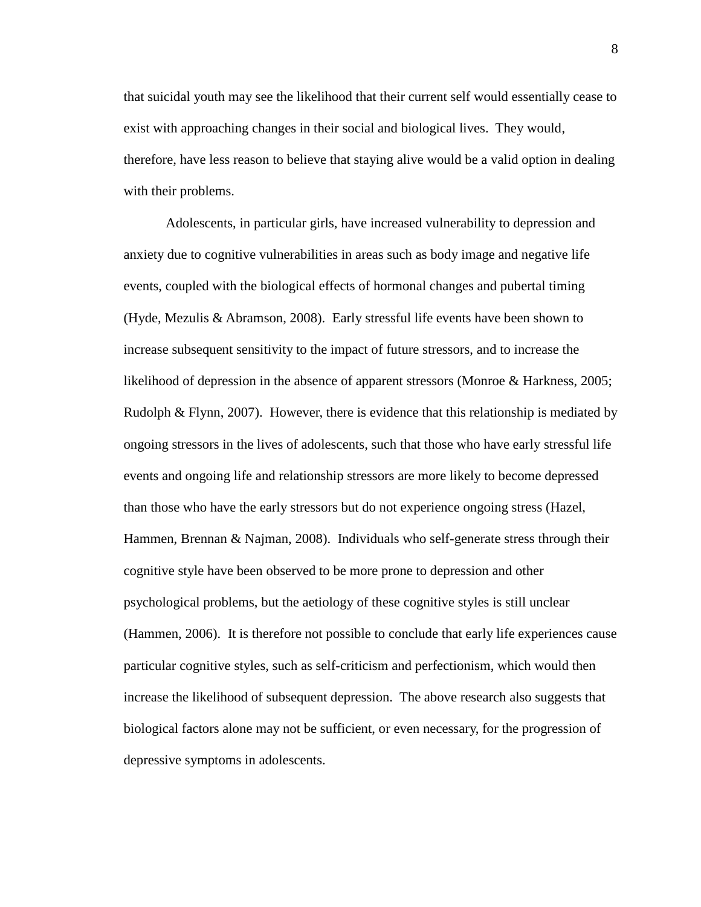that suicidal youth may see the likelihood that their current self would essentially cease to exist with approaching changes in their social and biological lives. They would, therefore, have less reason to believe that staying alive would be a valid option in dealing with their problems.

Adolescents, in particular girls, have increased vulnerability to depression and anxiety due to cognitive vulnerabilities in areas such as body image and negative life events, coupled with the biological effects of hormonal changes and pubertal timing (Hyde, Mezulis & Abramson, 2008). Early stressful life events have been shown to increase subsequent sensitivity to the impact of future stressors, and to increase the likelihood of depression in the absence of apparent stressors (Monroe & Harkness, 2005; Rudolph & Flynn, 2007). However, there is evidence that this relationship is mediated by ongoing stressors in the lives of adolescents, such that those who have early stressful life events and ongoing life and relationship stressors are more likely to become depressed than those who have the early stressors but do not experience ongoing stress (Hazel, Hammen, Brennan & Najman, 2008). Individuals who self-generate stress through their cognitive style have been observed to be more prone to depression and other psychological problems, but the aetiology of these cognitive styles is still unclear (Hammen, 2006). It is therefore not possible to conclude that early life experiences cause particular cognitive styles, such as self-criticism and perfectionism, which would then increase the likelihood of subsequent depression. The above research also suggests that biological factors alone may not be sufficient, or even necessary, for the progression of depressive symptoms in adolescents.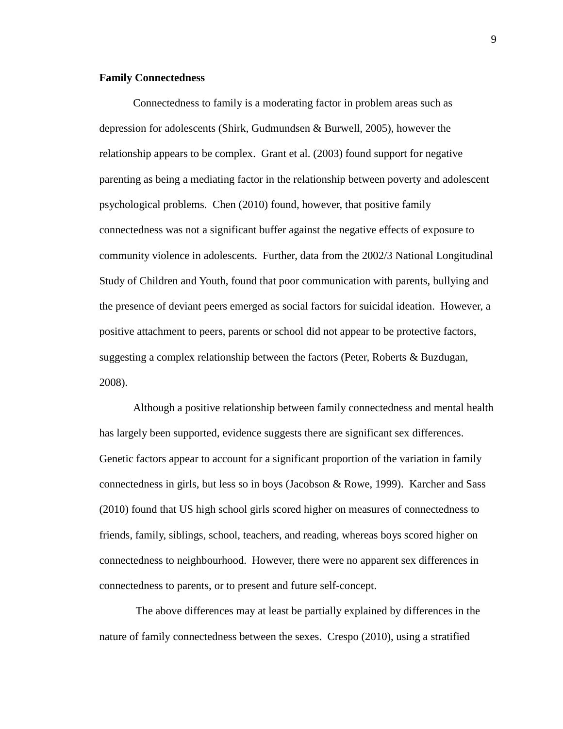**Family Connectedness**

Connectedness to family is a moderating factor in problem areas such as depression for adolescents (Shirk, Gudmundsen & Burwell, 2005), however the relationship appears to be complex. Grant et al. (2003) found support for negative parenting as being a mediating factor in the relationship between poverty and adolescent psychological problems. Chen (2010) found, however, that positive family connectedness was not a significant buffer against the negative effects of exposure to community violence in adolescents. Further, data from the 2002/3 National Longitudinal Study of Children and Youth, found that poor communication with parents, bullying and the presence of deviant peers emerged as social factors for suicidal ideation. However, a positive attachment to peers, parents or school did not appear to be protective factors, suggesting a complex relationship between the factors (Peter, Roberts & Buzdugan, 2008).

Although a positive relationship between family connectedness and mental health has largely been supported, evidence suggests there are significant sex differences. Genetic factors appear to account for a significant proportion of the variation in family connectedness in girls, but less so in boys (Jacobson & Rowe, 1999). Karcher and Sass (2010) found that US high school girls scored higher on measures of connectedness to friends, family, siblings, school, teachers, and reading, whereas boys scored higher on connectedness to neighbourhood. However, there were no apparent sex differences in connectedness to parents, or to present and future self-concept.

The above differences may at least be partially explained by differences in the nature of family connectedness between the sexes. Crespo (2010), using a stratified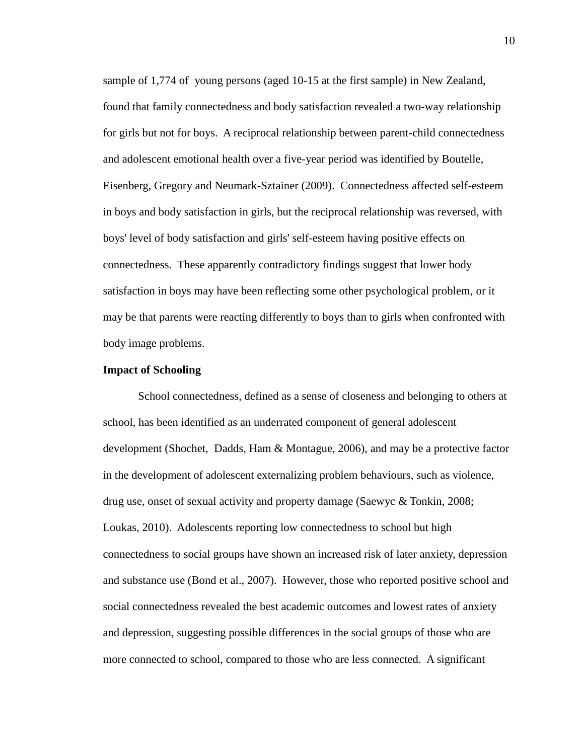sample of 1,774 of young persons (aged 10-15 at the first sample) in New Zealand, found that family connectedness and body satisfaction revealed a two-way relationship for girls but not for boys. A reciprocal relationship between parent-child connectedness and adolescent emotional health over a five-year period was identified by Boutelle, Eisenberg, Gregory and Neumark-Sztainer (2009). Connectedness affected self-esteem in boys and body satisfaction in girls, but the reciprocal relationship was reversed, with boys' level of body satisfaction and girls' self-esteem having positive effects on connectedness. These apparently contradictory findings suggest that lower body satisfaction in boys may have been reflecting some other psychological problem, or it may be that parents were reacting differently to boys than to girls when confronted with body image problems.

**Impact of Schooling**

School connectedness, defined as a sense of closeness and belonging to others at school, has been identified as an underrated component of general adolescent development (Shochet, Dadds, Ham & Montague, 2006), and may be a protective factor in the development of adolescent externalizing problem behaviours, such as violence, drug use, onset of sexual activity and property damage (Saewyc & Tonkin, 2008; Loukas, 2010). Adolescents reporting low connectedness to school but high connectedness to social groups have shown an increased risk of later anxiety, depression and substance use (Bond et al., 2007). However, those who reported positive school and social connectedness revealed the best academic outcomes and lowest rates of anxiety and depression, suggesting possible differences in the social groups of those who are more connected to school, compared to those who are less connected. A significant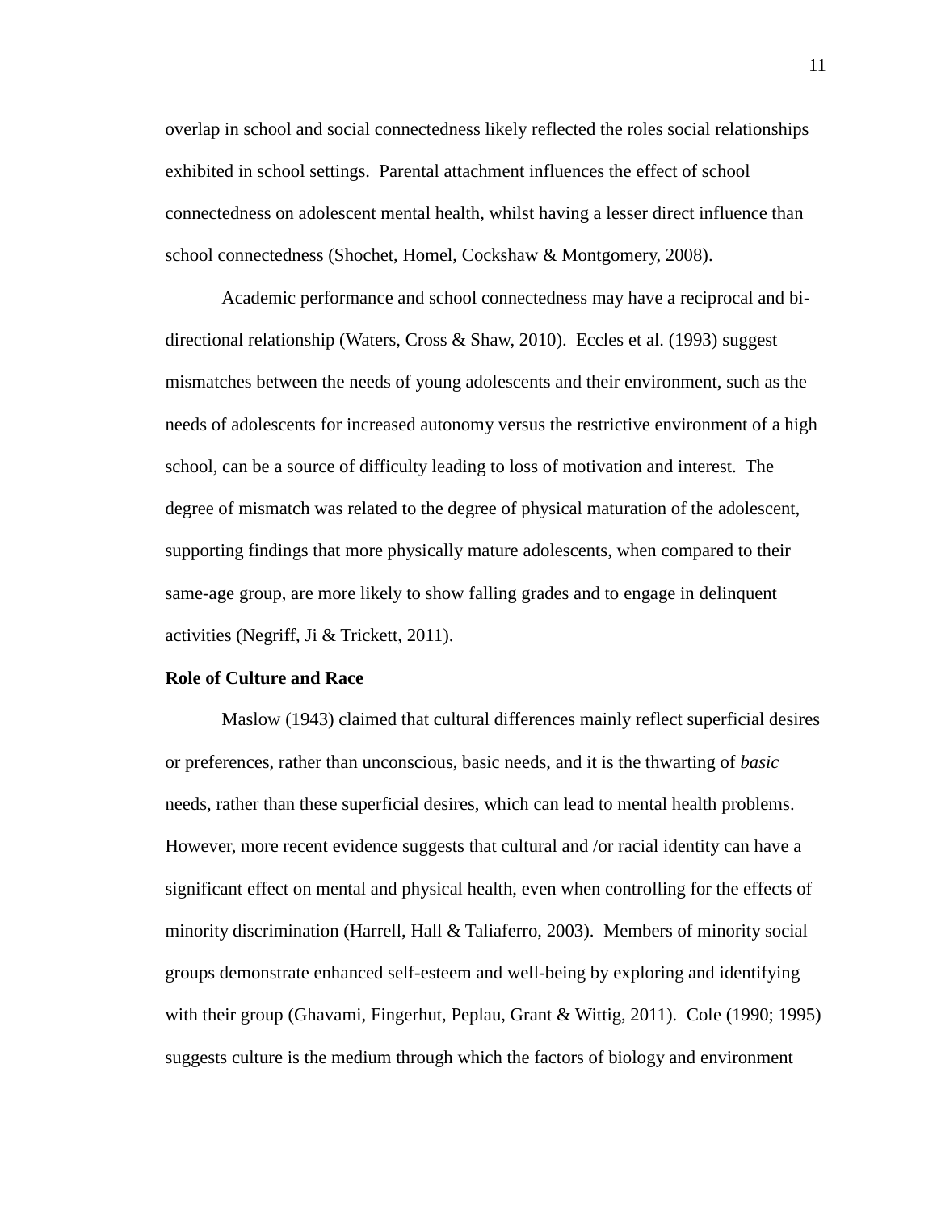overlap in school and social connectedness likely reflected the roles social relationships exhibited in school settings. Parental attachment influences the effect of school connectedness on adolescent mental health, whilst having a lesser direct influence than school connectedness (Shochet, Homel, Cockshaw & Montgomery, 2008).

Academic performance and school connectedness may have a reciprocal and bi-directional relationship (Waters, Cross & Shaw, 2010). Eccles et al. (1993) suggest mismatches between the needs of young adolescents and their environment, such as the needs of adolescents for increased autonomy versus the restrictive environment of a high school, can be a source of difficulty leading to loss of motivation and interest. The degree of mismatch was related to the degree of physical maturation of the adolescent, supporting findings that more physically mature adolescents, when compared to their same-age group, are more likely to show falling grades and to engage in delinquent activities (Negriff, Ji & Trickett, 2011).

**Role of Culture and Race**

Maslow (1943) claimed that cultural differences mainly reflect superficial desires or preferences, rather than unconscious, basic needs, and it is the thwarting of *basic* needs, rather than these superficial desires, which can lead to mental health problems. However, more recent evidence suggests that cultural and /or racial identity can have a significant effect on mental and physical health, even when controlling for the effects of minority discrimination (Harrell, Hall & Taliaferro, 2003). Members of minority social groups demonstrate enhanced self-esteem and well-being by exploring and identifying with their group (Ghavami, Fingerhut, Peplau, Grant & Wittig, 2011). Cole (1990; 1995) suggests culture is the medium through which the factors of biology and environment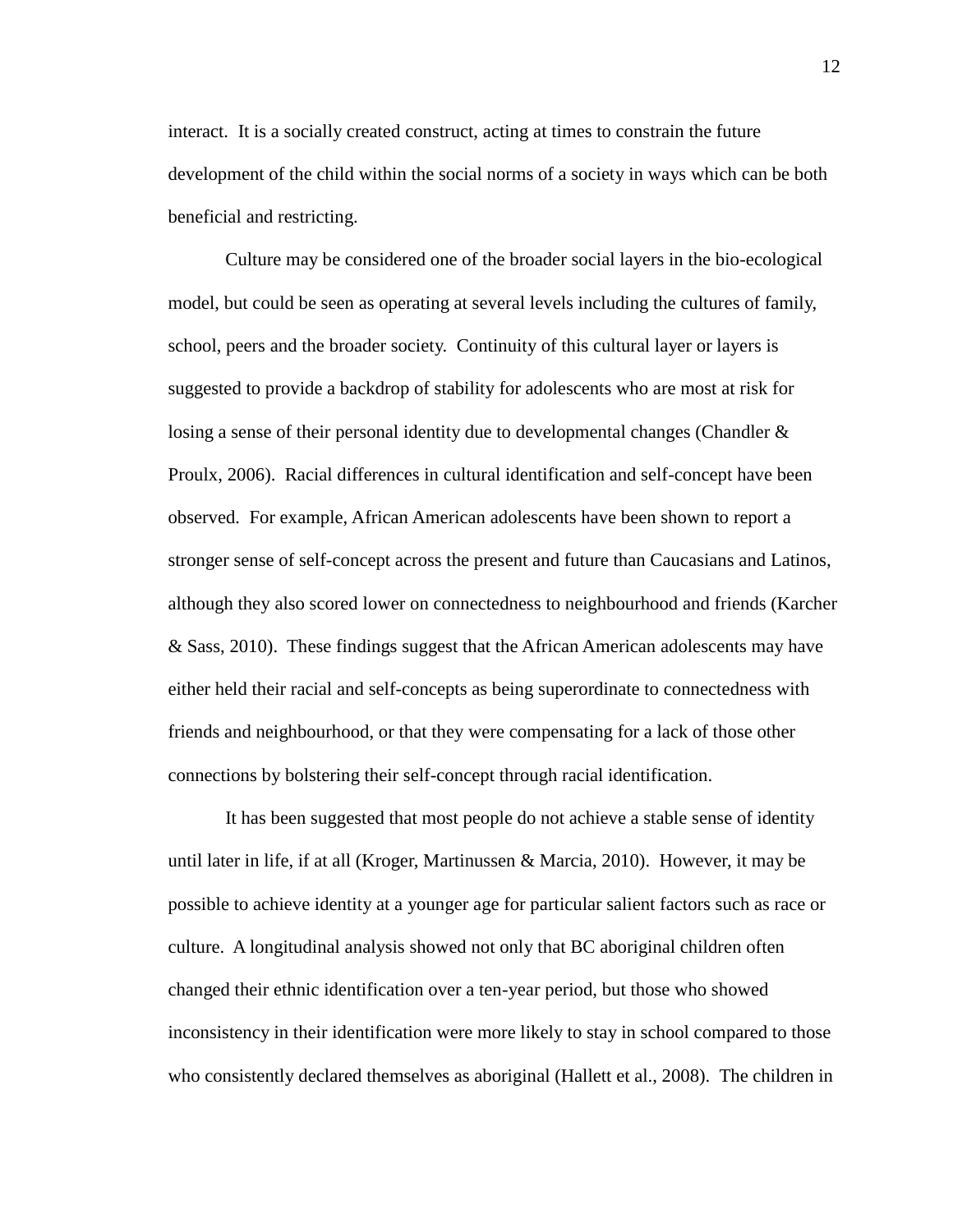interact. It is a socially created construct, acting at times to constrain the future development of the child within the social norms of a society in ways which can be both beneficial and restricting.

Culture may be considered one of the broader social layers in the bio-ecological model, but could be seen as operating at several levels including the cultures of family, school, peers and the broader society. Continuity of this cultural layer or layers is suggested to provide a backdrop of stability for adolescents who are most at risk for losing a sense of their personal identity due to developmental changes (Chandler & Proulx, 2006). Racial differences in cultural identification and self-concept have been observed. For example, African American adolescents have been shown to report a stronger sense of self-concept across the present and future than Caucasians and Latinos, although they also scored lower on connectedness to neighbourhood and friends (Karcher & Sass, 2010). These findings suggest that the African American adolescents may have either held their racial and self-concepts as being superordinate to connectedness with friends and neighbourhood, or that they were compensating for a lack of those other connections by bolstering their self-concept through racial identification.

It has been suggested that most people do not achieve a stable sense of identity until later in life, if at all (Kroger, Martinussen & Marcia, 2010). However, it may be possible to achieve identity at a younger age for particular salient factors such as race or culture. A longitudinal analysis showed not only that BC aboriginal children often changed their ethnic identification over a ten-year period, but those who showed inconsistency in their identification were more likely to stay in school compared to those who consistently declared themselves as aboriginal (Hallett et al., 2008). The children in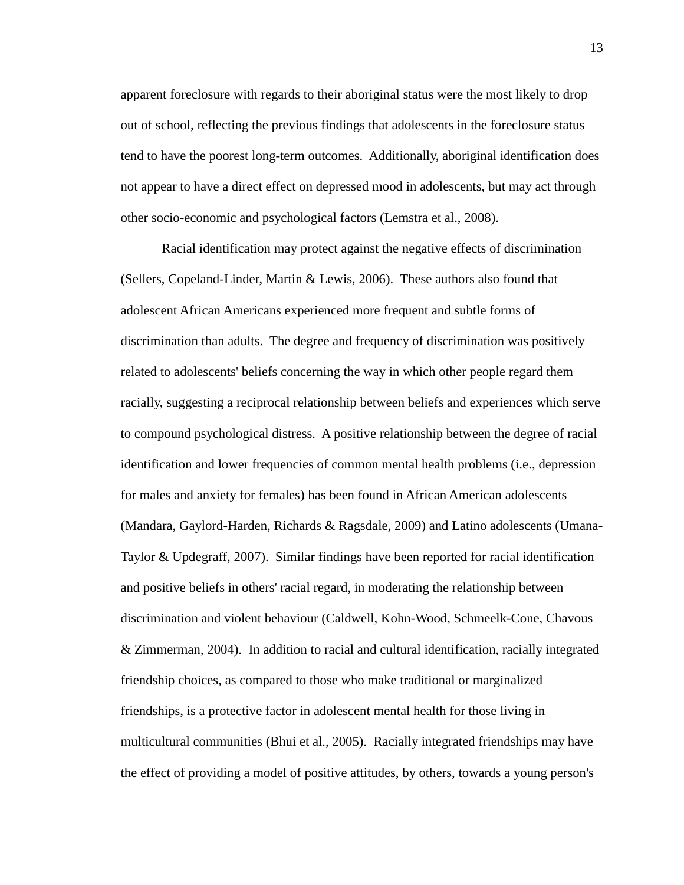apparent foreclosure with regards to their aboriginal status were the most likely to drop out of school, reflecting the previous findings that adolescents in the foreclosure status tend to have the poorest long-term outcomes. Additionally, aboriginal identification does not appear to have a direct effect on depressed mood in adolescents, but may act through other socio-economic and psychological factors (Lemstra et al., 2008).

Racial identification may protect against the negative effects of discrimination (Sellers, Copeland-Linder, Martin & Lewis, 2006). These authors also found that adolescent African Americans experienced more frequent and subtle forms of discrimination than adults. The degree and frequency of discrimination was positively related to adolescents' beliefs concerning the way in which other people regard them racially, suggesting a reciprocal relationship between beliefs and experiences which serve to compound psychological distress. A positive relationship between the degree of racial identification and lower frequencies of common mental health problems (i.e., depression for males and anxiety for females) has been found in African American adolescents (Mandara, Gaylord-Harden, Richards & Ragsdale, 2009) and Latino adolescents (Umana-Taylor & Updegraff, 2007). Similar findings have been reported for racial identification and positive beliefs in others' racial regard, in moderating the relationship between discrimination and violent behaviour (Caldwell, Kohn-Wood, Schmeelk-Cone, Chavous & Zimmerman, 2004). In addition to racial and cultural identification, racially integrated friendship choices, as compared to those who make traditional or marginalized friendships, is a protective factor in adolescent mental health for those living in multicultural communities (Bhui et al., 2005). Racially integrated friendships may have the effect of providing a model of positive attitudes, by others, towards a young person's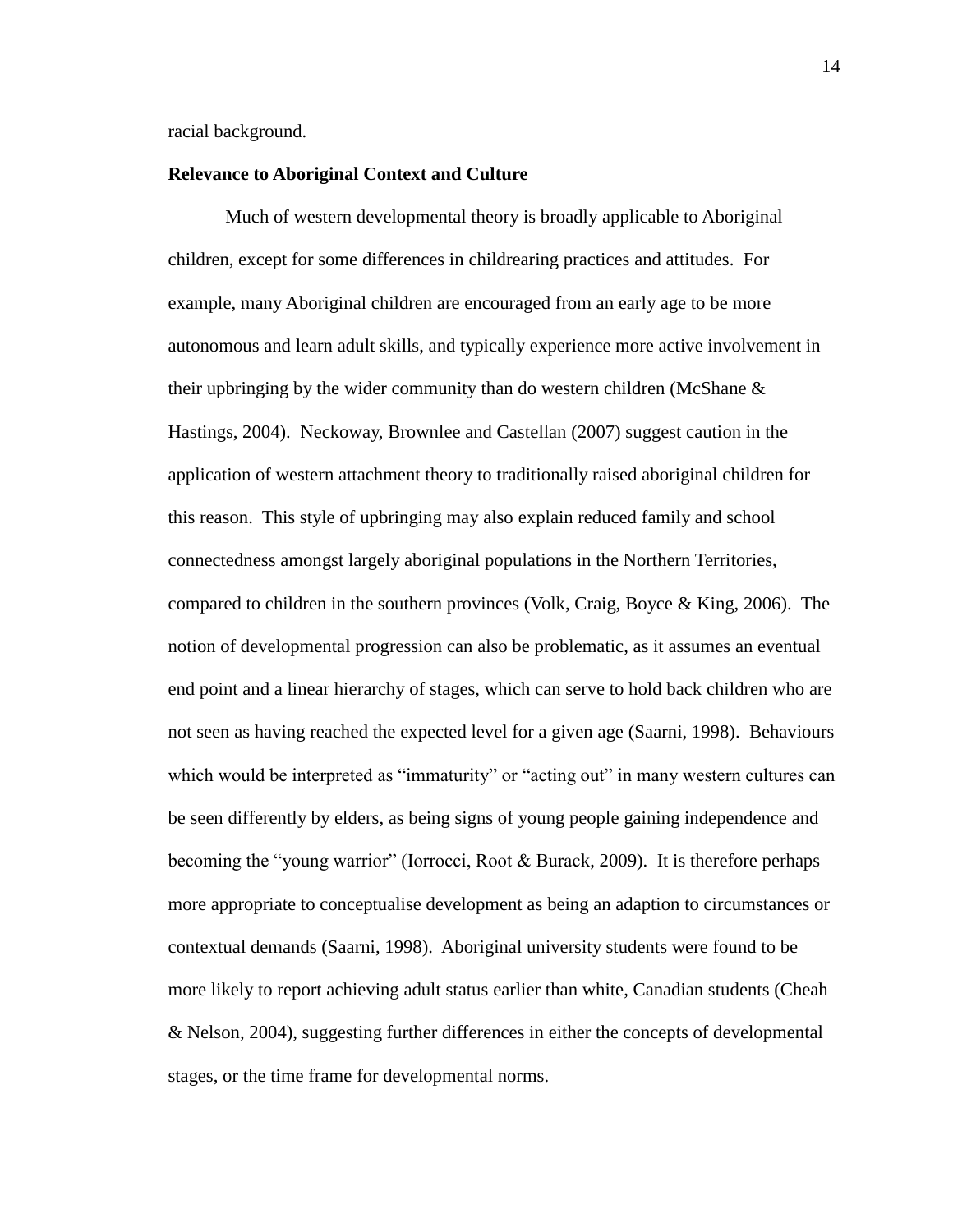racial background.

**Relevance to Aboriginal Context and Culture**

Much of western developmental theory is broadly applicable to Aboriginal children, except for some differences in childrearing practices and attitudes. For example, many Aboriginal children are encouraged from an early age to be more autonomous and learn adult skills, and typically experience more active involvement in their upbringing by the wider community than do western children (McShane & Hastings, 2004). Neckoway, Brownlee and Castellan (2007) suggest caution in the application of western attachment theory to traditionally raised aboriginal children for this reason. This style of upbringing may also explain reduced family and school connectedness amongst largely aboriginal populations in the Northern Territories, compared to children in the southern provinces (Volk, Craig, Boyce & King, 2006). The notion of developmental progression can also be problematic, as it assumes an eventual end point and a linear hierarchy of stages, which can serve to hold back children who are not seen as having reached the expected level for a given age (Saarni, 1998). Behaviours which would be interpreted as "immaturity" or "acting out" in many western cultures can be seen differently by elders, as being signs of young people gaining independence and becoming the "young warrior" (Iorrocci, Root & Burack, 2009). It is therefore perhaps more appropriate to conceptualise development as being an adaption to circumstances or contextual demands (Saarni, 1998). Aboriginal university students were found to be more likely to report achieving adult status earlier than white, Canadian students (Cheah & Nelson, 2004), suggesting further differences in either the concepts of developmental stages, or the time frame for developmental norms.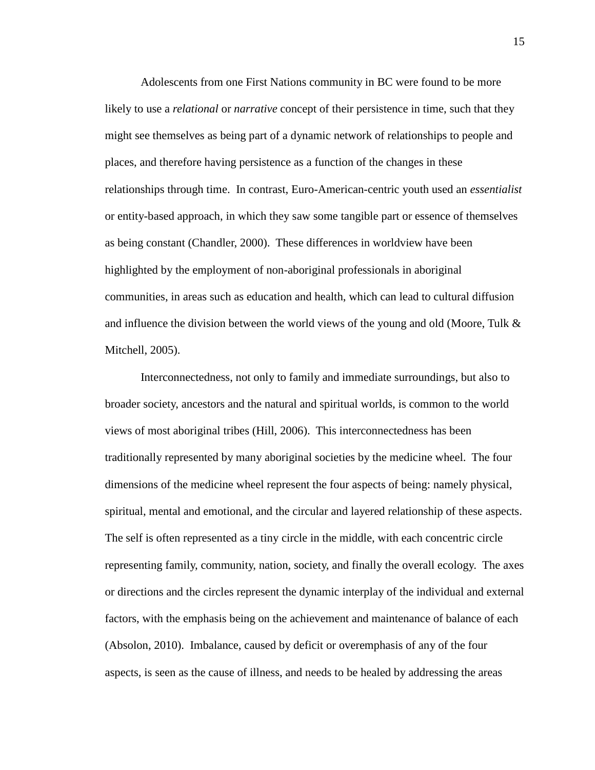Adolescents from one First Nations community in BC were found to be more likely to use a *relational* or *narrative* concept of their persistence in time, such that they might see themselves as being part of a dynamic network of relationships to people and places, and therefore having persistence as a function of the changes in these relationships through time. In contrast, Euro-American-centric youth used an *essentialist* or entity-based approach, in which they saw some tangible part or essence of themselves as being constant (Chandler, 2000). These differences in worldview have been highlighted by the employment of non-aboriginal professionals in aboriginal communities, in areas such as education and health, which can lead to cultural diffusion and influence the division between the world views of the young and old (Moore, Tulk & Mitchell, 2005).

Interconnectedness, not only to family and immediate surroundings, but also to broader society, ancestors and the natural and spiritual worlds, is common to the world views of most aboriginal tribes (Hill, 2006). This interconnectedness has been traditionally represented by many aboriginal societies by the medicine wheel. The four dimensions of the medicine wheel represent the four aspects of being: namely physical, spiritual, mental and emotional, and the circular and layered relationship of these aspects. The self is often represented as a tiny circle in the middle, with each concentric circle representing family, community, nation, society, and finally the overall ecology. The axes or directions and the circles represent the dynamic interplay of the individual and external factors, with the emphasis being on the achievement and maintenance of balance of each (Absolon, 2010). Imbalance, caused by deficit or overemphasis of any of the four aspects, is seen as the cause of illness, and needs to be healed by addressing the areas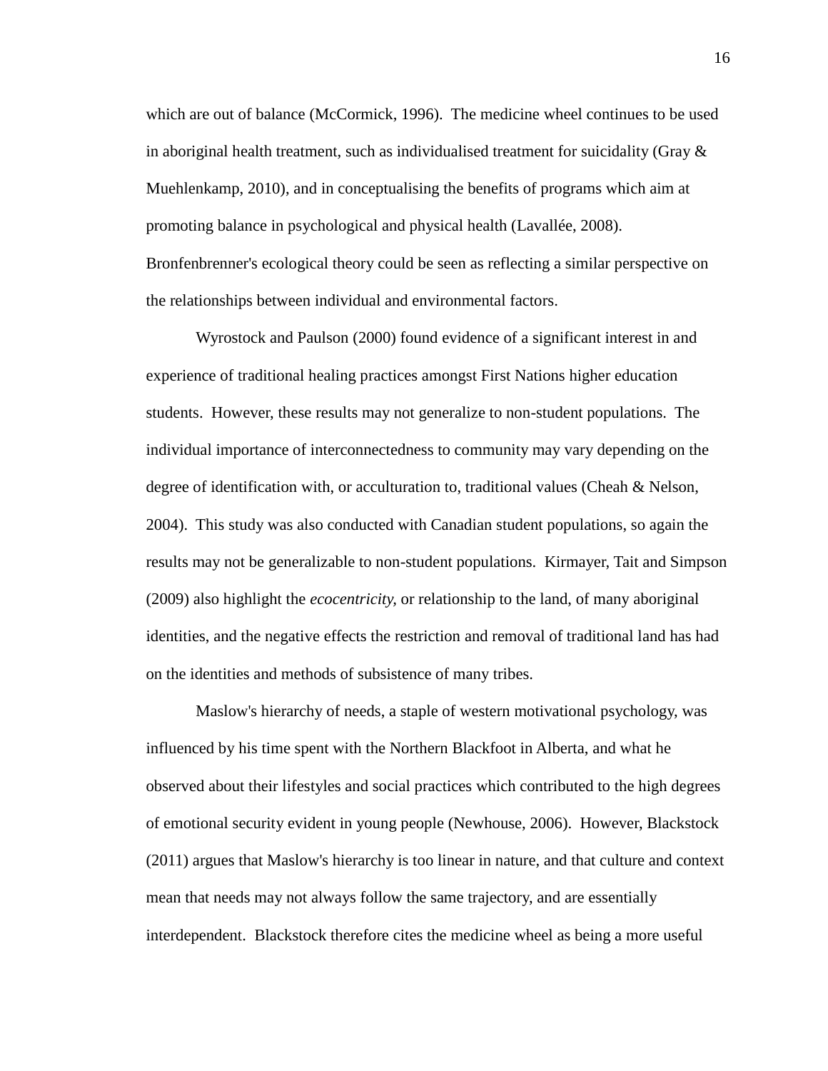which are out of balance (McCormick, 1996). The medicine wheel continues to be used in aboriginal health treatment, such as individualised treatment for suicidality (Gray & Muehlenkamp, 2010), and in conceptualising the benefits of programs which aim at promoting balance in psychological and physical health (Lavallée, 2008). Bronfenbrenner's ecological theory could be seen as reflecting a similar perspective on the relationships between individual and environmental factors.

Wyrostock and Paulson (2000) found evidence of a significant interest in and experience of traditional healing practices amongst First Nations higher education students. However, these results may not generalize to non-student populations. The individual importance of interconnectedness to community may vary depending on the degree of identification with, or acculturation to, traditional values (Cheah & Nelson, 2004). This study was also conducted with Canadian student populations, so again the results may not be generalizable to non-student populations. Kirmayer, Tait and Simpson (2009) also highlight the *ecocentricity,* or relationship to the land, of many aboriginal identities, and the negative effects the restriction and removal of traditional land has had on the identities and methods of subsistence of many tribes.

Maslow's hierarchy of needs, a staple of western motivational psychology, was influenced by his time spent with the Northern Blackfoot in Alberta, and what he observed about their lifestyles and social practices which contributed to the high degrees of emotional security evident in young people (Newhouse, 2006). However, Blackstock (2011) argues that Maslow's hierarchy is too linear in nature, and that culture and context mean that needs may not always follow the same trajectory, and are essentially interdependent. Blackstock therefore cites the medicine wheel as being a more useful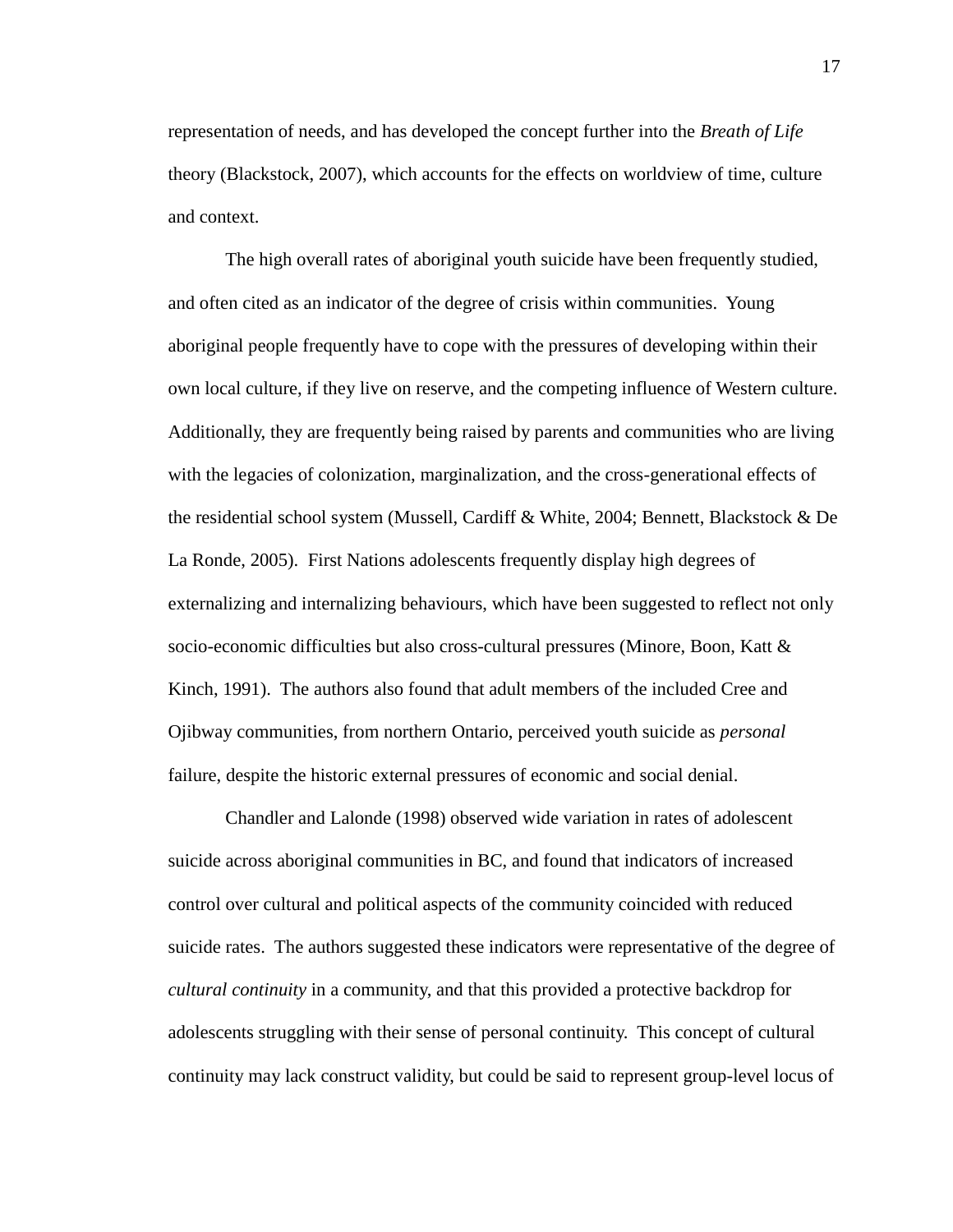representation of needs, and has developed the concept further into the *Breath of Life* theory (Blackstock, 2007), which accounts for the effects on worldview of time, culture and context.

The high overall rates of aboriginal youth suicide have been frequently studied, and often cited as an indicator of the degree of crisis within communities. Young aboriginal people frequently have to cope with the pressures of developing within their own local culture, if they live on reserve, and the competing influence of Western culture. Additionally, they are frequently being raised by parents and communities who are living with the legacies of colonization, marginalization, and the cross-generational effects of the residential school system (Mussell, Cardiff & White, 2004; Bennett, Blackstock & De La Ronde, 2005). First Nations adolescents frequently display high degrees of externalizing and internalizing behaviours, which have been suggested to reflect not only socio-economic difficulties but also cross-cultural pressures (Minore, Boon, Katt & Kinch, 1991). The authors also found that adult members of the included Cree and Ojibway communities, from northern Ontario, perceived youth suicide as *personal* failure, despite the historic external pressures of economic and social denial.

Chandler and Lalonde (1998) observed wide variation in rates of adolescent suicide across aboriginal communities in BC, and found that indicators of increased control over cultural and political aspects of the community coincided with reduced suicide rates. The authors suggested these indicators were representative of the degree of *cultural continuity* in a community, and that this provided a protective backdrop for adolescents struggling with their sense of personal continuity. This concept of cultural continuity may lack construct validity, but could be said to represent group-level locus of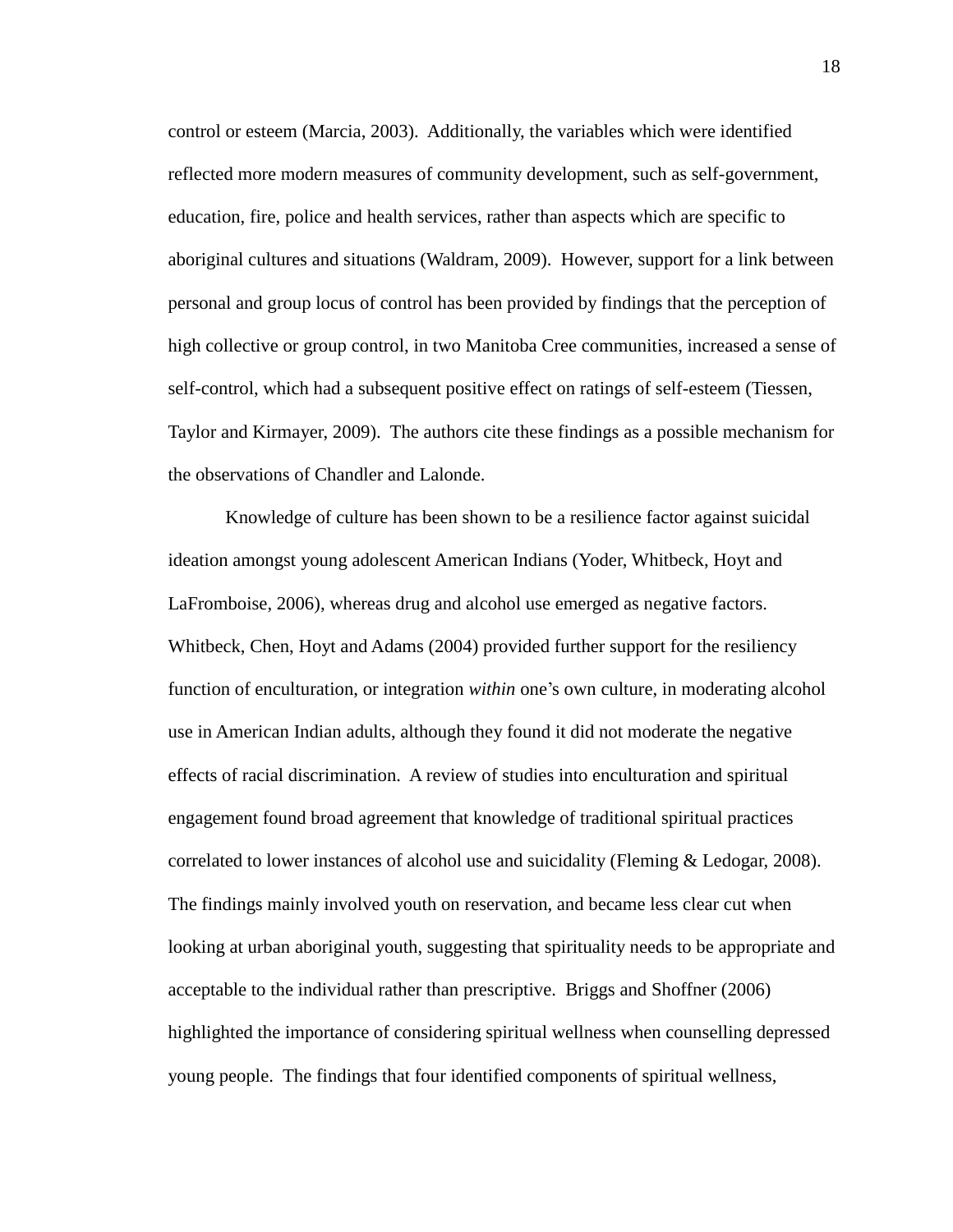control or esteem (Marcia, 2003). Additionally, the variables which were identified reflected more modern measures of community development, such as self-government, education, fire, police and health services, rather than aspects which are specific to aboriginal cultures and situations (Waldram, 2009). However, support for a link between personal and group locus of control has been provided by findings that the perception of high collective or group control, in two Manitoba Cree communities, increased a sense of self-control, which had a subsequent positive effect on ratings of self-esteem (Tiessen, Taylor and Kirmayer, 2009). The authors cite these findings as a possible mechanism for the observations of Chandler and Lalonde.

Knowledge of culture has been shown to be a resilience factor against suicidal ideation amongst young adolescent American Indians (Yoder, Whitbeck, Hoyt and LaFromboise, 2006), whereas drug and alcohol use emerged as negative factors. Whitbeck, Chen, Hoyt and Adams (2004) provided further support for the resiliency function of enculturation, or integration *within* one's own culture, in moderating alcohol use in American Indian adults, although they found it did not moderate the negative effects of racial discrimination. A review of studies into enculturation and spiritual engagement found broad agreement that knowledge of traditional spiritual practices correlated to lower instances of alcohol use and suicidality (Fleming & Ledogar, 2008). The findings mainly involved youth on reservation, and became less clear cut when looking at urban aboriginal youth, suggesting that spirituality needs to be appropriate and acceptable to the individual rather than prescriptive. Briggs and Shoffner (2006) highlighted the importance of considering spiritual wellness when counselling depressed young people. The findings that four identified components of spiritual wellness,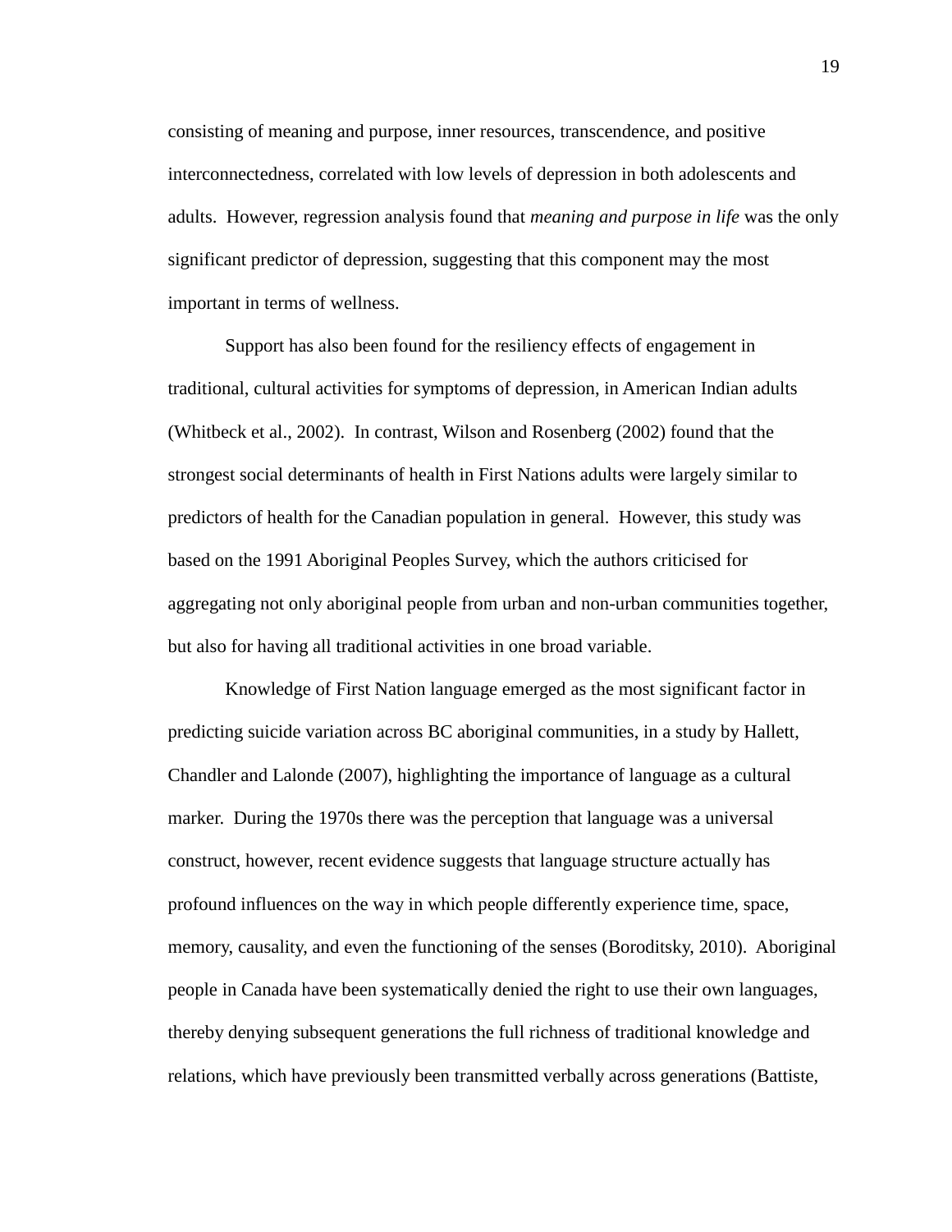consisting of meaning and purpose, inner resources, transcendence, and positive interconnectedness, correlated with low levels of depression in both adolescents and adults. However, regression analysis found that *meaning and purpose in life* was the only significant predictor of depression, suggesting that this component may the most important in terms of wellness.

Support has also been found for the resiliency effects of engagement in traditional, cultural activities for symptoms of depression, in American Indian adults (Whitbeck et al., 2002). In contrast, Wilson and Rosenberg (2002) found that the strongest social determinants of health in First Nations adults were largely similar to predictors of health for the Canadian population in general. However, this study was based on the 1991 Aboriginal Peoples Survey, which the authors criticised for aggregating not only aboriginal people from urban and non-urban communities together, but also for having all traditional activities in one broad variable.

Knowledge of First Nation language emerged as the most significant factor in predicting suicide variation across BC aboriginal communities, in a study by Hallett, Chandler and Lalonde (2007), highlighting the importance of language as a cultural marker. During the 1970s there was the perception that language was a universal construct, however, recent evidence suggests that language structure actually has profound influences on the way in which people differently experience time, space, memory, causality, and even the functioning of the senses (Boroditsky, 2010). Aboriginal people in Canada have been systematically denied the right to use their own languages, thereby denying subsequent generations the full richness of traditional knowledge and relations, which have previously been transmitted verbally across generations (Battiste,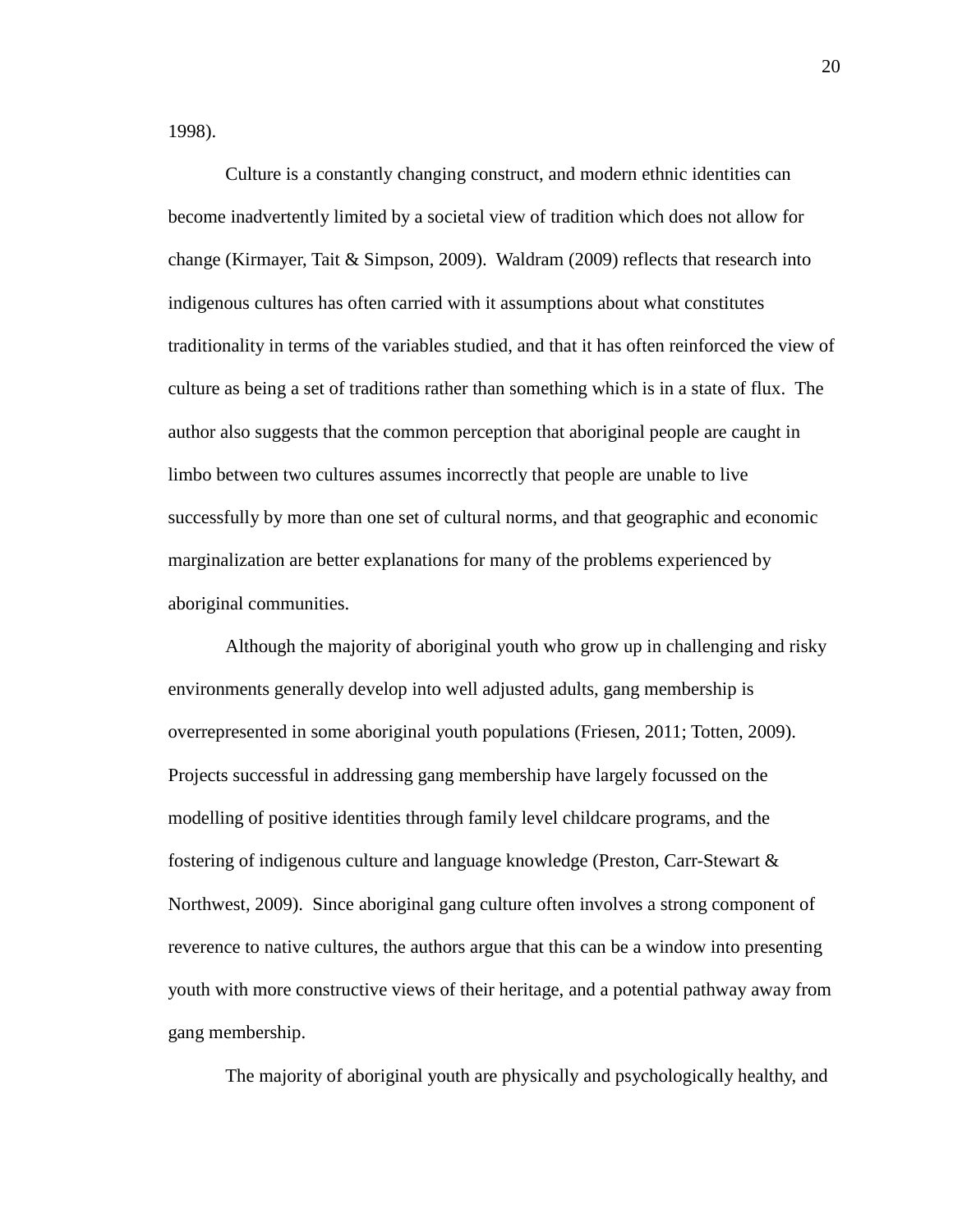1998).

Culture is a constantly changing construct, and modern ethnic identities can become inadvertently limited by a societal view of tradition which does not allow for change (Kirmayer, Tait & Simpson, 2009). Waldram (2009) reflects that research into indigenous cultures has often carried with it assumptions about what constitutes traditionality in terms of the variables studied, and that it has often reinforced the view of culture as being a set of traditions rather than something which is in a state of flux. The author also suggests that the common perception that aboriginal people are caught in limbo between two cultures assumes incorrectly that people are unable to live successfully by more than one set of cultural norms, and that geographic and economic marginalization are better explanations for many of the problems experienced by aboriginal communities.

Although the majority of aboriginal youth who grow up in challenging and risky environments generally develop into well adjusted adults, gang membership is overrepresented in some aboriginal youth populations (Friesen, 2011; Totten, 2009). Projects successful in addressing gang membership have largely focussed on the modelling of positive identities through family level childcare programs, and the fostering of indigenous culture and language knowledge (Preston, Carr-Stewart & Northwest, 2009). Since aboriginal gang culture often involves a strong component of reverence to native cultures, the authors argue that this can be a window into presenting youth with more constructive views of their heritage, and a potential pathway away from gang membership.

The majority of aboriginal youth are physically and psychologically healthy, and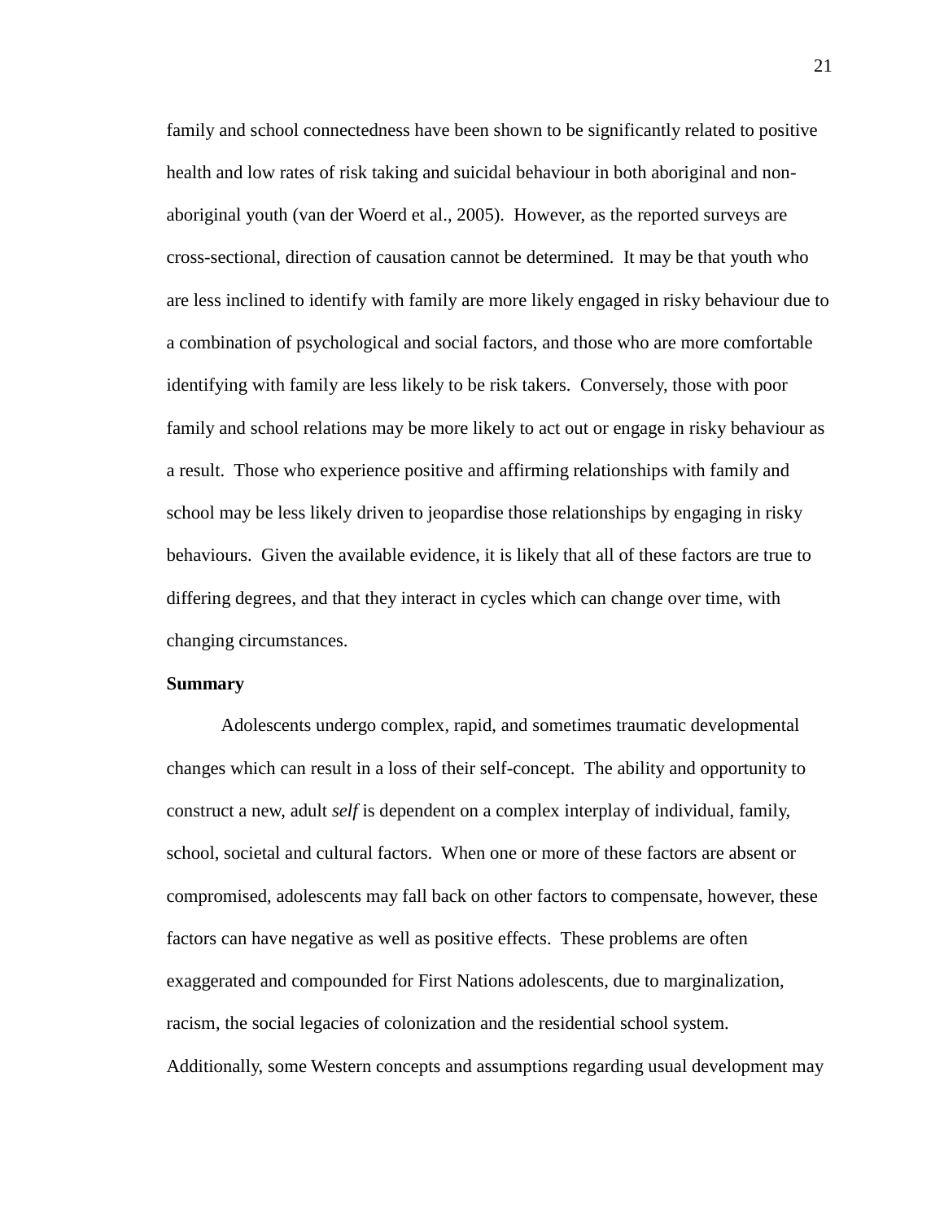family and school connectedness have been shown to be significantly related to positive health and low rates of risk taking and suicidal behaviour in both aboriginal and non-aboriginal youth (van der Woerd et al., 2005). However, as the reported surveys are cross-sectional, direction of causation cannot be determined. It may be that youth who are less inclined to identify with family are more likely engaged in risky behaviour due to a combination of psychological and social factors, and those who are more comfortable identifying with family are less likely to be risk takers. Conversely, those with poor family and school relations may be more likely to act out or engage in risky behaviour as a result. Those who experience positive and affirming relationships with family and school may be less likely driven to jeopardise those relationships by engaging in risky behaviours. Given the available evidence, it is likely that all of these factors are true to differing degrees, and that they interact in cycles which can change over time, with changing circumstances.

**Summary**

Adolescents undergo complex, rapid, and sometimes traumatic developmental changes which can result in a loss of their self-concept. The ability and opportunity to construct a new, adult *self* is dependent on a complex interplay of individual, family, school, societal and cultural factors. When one or more of these factors are absent or compromised, adolescents may fall back on other factors to compensate, however, these factors can have negative as well as positive effects. These problems are often exaggerated and compounded for First Nations adolescents, due to marginalization, racism, the social legacies of colonization and the residential school system. Additionally, some Western concepts and assumptions regarding usual development may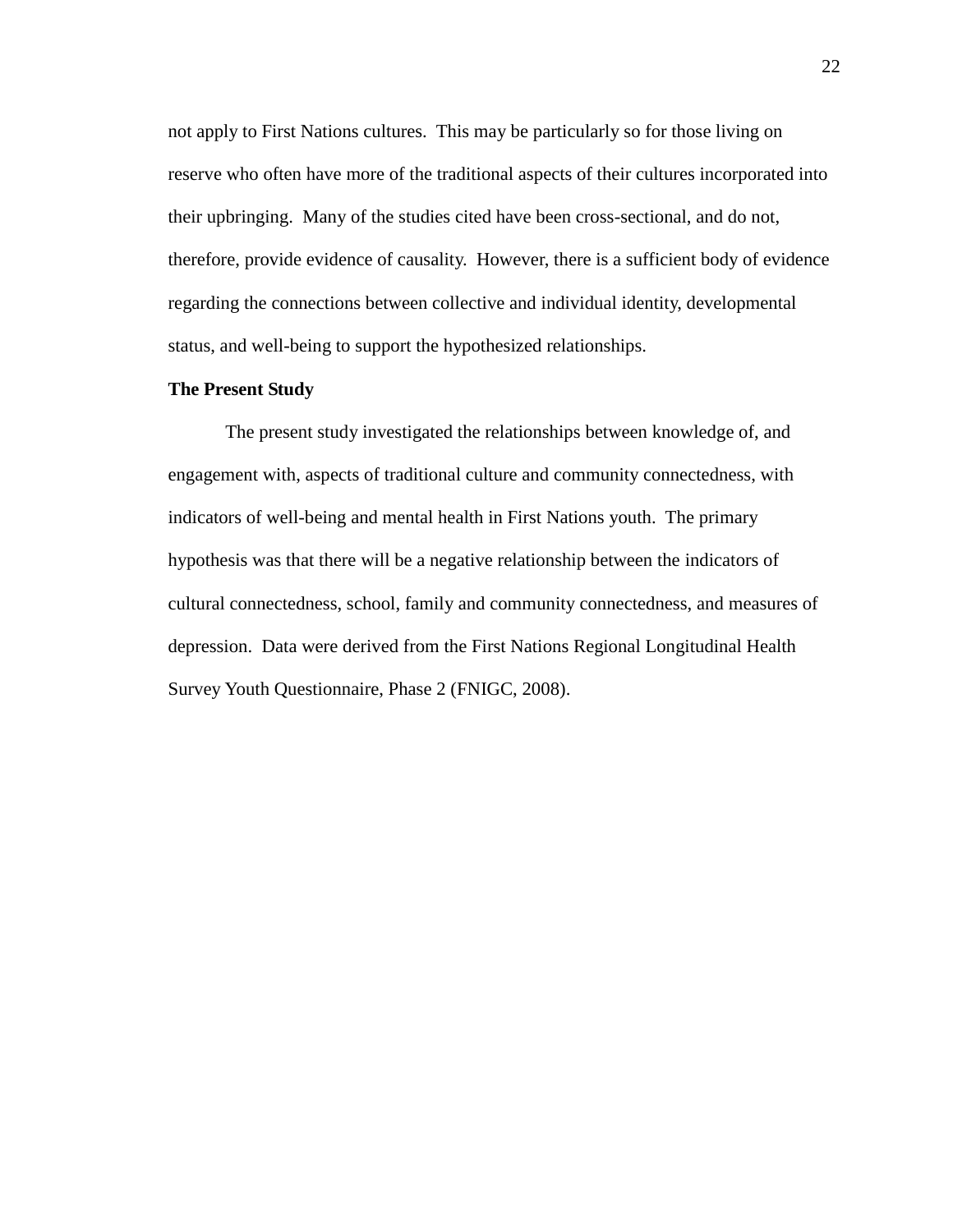not apply to First Nations cultures. This may be particularly so for those living on reserve who often have more of the traditional aspects of their cultures incorporated into their upbringing. Many of the studies cited have been cross-sectional, and do not, therefore, provide evidence of causality. However, there is a sufficient body of evidence regarding the connections between collective and individual identity, developmental status, and well-being to support the hypothesized relationships.

**The Present Study**

The present study investigated the relationships between knowledge of, and engagement with, aspects of traditional culture and community connectedness, with indicators of well-being and mental health in First Nations youth. The primary hypothesis was that there will be a negative relationship between the indicators of cultural connectedness, school, family and community connectedness, and measures of depression. Data were derived from the First Nations Regional Longitudinal Health Survey Youth Questionnaire, Phase 2 (FNIGC, 2008).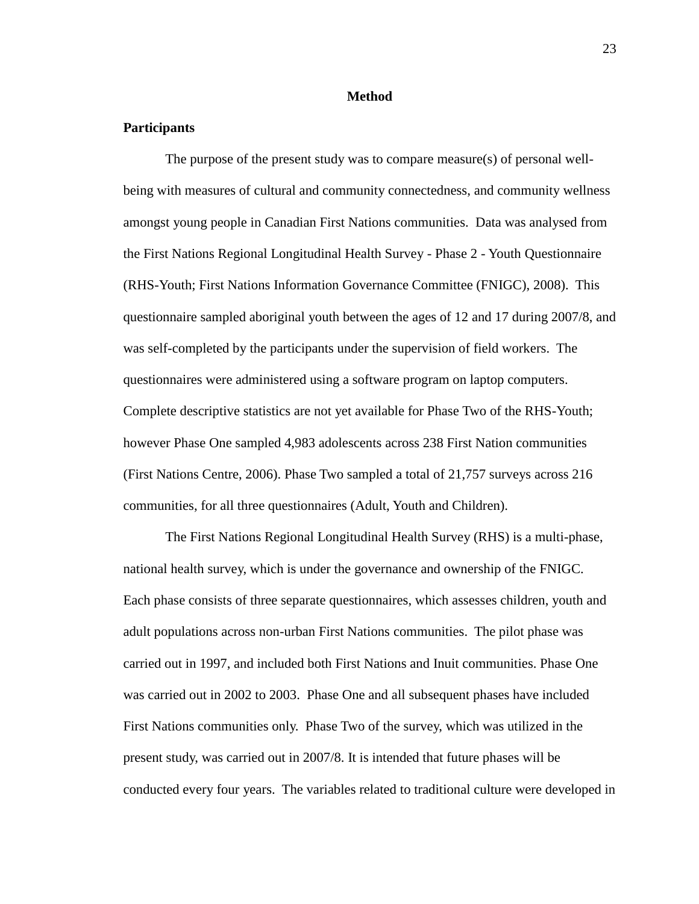# Method

## Participants

The purpose of the present study was to compare measure(s) of personal well-being with measures of cultural and community connectedness, and community wellness amongst young people in Canadian First Nations communities. Data was analysed from the First Nations Regional Longitudinal Health Survey - Phase 2 - Youth Questionnaire (RHS-Youth; First Nations Information Governance Committee (FNIGC), 2008). This questionnaire sampled aboriginal youth between the ages of 12 and 17 during 2007/8, and was self-completed by the participants under the supervision of field workers. The questionnaires were administered using a software program on laptop computers. Complete descriptive statistics are not yet available for Phase Two of the RHS-Youth; however Phase One sampled 4,983 adolescents across 238 First Nation communities (First Nations Centre, 2006). Phase Two sampled a total of 21,757 surveys across 216 communities, for all three questionnaires (Adult, Youth and Children).

The First Nations Regional Longitudinal Health Survey (RHS) is a multi-phase, national health survey, which is under the governance and ownership of the FNIGC. Each phase consists of three separate questionnaires, which assesses children, youth and adult populations across non-urban First Nations communities. The pilot phase was carried out in 1997, and included both First Nations and Inuit communities. Phase One was carried out in 2002 to 2003. Phase One and all subsequent phases have included First Nations communities only. Phase Two of the survey, which was utilized in the present study, was carried out in 2007/8. It is intended that future phases will be conducted every four years. The variables related to traditional culture were developed in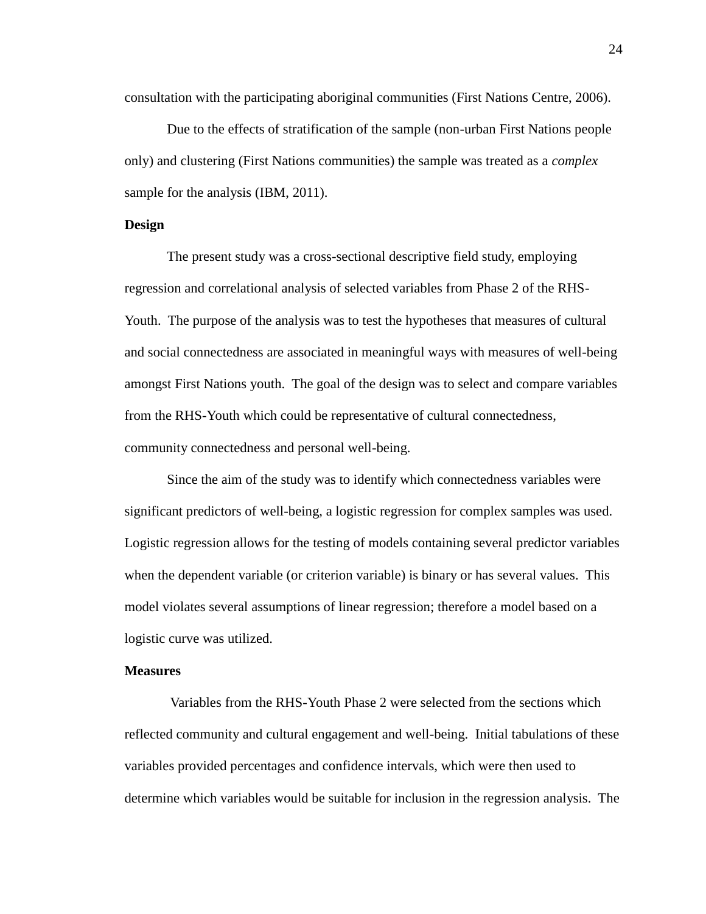consultation with the participating aboriginal communities (First Nations Centre, 2006).

Due to the effects of stratification of the sample (non-urban First Nations people only) and clustering (First Nations communities) the sample was treated as a *complex* sample for the analysis (IBM, 2011).

**Design**

The present study was a cross-sectional descriptive field study, employing regression and correlational analysis of selected variables from Phase 2 of the RHS-Youth. The purpose of the analysis was to test the hypotheses that measures of cultural and social connectedness are associated in meaningful ways with measures of well-being amongst First Nations youth. The goal of the design was to select and compare variables from the RHS-Youth which could be representative of cultural connectedness, community connectedness and personal well-being.

Since the aim of the study was to identify which connectedness variables were significant predictors of well-being, a logistic regression for complex samples was used. Logistic regression allows for the testing of models containing several predictor variables when the dependent variable (or criterion variable) is binary or has several values. This model violates several assumptions of linear regression; therefore a model based on a logistic curve was utilized.

**Measures**

Variables from the RHS-Youth Phase 2 were selected from the sections which reflected community and cultural engagement and well-being. Initial tabulations of these variables provided percentages and confidence intervals, which were then used to determine which variables would be suitable for inclusion in the regression analysis. The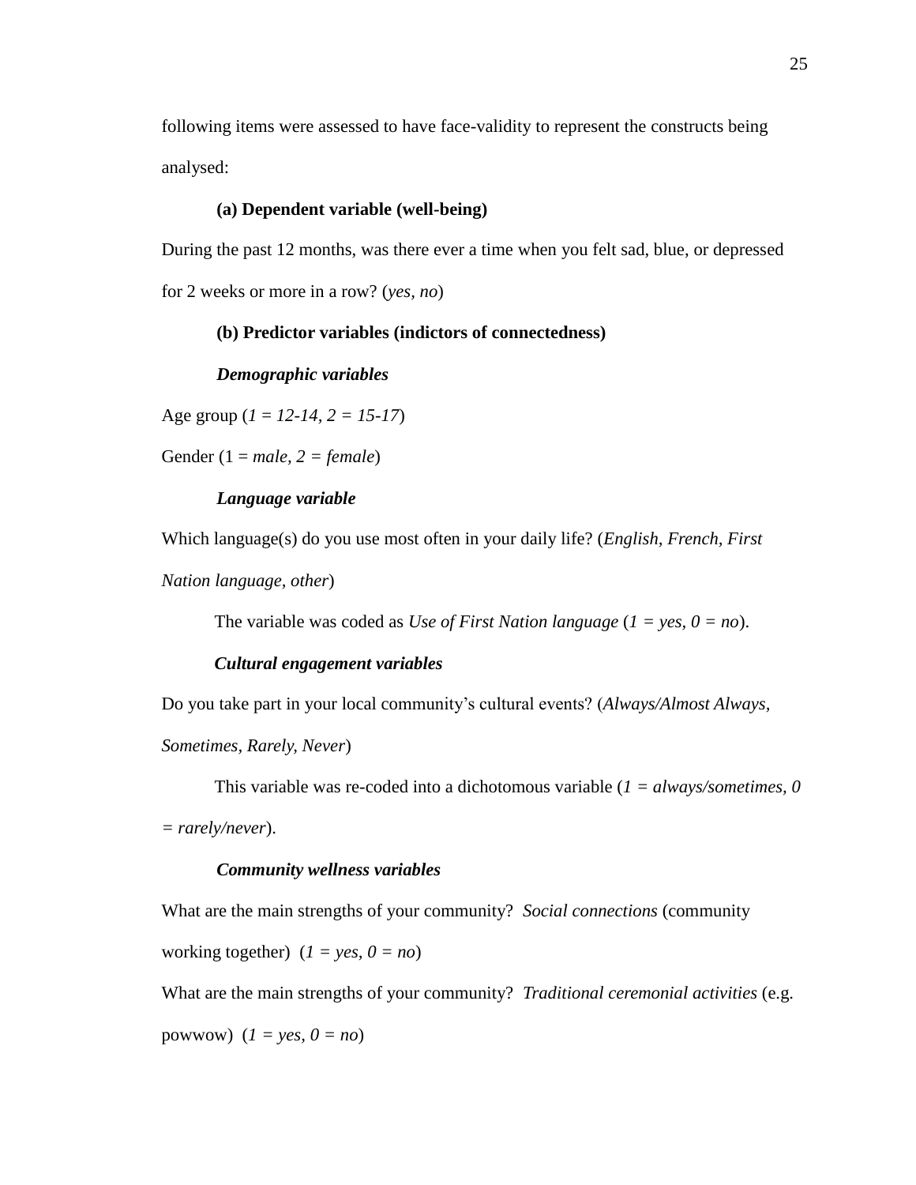following items were assessed to have face-validity to represent the constructs being analysed:

**(a) Dependent variable (well-being)**

During the past 12 months, was there ever a time when you felt sad, blue, or depressed for 2 weeks or more in a row? (*yes*, *no*)

**(b) Predictor variables (indictors of connectedness)**

***Demographic variables***

Age group (*1 = 12-14, 2 = 15-17*)

Gender (1 = *male, 2 = female*)

***Language variable***

Which language(s) do you use most often in your daily life? (*English, French, First Nation language, other*)

The variable was coded as *Use of First Nation language* (*1 = yes, 0 = no*).

***Cultural engagement variables***

Do you take part in your local community's cultural events? (*Always/Almost Always, Sometimes, Rarely, Never*)

This variable was re-coded into a dichotomous variable (*1 = always/sometimes, 0 = rarely/never*).

***Community wellness variables***

What are the main strengths of your community? *Social connections* (community working together) (*1 = yes, 0 = no*)

What are the main strengths of your community? *Traditional ceremonial activities* (e.g. powwow) (*1 = yes, 0 = no*)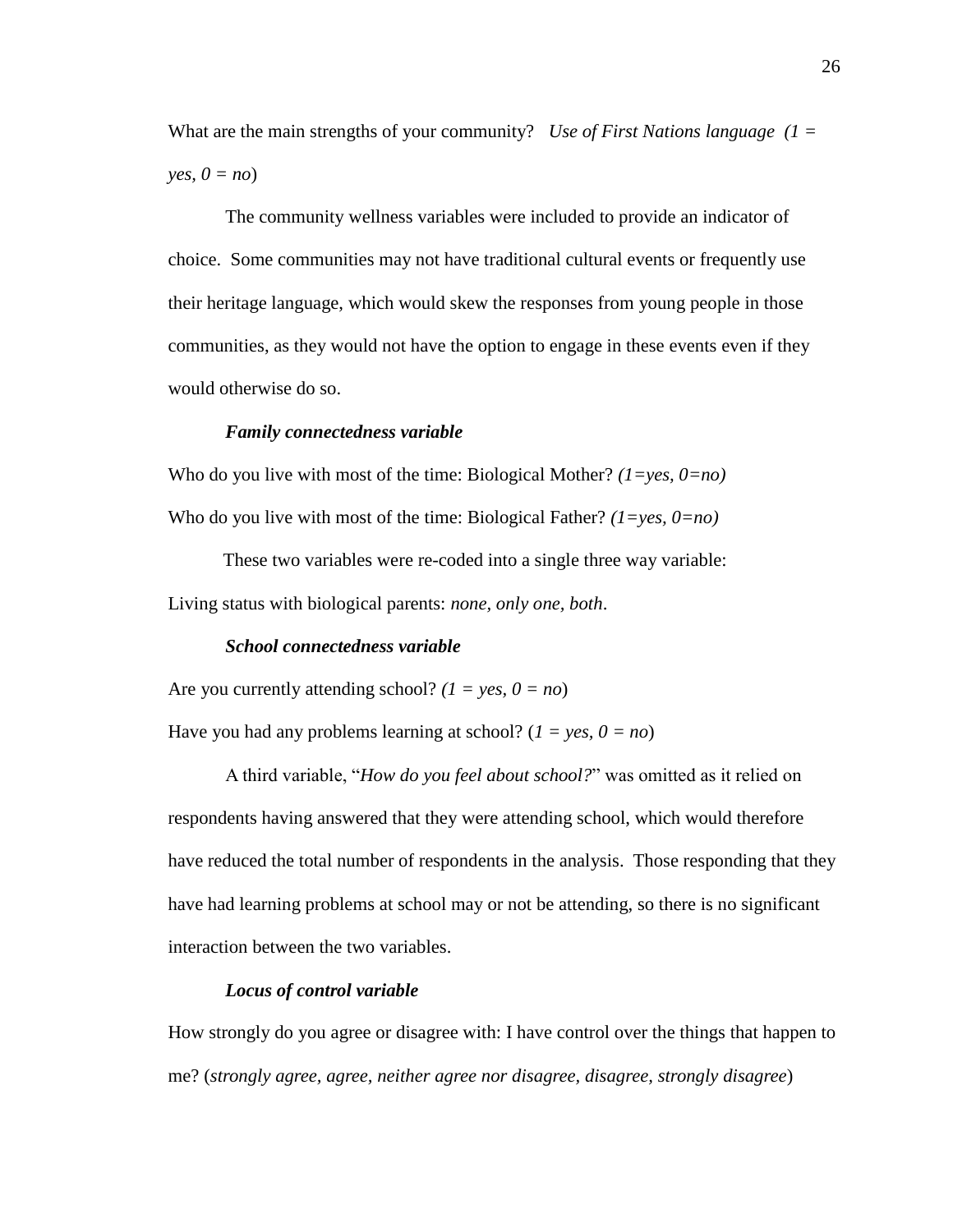What are the main strengths of your community? *Use of First Nations language (1 = yes, 0 = no*)

The community wellness variables were included to provide an indicator of choice. Some communities may not have traditional cultural events or frequently use their heritage language, which would skew the responses from young people in those communities, as they would not have the option to engage in these events even if they would otherwise do so.

***Family connectedness variable***

Who do you live with most of the time: Biological Mother? *(1=yes, 0=no)*

Who do you live with most of the time: Biological Father? *(1=yes, 0=no)*

These two variables were re-coded into a single three way variable:

Living status with biological parents: *none, only one, both*.

***School connectedness variable***

Are you currently attending school? *(1 = yes, 0 = no*)

Have you had any problems learning at school? (*1 = yes, 0 = no*)

A third variable, "*How do you feel about school?*" was omitted as it relied on respondents having answered that they were attending school, which would therefore have reduced the total number of respondents in the analysis. Those responding that they have had learning problems at school may or not be attending, so there is no significant interaction between the two variables.

***Locus of control variable***

How strongly do you agree or disagree with: I have control over the things that happen to me? (*strongly agree, agree, neither agree nor disagree, disagree, strongly disagree*)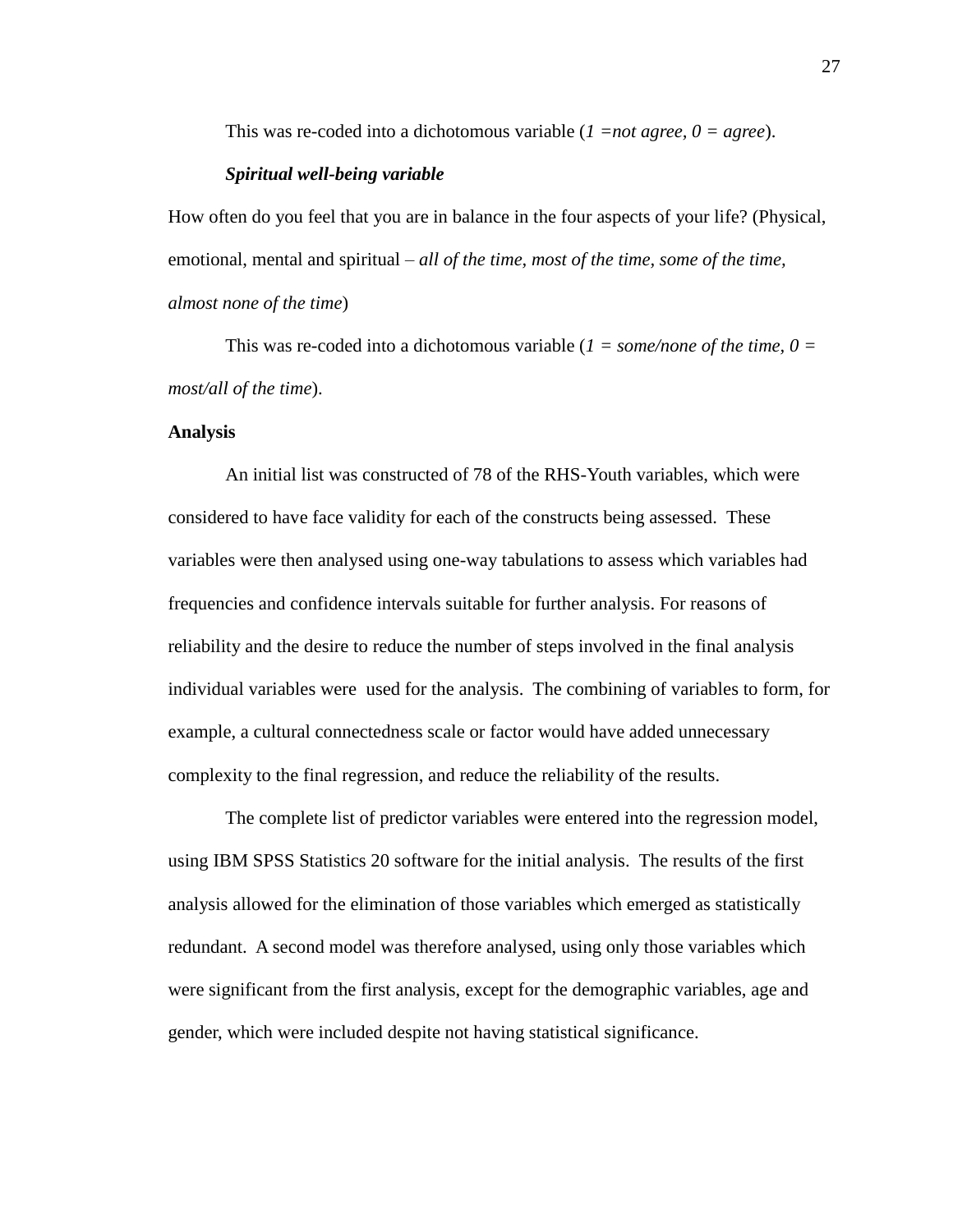This was re-coded into a dichotomous variable (*1 =not agree, 0 = agree*).

***Spiritual well-being variable***

How often do you feel that you are in balance in the four aspects of your life? (Physical, emotional, mental and spiritual – *all of the time, most of the time, some of the time, almost none of the time*)

This was re-coded into a dichotomous variable (*1 = some/none of the time, 0 = most/all of the time*).

**Analysis**

An initial list was constructed of 78 of the RHS-Youth variables, which were considered to have face validity for each of the constructs being assessed. These variables were then analysed using one-way tabulations to assess which variables had frequencies and confidence intervals suitable for further analysis. For reasons of reliability and the desire to reduce the number of steps involved in the final analysis individual variables were used for the analysis. The combining of variables to form, for example, a cultural connectedness scale or factor would have added unnecessary complexity to the final regression, and reduce the reliability of the results.

The complete list of predictor variables were entered into the regression model, using IBM SPSS Statistics 20 software for the initial analysis. The results of the first analysis allowed for the elimination of those variables which emerged as statistically redundant. A second model was therefore analysed, using only those variables which were significant from the first analysis, except for the demographic variables, age and gender, which were included despite not having statistical significance.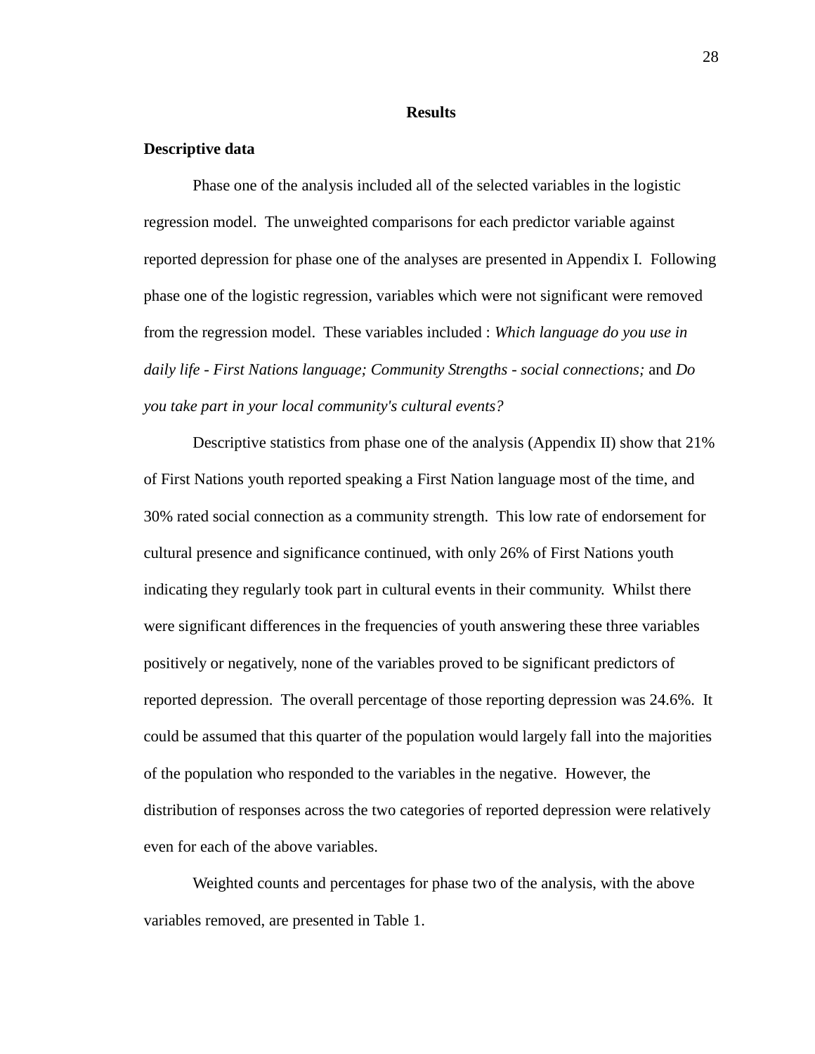## Results

### Descriptive data

Phase one of the analysis included all of the selected variables in the logistic regression model. The unweighted comparisons for each predictor variable against reported depression for phase one of the analyses are presented in Appendix I. Following phase one of the logistic regression, variables which were not significant were removed from the regression model. These variables included : *Which language do you use in daily life - First Nations language; Community Strengths - social connections;* and *Do you take part in your local community's cultural events?*

Descriptive statistics from phase one of the analysis (Appendix II) show that 21% of First Nations youth reported speaking a First Nation language most of the time, and 30% rated social connection as a community strength. This low rate of endorsement for cultural presence and significance continued, with only 26% of First Nations youth indicating they regularly took part in cultural events in their community. Whilst there were significant differences in the frequencies of youth answering these three variables positively or negatively, none of the variables proved to be significant predictors of reported depression. The overall percentage of those reporting depression was 24.6%. It could be assumed that this quarter of the population would largely fall into the majorities of the population who responded to the variables in the negative. However, the distribution of responses across the two categories of reported depression were relatively even for each of the above variables.

Weighted counts and percentages for phase two of the analysis, with the above variables removed, are presented in Table 1.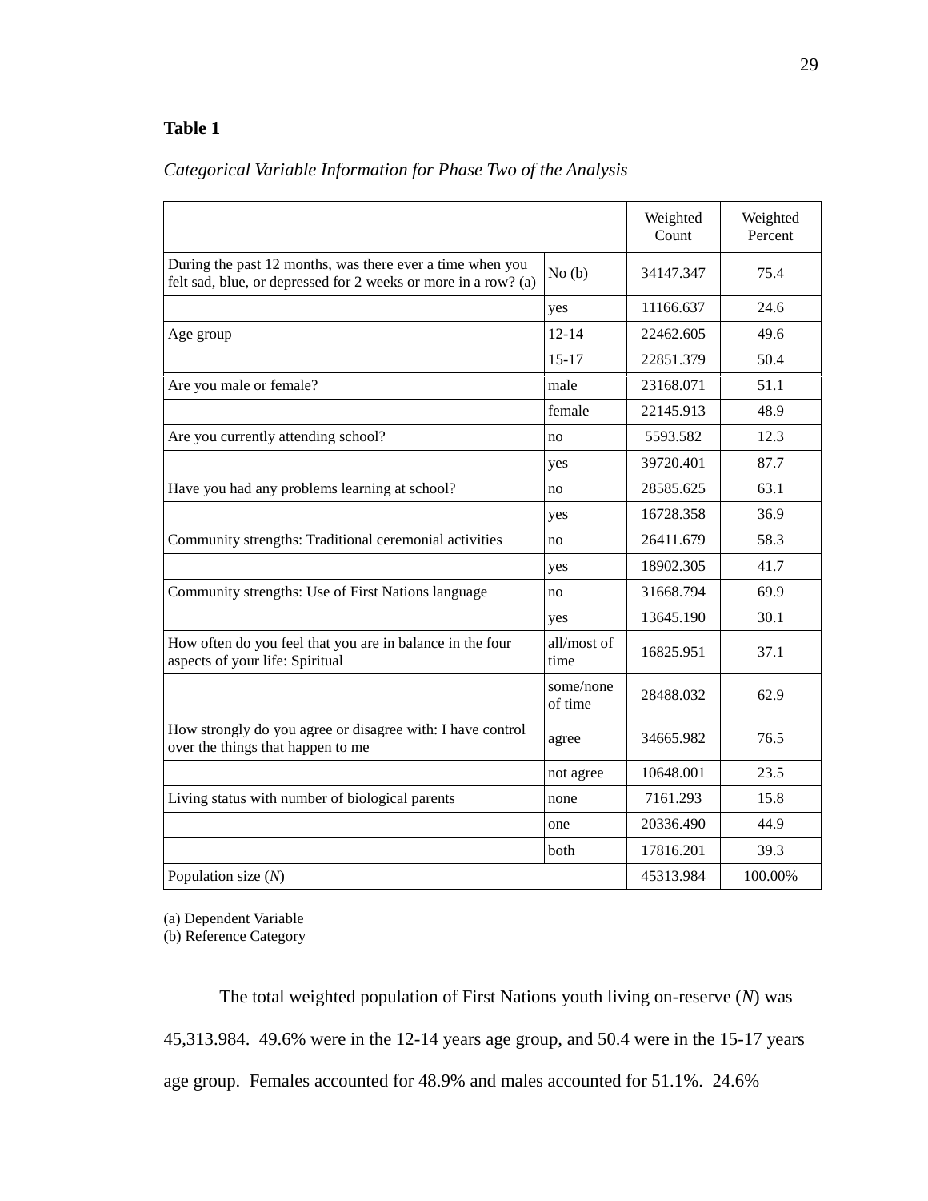**Table 1**

*Categorical Variable Information for Phase Two of the Analysis*

| | | Weighted Count | Weighted Percent |
|---|---|---|---|
| During the past 12 months, was there ever a time when you felt sad, blue, or depressed for 2 weeks or more in a row? (a) | No (b) | 34147.347 | 75.4 |
| | yes | 11166.637 | 24.6 |
| Age group | 12-14 | 22462.605 | 49.6 |
| | 15-17 | 22851.379 | 50.4 |
| Are you male or female? | male | 23168.071 | 51.1 |
| | female | 22145.913 | 48.9 |
| Are you currently attending school? | no | 5593.582 | 12.3 |
| | yes | 39720.401 | 87.7 |
| Have you had any problems learning at school? | no | 28585.625 | 63.1 |
| | yes | 16728.358 | 36.9 |
| Community strengths: Traditional ceremonial activities | no | 26411.679 | 58.3 |
| | yes | 18902.305 | 41.7 |
| Community strengths: Use of First Nations language | no | 31668.794 | 69.9 |
| | yes | 13645.190 | 30.1 |
| How often do you feel that you are in balance in the four aspects of your life: Spiritual | all/most of time | 16825.951 | 37.1 |
| | some/none of time | 28488.032 | 62.9 |
| How strongly do you agree or disagree with: I have control over the things that happen to me | agree | 34665.982 | 76.5 |
| | not agree | 10648.001 | 23.5 |
| Living status with number of biological parents | none | 7161.293 | 15.8 |
| | one | 20336.490 | 44.9 |
| | both | 17816.201 | 39.3 |
| Population size (*N*) | | 45313.984 | 100.00% |

(a) Dependent Variable
(b) Reference Category

The total weighted population of First Nations youth living on-reserve (*N*) was 45,313.984. 49.6% were in the 12-14 years age group, and 50.4 were in the 15-17 years age group. Females accounted for 48.9% and males accounted for 51.1%. 24.6%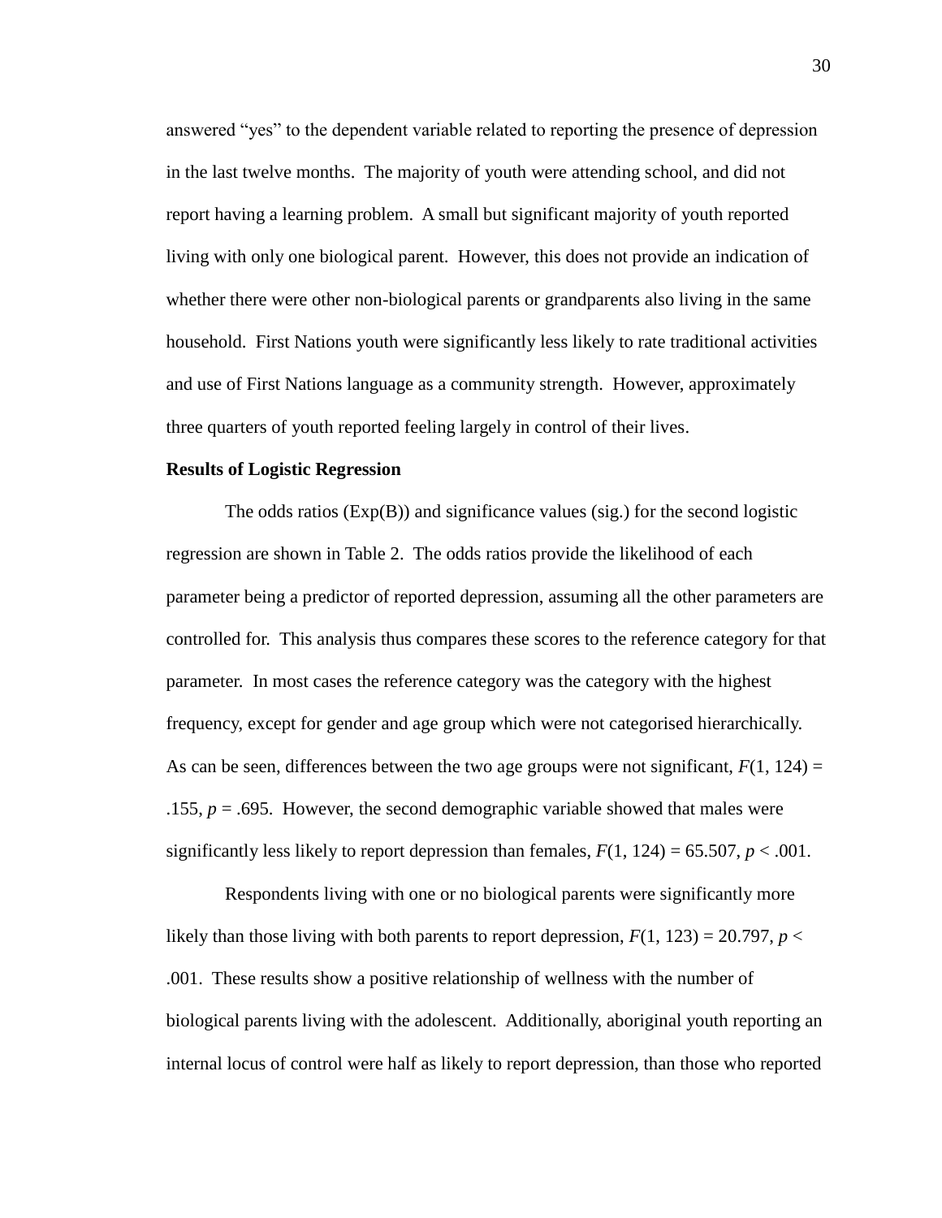answered "yes" to the dependent variable related to reporting the presence of depression in the last twelve months. The majority of youth were attending school, and did not report having a learning problem. A small but significant majority of youth reported living with only one biological parent. However, this does not provide an indication of whether there were other non-biological parents or grandparents also living in the same household. First Nations youth were significantly less likely to rate traditional activities and use of First Nations language as a community strength. However, approximately three quarters of youth reported feeling largely in control of their lives.

**Results of Logistic Regression**

The odds ratios (Exp(B)) and significance values (sig.) for the second logistic regression are shown in Table 2. The odds ratios provide the likelihood of each parameter being a predictor of reported depression, assuming all the other parameters are controlled for. This analysis thus compares these scores to the reference category for that parameter. In most cases the reference category was the category with the highest frequency, except for gender and age group which were not categorised hierarchically. As can be seen, differences between the two age groups were not significant, $F(1, 124) = .155$, $p = .695$. However, the second demographic variable showed that males were significantly less likely to report depression than females, $F(1, 124) = 65.507$, $p < .001$.

Respondents living with one or no biological parents were significantly more likely than those living with both parents to report depression, $F(1, 123) = 20.797$, $p < .001$. These results show a positive relationship of wellness with the number of biological parents living with the adolescent. Additionally, aboriginal youth reporting an internal locus of control were half as likely to report depression, than those who reported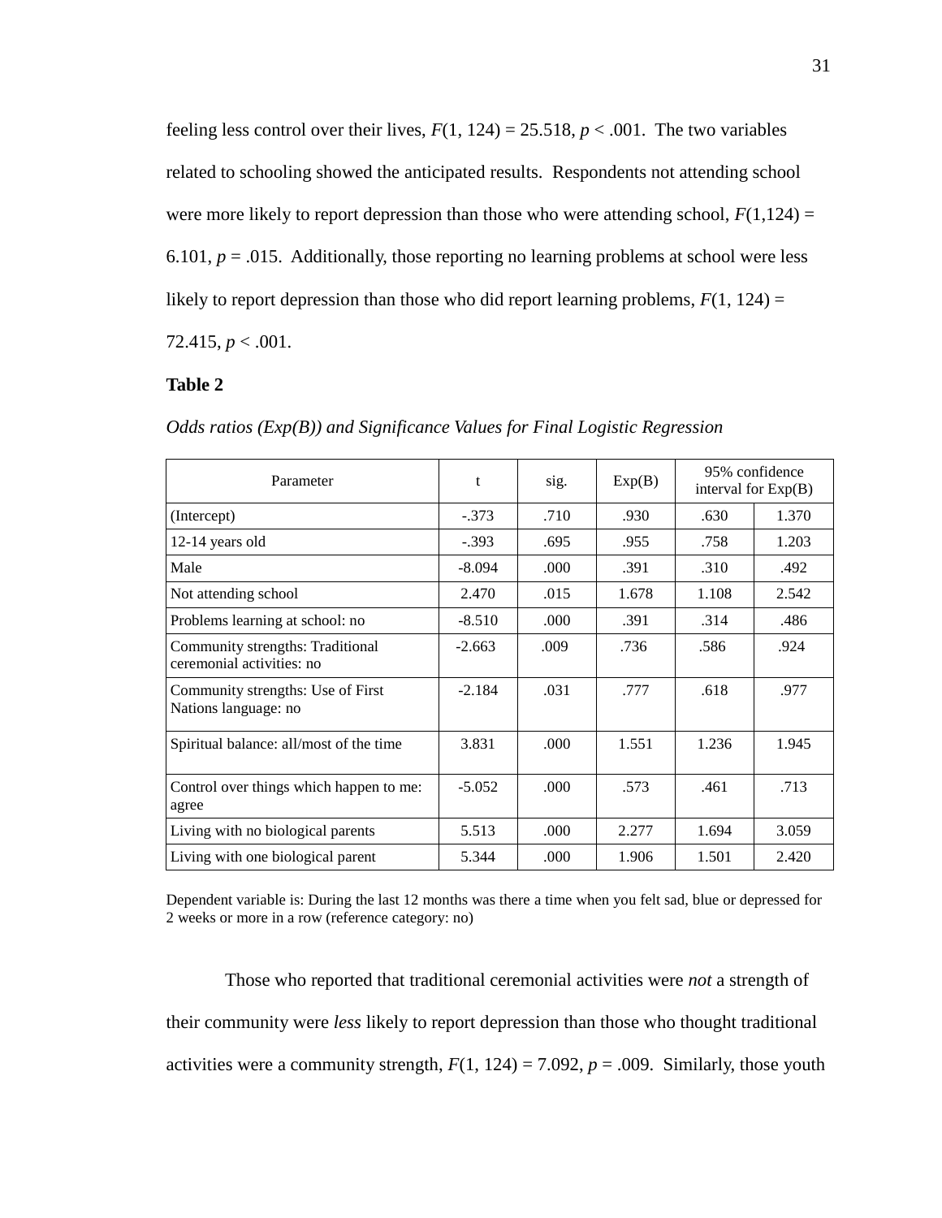feeling less control over their lives, $F(1, 124) = 25.518$, $p < .001$. The two variables related to schooling showed the anticipated results. Respondents not attending school were more likely to report depression than those who were attending school, $F(1,124) = 6.101$, $p = .015$. Additionally, those reporting no learning problems at school were less likely to report depression than those who did report learning problems, $F(1, 124) = 72.415$, $p < .001$.

**Table 2**

*Odds ratios (Exp(B)) and Significance Values for Final Logistic Regression*

| Parameter | t | sig. | Exp(B) | 95% confidence interval for Exp(B) | |
|---|---|---|---|---|---|
| (Intercept) | -.373 | .710 | .930 | .630 | 1.370 |
| 12-14 years old | -.393 | .695 | .955 | .758 | 1.203 |
| Male | -8.094 | .000 | .391 | .310 | .492 |
| Not attending school | 2.470 | .015 | 1.678 | 1.108 | 2.542 |
| Problems learning at school: no | -8.510 | .000 | .391 | .314 | .486 |
| Community strengths: Traditional ceremonial activities: no | -2.663 | .009 | .736 | .586 | .924 |
| Community strengths: Use of First Nations language: no | -2.184 | .031 | .777 | .618 | .977 |
| Spiritual balance: all/most of the time | 3.831 | .000 | 1.551 | 1.236 | 1.945 |
| Control over things which happen to me: agree | -5.052 | .000 | .573 | .461 | .713 |
| Living with no biological parents | 5.513 | .000 | 2.277 | 1.694 | 3.059 |
| Living with one biological parent | 5.344 | .000 | 1.906 | 1.501 | 2.420 |

Dependent variable is: During the last 12 months was there a time when you felt sad, blue or depressed for 2 weeks or more in a row (reference category: no)

Those who reported that traditional ceremonial activities were *not* a strength of their community were *less* likely to report depression than those who thought traditional activities were a community strength, $F(1, 124) = 7.092$, $p = .009$. Similarly, those youth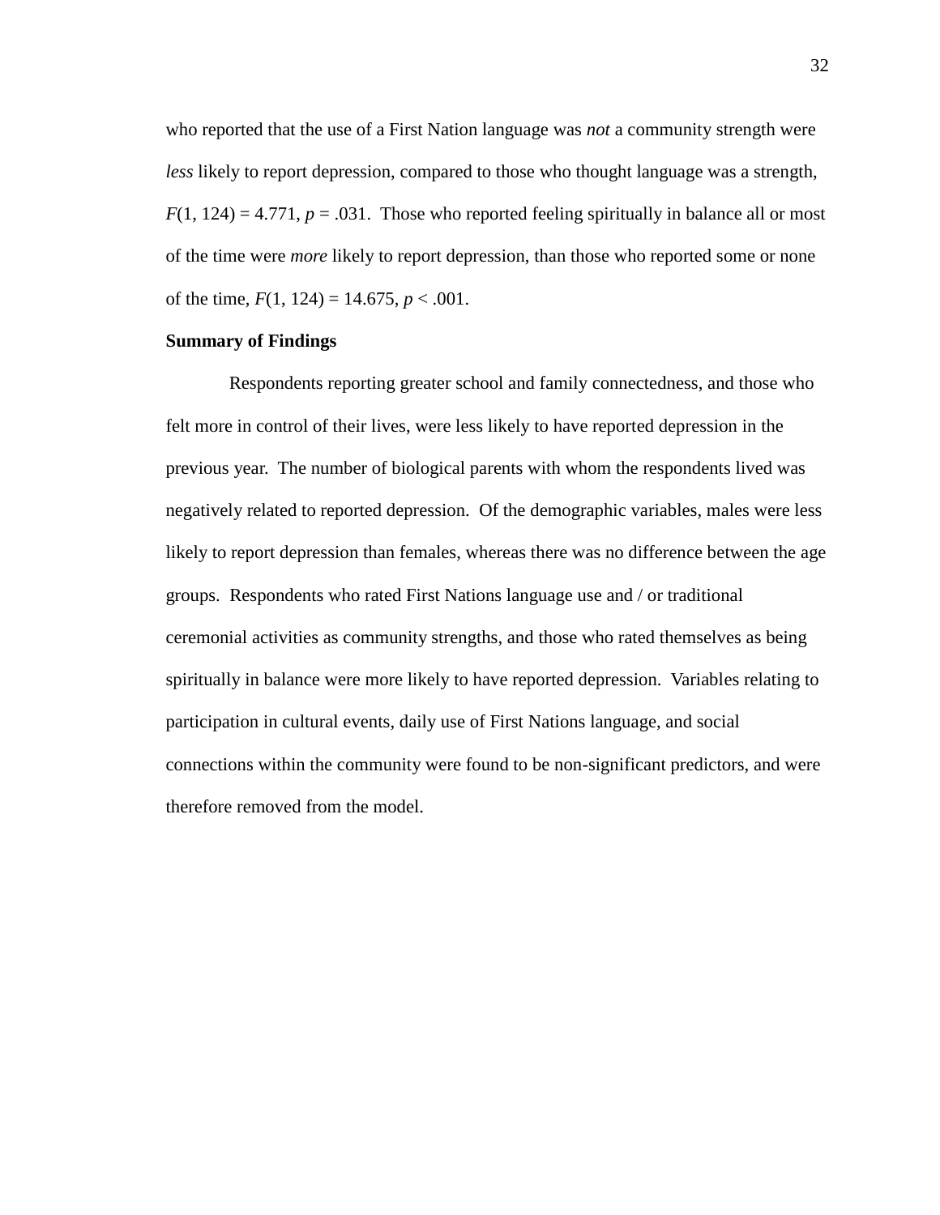who reported that the use of a First Nation language was *not* a community strength were *less* likely to report depression, compared to those who thought language was a strength, $F(1, 124) = 4.771$, $p = .031$. Those who reported feeling spiritually in balance all or most of the time were *more* likely to report depression, than those who reported some or none of the time, $F(1, 124) = 14.675$, $p < .001$.

**Summary of Findings**

Respondents reporting greater school and family connectedness, and those who felt more in control of their lives, were less likely to have reported depression in the previous year. The number of biological parents with whom the respondents lived was negatively related to reported depression. Of the demographic variables, males were less likely to report depression than females, whereas there was no difference between the age groups. Respondents who rated First Nations language use and / or traditional ceremonial activities as community strengths, and those who rated themselves as being spiritually in balance were more likely to have reported depression. Variables relating to participation in cultural events, daily use of First Nations language, and social connections within the community were found to be non-significant predictors, and were therefore removed from the model.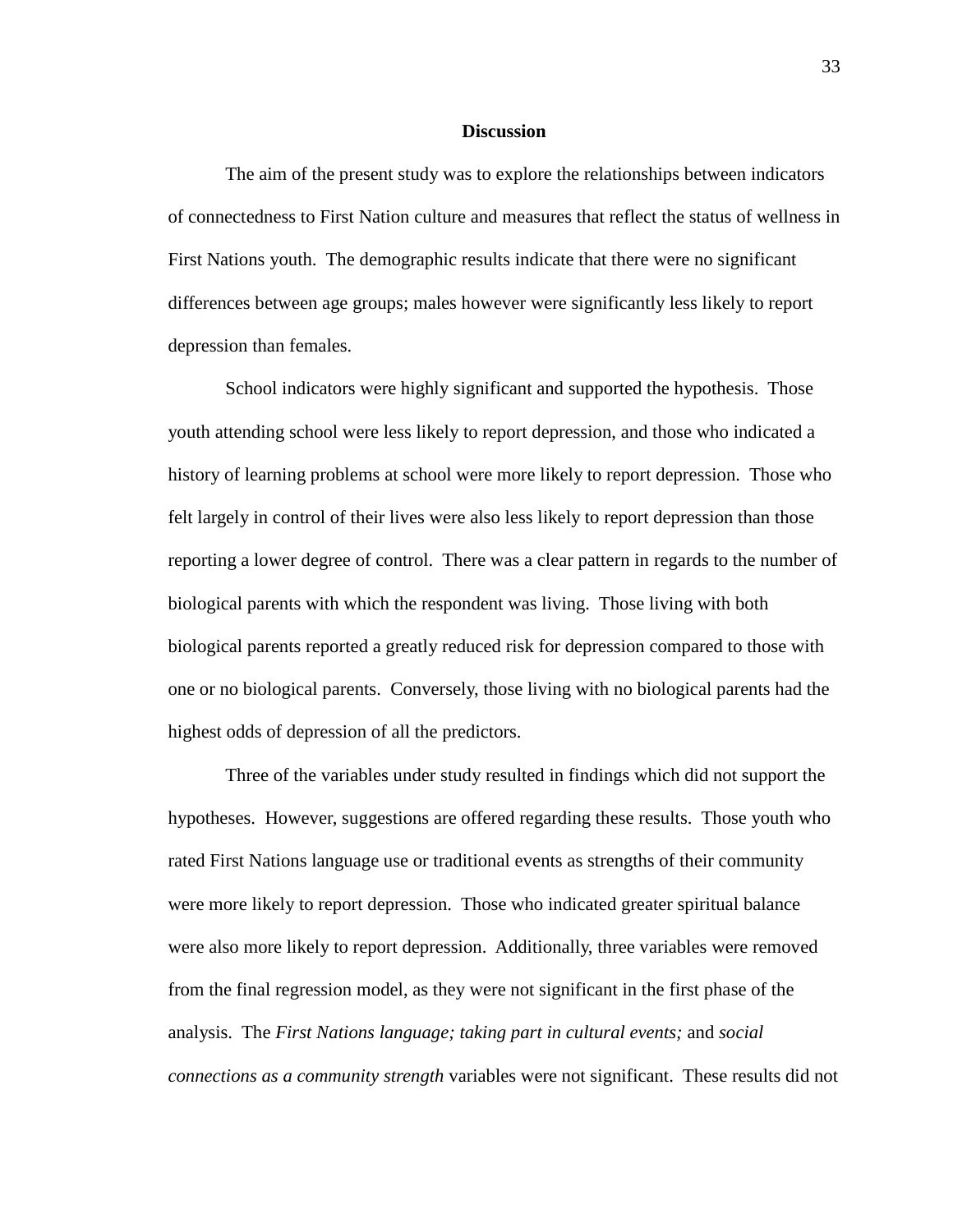## Discussion

The aim of the present study was to explore the relationships between indicators of connectedness to First Nation culture and measures that reflect the status of wellness in First Nations youth. The demographic results indicate that there were no significant differences between age groups; males however were significantly less likely to report depression than females.

School indicators were highly significant and supported the hypothesis. Those youth attending school were less likely to report depression, and those who indicated a history of learning problems at school were more likely to report depression. Those who felt largely in control of their lives were also less likely to report depression than those reporting a lower degree of control. There was a clear pattern in regards to the number of biological parents with which the respondent was living. Those living with both biological parents reported a greatly reduced risk for depression compared to those with one or no biological parents. Conversely, those living with no biological parents had the highest odds of depression of all the predictors.

Three of the variables under study resulted in findings which did not support the hypotheses. However, suggestions are offered regarding these results. Those youth who rated First Nations language use or traditional events as strengths of their community were more likely to report depression. Those who indicated greater spiritual balance were also more likely to report depression. Additionally, three variables were removed from the final regression model, as they were not significant in the first phase of the analysis. The *First Nations language; taking part in cultural events;* and *social connections as a community strength* variables were not significant. These results did not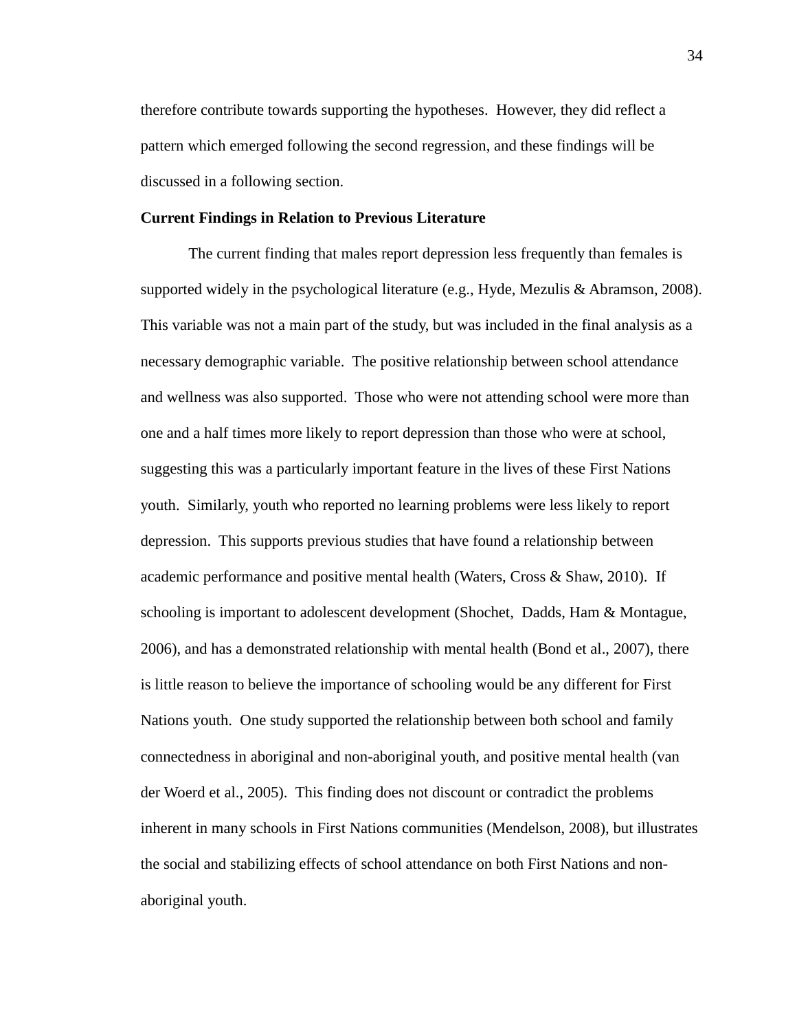therefore contribute towards supporting the hypotheses. However, they did reflect a pattern which emerged following the second regression, and these findings will be discussed in a following section.

**Current Findings in Relation to Previous Literature**

The current finding that males report depression less frequently than females is supported widely in the psychological literature (e.g., Hyde, Mezulis & Abramson, 2008). This variable was not a main part of the study, but was included in the final analysis as a necessary demographic variable. The positive relationship between school attendance and wellness was also supported. Those who were not attending school were more than one and a half times more likely to report depression than those who were at school, suggesting this was a particularly important feature in the lives of these First Nations youth. Similarly, youth who reported no learning problems were less likely to report depression. This supports previous studies that have found a relationship between academic performance and positive mental health (Waters, Cross & Shaw, 2010). If schooling is important to adolescent development (Shochet, Dadds, Ham & Montague, 2006), and has a demonstrated relationship with mental health (Bond et al., 2007), there is little reason to believe the importance of schooling would be any different for First Nations youth. One study supported the relationship between both school and family connectedness in aboriginal and non-aboriginal youth, and positive mental health (van der Woerd et al., 2005). This finding does not discount or contradict the problems inherent in many schools in First Nations communities (Mendelson, 2008), but illustrates the social and stabilizing effects of school attendance on both First Nations and non-aboriginal youth.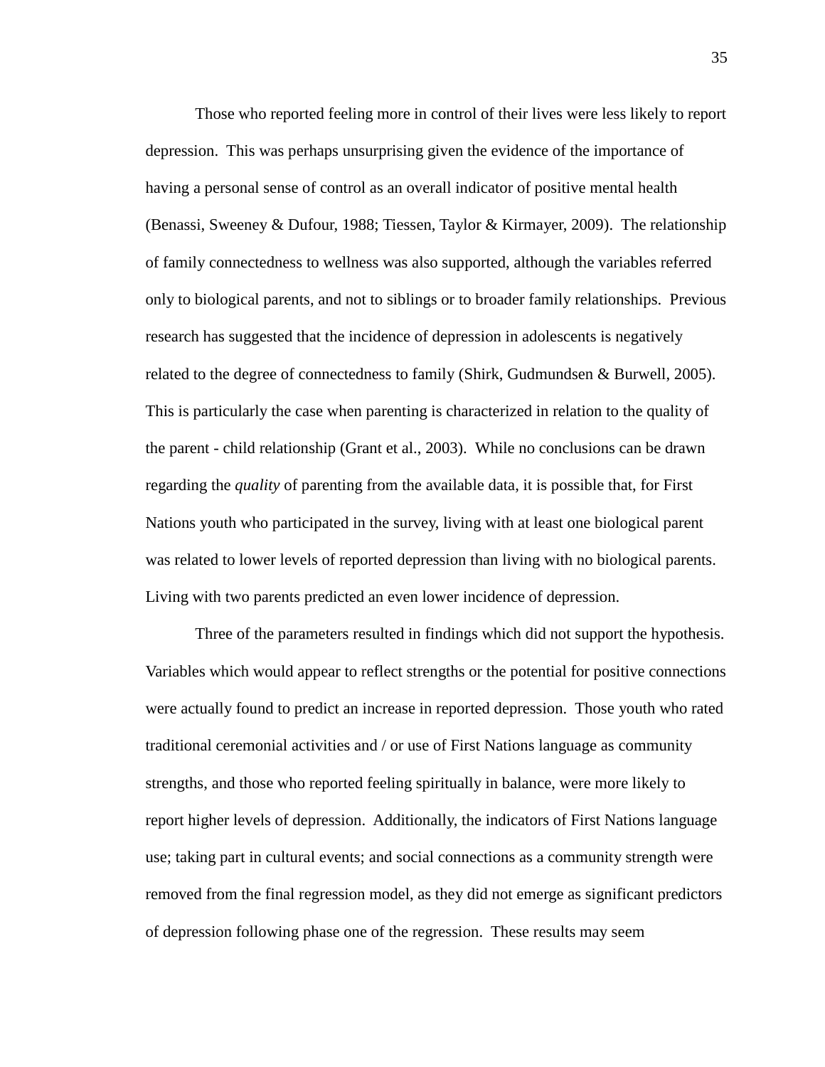Those who reported feeling more in control of their lives were less likely to report depression. This was perhaps unsurprising given the evidence of the importance of having a personal sense of control as an overall indicator of positive mental health (Benassi, Sweeney & Dufour, 1988; Tiessen, Taylor & Kirmayer, 2009). The relationship of family connectedness to wellness was also supported, although the variables referred only to biological parents, and not to siblings or to broader family relationships. Previous research has suggested that the incidence of depression in adolescents is negatively related to the degree of connectedness to family (Shirk, Gudmundsen & Burwell, 2005). This is particularly the case when parenting is characterized in relation to the quality of the parent - child relationship (Grant et al., 2003). While no conclusions can be drawn regarding the *quality* of parenting from the available data, it is possible that, for First Nations youth who participated in the survey, living with at least one biological parent was related to lower levels of reported depression than living with no biological parents. Living with two parents predicted an even lower incidence of depression.

Three of the parameters resulted in findings which did not support the hypothesis. Variables which would appear to reflect strengths or the potential for positive connections were actually found to predict an increase in reported depression. Those youth who rated traditional ceremonial activities and / or use of First Nations language as community strengths, and those who reported feeling spiritually in balance, were more likely to report higher levels of depression. Additionally, the indicators of First Nations language use; taking part in cultural events; and social connections as a community strength were removed from the final regression model, as they did not emerge as significant predictors of depression following phase one of the regression. These results may seem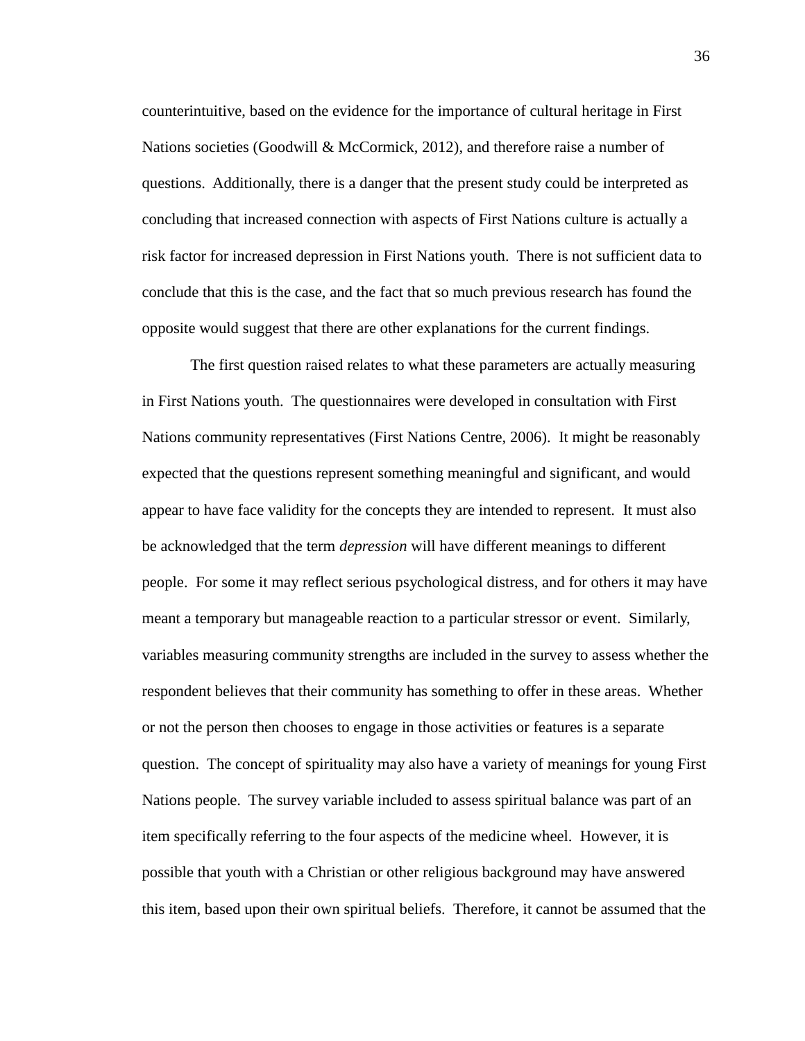counterintuitive, based on the evidence for the importance of cultural heritage in First Nations societies (Goodwill & McCormick, 2012), and therefore raise a number of questions. Additionally, there is a danger that the present study could be interpreted as concluding that increased connection with aspects of First Nations culture is actually a risk factor for increased depression in First Nations youth. There is not sufficient data to conclude that this is the case, and the fact that so much previous research has found the opposite would suggest that there are other explanations for the current findings.

The first question raised relates to what these parameters are actually measuring in First Nations youth. The questionnaires were developed in consultation with First Nations community representatives (First Nations Centre, 2006). It might be reasonably expected that the questions represent something meaningful and significant, and would appear to have face validity for the concepts they are intended to represent. It must also be acknowledged that the term *depression* will have different meanings to different people. For some it may reflect serious psychological distress, and for others it may have meant a temporary but manageable reaction to a particular stressor or event. Similarly, variables measuring community strengths are included in the survey to assess whether the respondent believes that their community has something to offer in these areas. Whether or not the person then chooses to engage in those activities or features is a separate question. The concept of spirituality may also have a variety of meanings for young First Nations people. The survey variable included to assess spiritual balance was part of an item specifically referring to the four aspects of the medicine wheel. However, it is possible that youth with a Christian or other religious background may have answered this item, based upon their own spiritual beliefs. Therefore, it cannot be assumed that the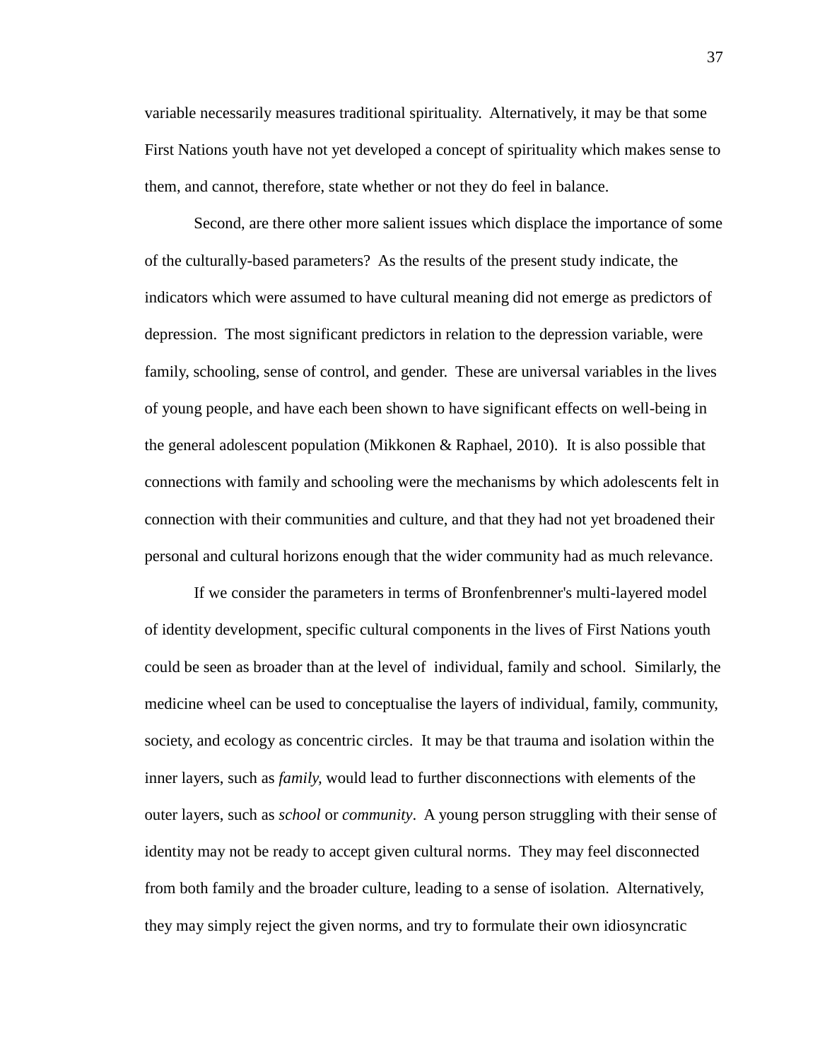variable necessarily measures traditional spirituality. Alternatively, it may be that some First Nations youth have not yet developed a concept of spirituality which makes sense to them, and cannot, therefore, state whether or not they do feel in balance.

Second, are there other more salient issues which displace the importance of some of the culturally-based parameters? As the results of the present study indicate, the indicators which were assumed to have cultural meaning did not emerge as predictors of depression. The most significant predictors in relation to the depression variable, were family, schooling, sense of control, and gender. These are universal variables in the lives of young people, and have each been shown to have significant effects on well-being in the general adolescent population (Mikkonen & Raphael, 2010). It is also possible that connections with family and schooling were the mechanisms by which adolescents felt in connection with their communities and culture, and that they had not yet broadened their personal and cultural horizons enough that the wider community had as much relevance.

If we consider the parameters in terms of Bronfenbrenner's multi-layered model of identity development, specific cultural components in the lives of First Nations youth could be seen as broader than at the level of individual, family and school. Similarly, the medicine wheel can be used to conceptualise the layers of individual, family, community, society, and ecology as concentric circles. It may be that trauma and isolation within the inner layers, such as *family*, would lead to further disconnections with elements of the outer layers, such as *school* or *community*. A young person struggling with their sense of identity may not be ready to accept given cultural norms. They may feel disconnected from both family and the broader culture, leading to a sense of isolation. Alternatively, they may simply reject the given norms, and try to formulate their own idiosyncratic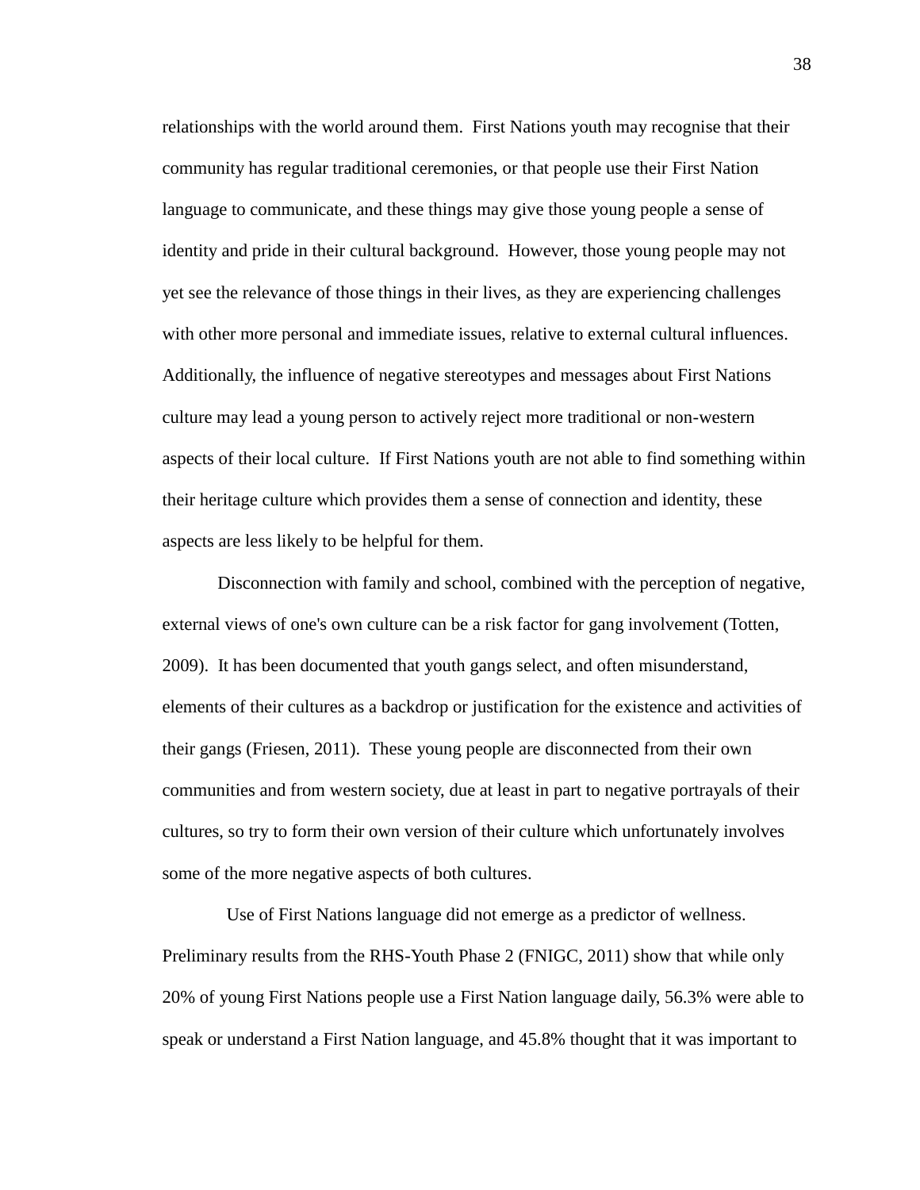relationships with the world around them. First Nations youth may recognise that their community has regular traditional ceremonies, or that people use their First Nation language to communicate, and these things may give those young people a sense of identity and pride in their cultural background. However, those young people may not yet see the relevance of those things in their lives, as they are experiencing challenges with other more personal and immediate issues, relative to external cultural influences. Additionally, the influence of negative stereotypes and messages about First Nations culture may lead a young person to actively reject more traditional or non-western aspects of their local culture. If First Nations youth are not able to find something within their heritage culture which provides them a sense of connection and identity, these aspects are less likely to be helpful for them.

Disconnection with family and school, combined with the perception of negative, external views of one's own culture can be a risk factor for gang involvement (Totten, 2009). It has been documented that youth gangs select, and often misunderstand, elements of their cultures as a backdrop or justification for the existence and activities of their gangs (Friesen, 2011). These young people are disconnected from their own communities and from western society, due at least in part to negative portrayals of their cultures, so try to form their own version of their culture which unfortunately involves some of the more negative aspects of both cultures.

Use of First Nations language did not emerge as a predictor of wellness. Preliminary results from the RHS-Youth Phase 2 (FNIGC, 2011) show that while only 20% of young First Nations people use a First Nation language daily, 56.3% were able to speak or understand a First Nation language, and 45.8% thought that it was important to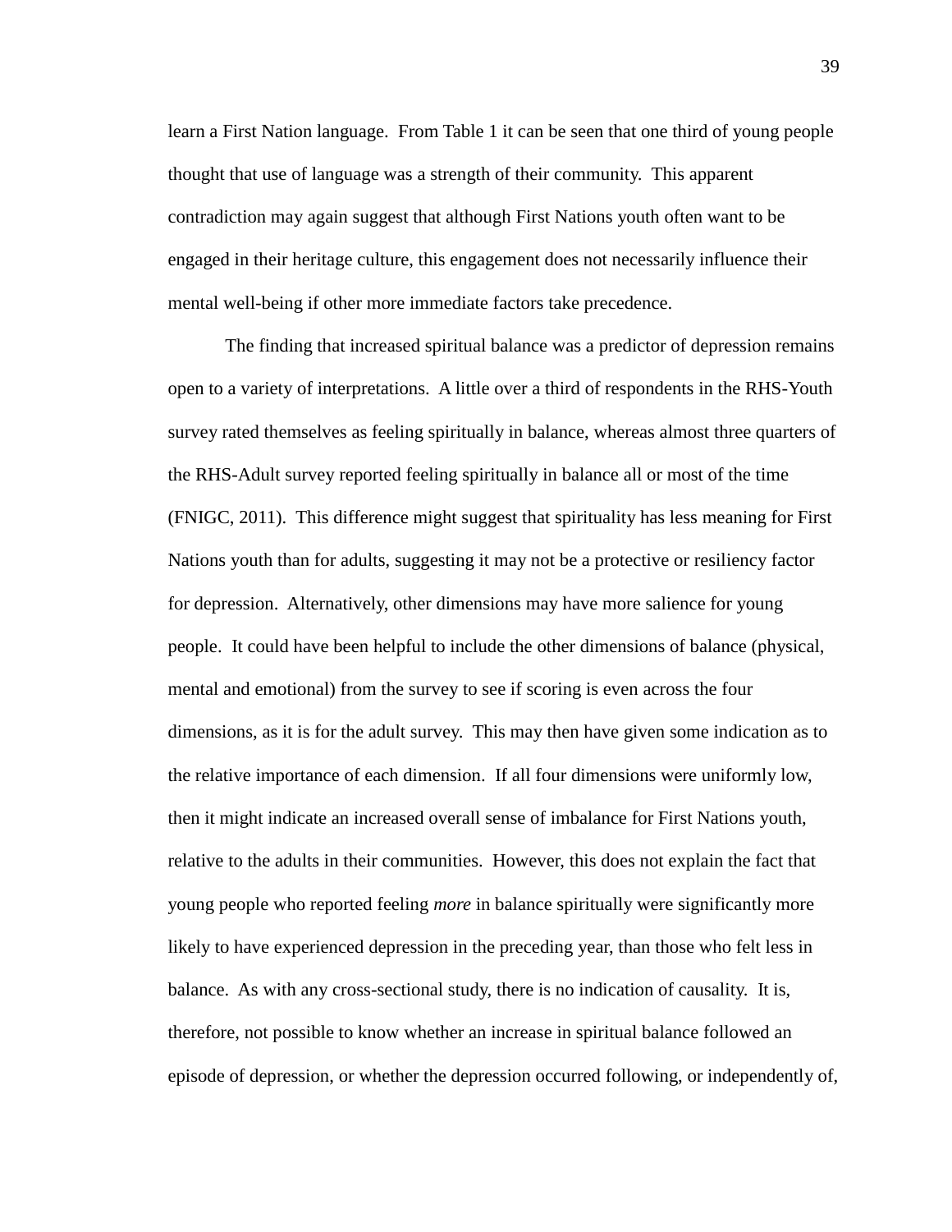learn a First Nation language. From Table 1 it can be seen that one third of young people thought that use of language was a strength of their community. This apparent contradiction may again suggest that although First Nations youth often want to be engaged in their heritage culture, this engagement does not necessarily influence their mental well-being if other more immediate factors take precedence.

The finding that increased spiritual balance was a predictor of depression remains open to a variety of interpretations. A little over a third of respondents in the RHS-Youth survey rated themselves as feeling spiritually in balance, whereas almost three quarters of the RHS-Adult survey reported feeling spiritually in balance all or most of the time (FNIGC, 2011). This difference might suggest that spirituality has less meaning for First Nations youth than for adults, suggesting it may not be a protective or resiliency factor for depression. Alternatively, other dimensions may have more salience for young people. It could have been helpful to include the other dimensions of balance (physical, mental and emotional) from the survey to see if scoring is even across the four dimensions, as it is for the adult survey. This may then have given some indication as to the relative importance of each dimension. If all four dimensions were uniformly low, then it might indicate an increased overall sense of imbalance for First Nations youth, relative to the adults in their communities. However, this does not explain the fact that young people who reported feeling *more* in balance spiritually were significantly more likely to have experienced depression in the preceding year, than those who felt less in balance. As with any cross-sectional study, there is no indication of causality. It is, therefore, not possible to know whether an increase in spiritual balance followed an episode of depression, or whether the depression occurred following, or independently of,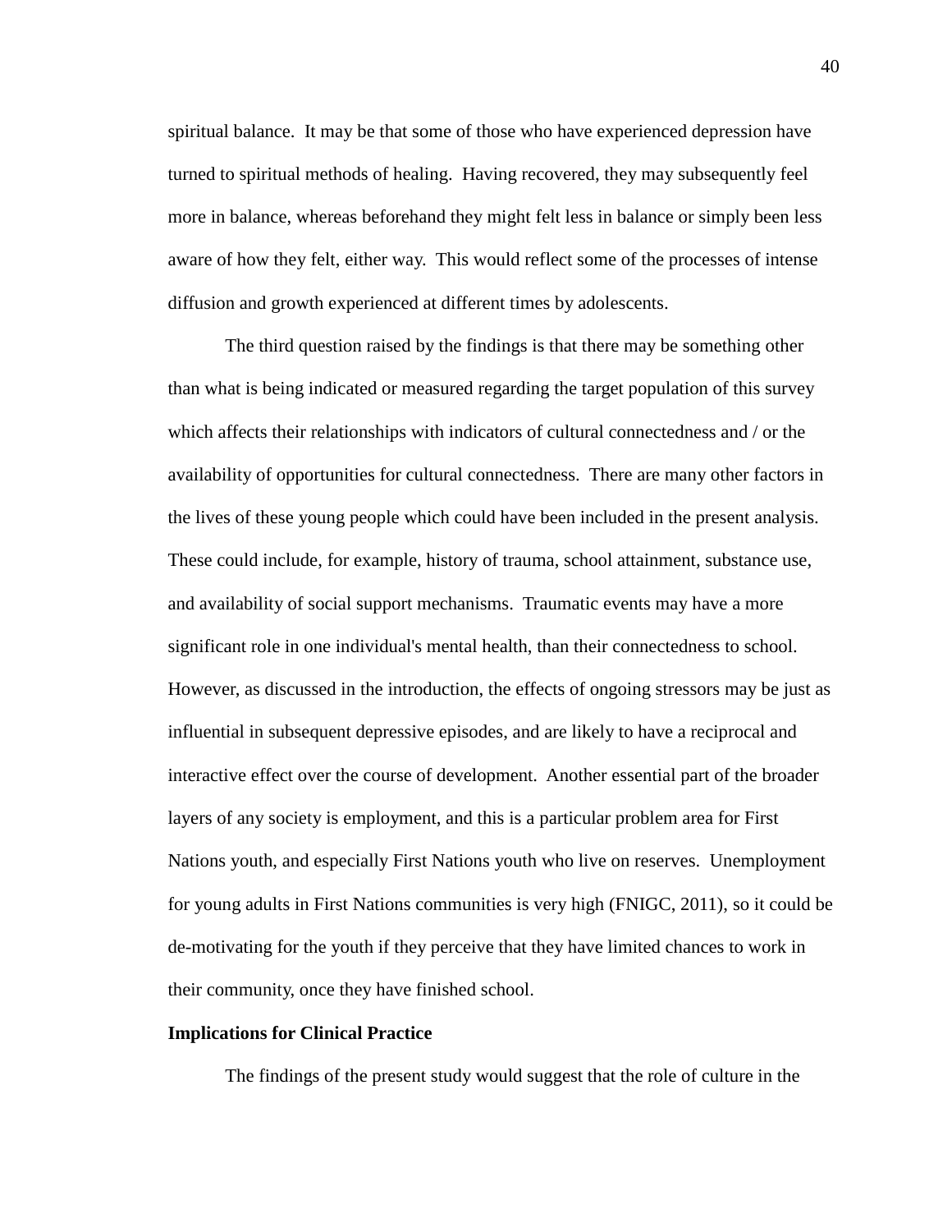spiritual balance. It may be that some of those who have experienced depression have turned to spiritual methods of healing. Having recovered, they may subsequently feel more in balance, whereas beforehand they might felt less in balance or simply been less aware of how they felt, either way. This would reflect some of the processes of intense diffusion and growth experienced at different times by adolescents.

The third question raised by the findings is that there may be something other than what is being indicated or measured regarding the target population of this survey which affects their relationships with indicators of cultural connectedness and / or the availability of opportunities for cultural connectedness. There are many other factors in the lives of these young people which could have been included in the present analysis. These could include, for example, history of trauma, school attainment, substance use, and availability of social support mechanisms. Traumatic events may have a more significant role in one individual's mental health, than their connectedness to school. However, as discussed in the introduction, the effects of ongoing stressors may be just as influential in subsequent depressive episodes, and are likely to have a reciprocal and interactive effect over the course of development. Another essential part of the broader layers of any society is employment, and this is a particular problem area for First Nations youth, and especially First Nations youth who live on reserves. Unemployment for young adults in First Nations communities is very high (FNIGC, 2011), so it could be de-motivating for the youth if they perceive that they have limited chances to work in their community, once they have finished school.

**Implications for Clinical Practice**

The findings of the present study would suggest that the role of culture in the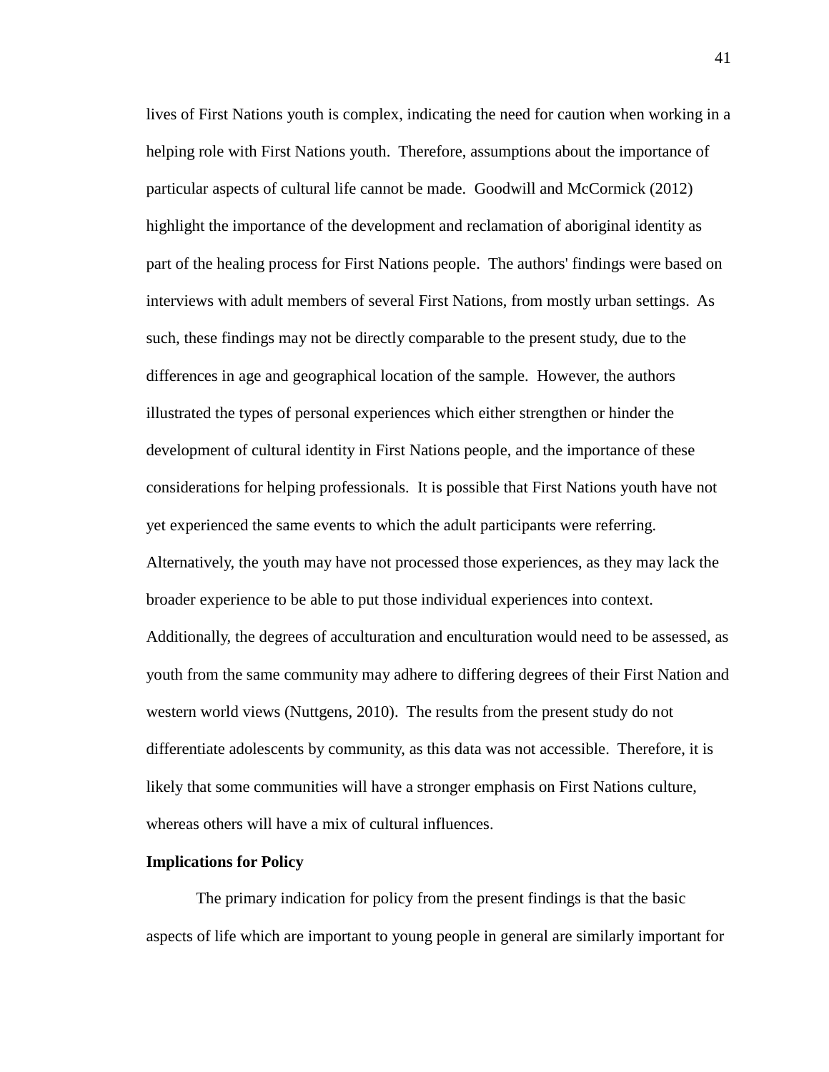lives of First Nations youth is complex, indicating the need for caution when working in a helping role with First Nations youth. Therefore, assumptions about the importance of particular aspects of cultural life cannot be made. Goodwill and McCormick (2012) highlight the importance of the development and reclamation of aboriginal identity as part of the healing process for First Nations people. The authors' findings were based on interviews with adult members of several First Nations, from mostly urban settings. As such, these findings may not be directly comparable to the present study, due to the differences in age and geographical location of the sample. However, the authors illustrated the types of personal experiences which either strengthen or hinder the development of cultural identity in First Nations people, and the importance of these considerations for helping professionals. It is possible that First Nations youth have not yet experienced the same events to which the adult participants were referring. Alternatively, the youth may have not processed those experiences, as they may lack the broader experience to be able to put those individual experiences into context. Additionally, the degrees of acculturation and enculturation would need to be assessed, as youth from the same community may adhere to differing degrees of their First Nation and western world views (Nuttgens, 2010). The results from the present study do not differentiate adolescents by community, as this data was not accessible. Therefore, it is likely that some communities will have a stronger emphasis on First Nations culture, whereas others will have a mix of cultural influences.

**Implications for Policy**

The primary indication for policy from the present findings is that the basic aspects of life which are important to young people in general are similarly important for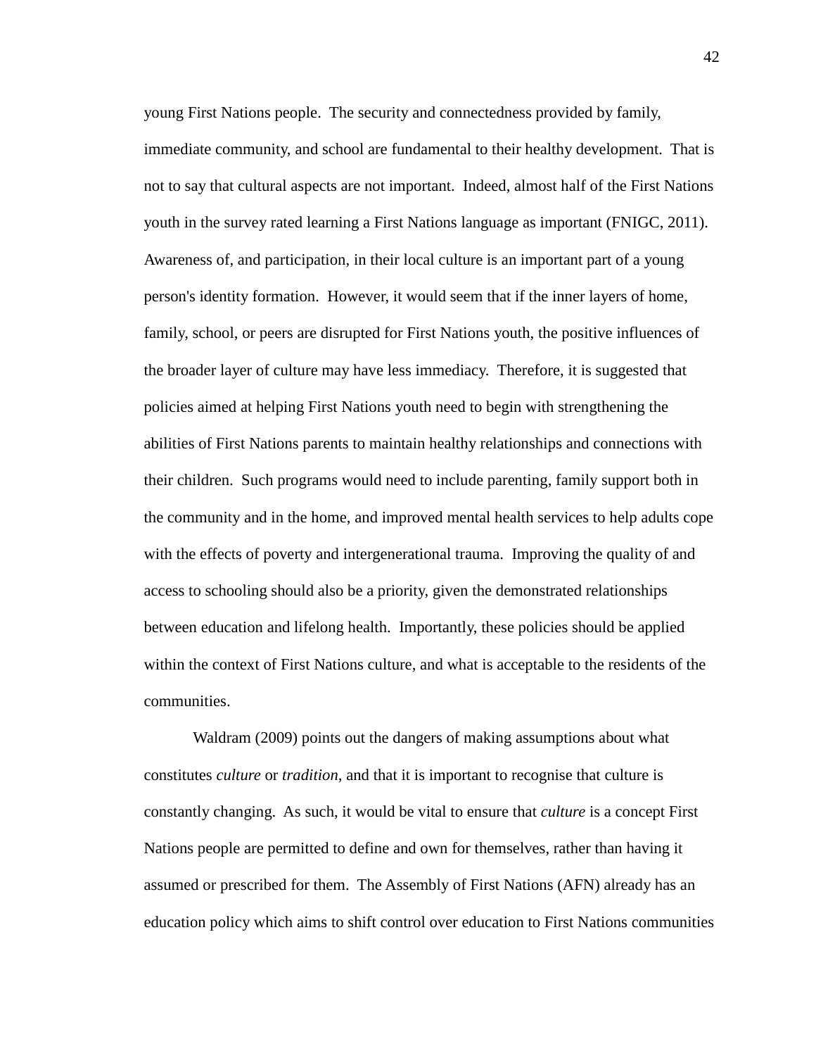young First Nations people. The security and connectedness provided by family, immediate community, and school are fundamental to their healthy development. That is not to say that cultural aspects are not important. Indeed, almost half of the First Nations youth in the survey rated learning a First Nations language as important (FNIGC, 2011). Awareness of, and participation, in their local culture is an important part of a young person's identity formation. However, it would seem that if the inner layers of home, family, school, or peers are disrupted for First Nations youth, the positive influences of the broader layer of culture may have less immediacy. Therefore, it is suggested that policies aimed at helping First Nations youth need to begin with strengthening the abilities of First Nations parents to maintain healthy relationships and connections with their children. Such programs would need to include parenting, family support both in the community and in the home, and improved mental health services to help adults cope with the effects of poverty and intergenerational trauma. Improving the quality of and access to schooling should also be a priority, given the demonstrated relationships between education and lifelong health. Importantly, these policies should be applied within the context of First Nations culture, and what is acceptable to the residents of the communities.

Waldram (2009) points out the dangers of making assumptions about what constitutes *culture* or *tradition,* and that it is important to recognise that culture is constantly changing. As such, it would be vital to ensure that *culture* is a concept First Nations people are permitted to define and own for themselves, rather than having it assumed or prescribed for them. The Assembly of First Nations (AFN) already has an education policy which aims to shift control over education to First Nations communities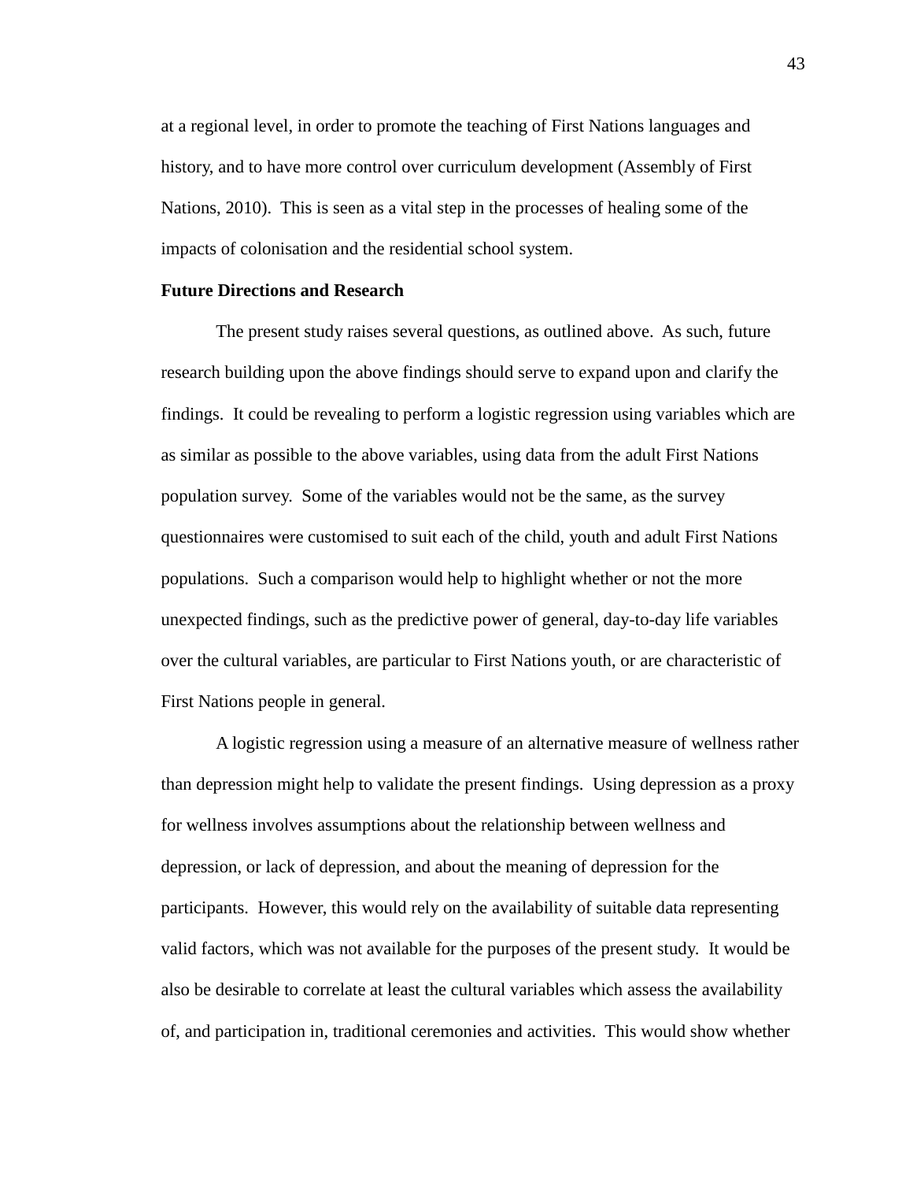at a regional level, in order to promote the teaching of First Nations languages and history, and to have more control over curriculum development (Assembly of First Nations, 2010). This is seen as a vital step in the processes of healing some of the impacts of colonisation and the residential school system.

**Future Directions and Research**

The present study raises several questions, as outlined above. As such, future research building upon the above findings should serve to expand upon and clarify the findings. It could be revealing to perform a logistic regression using variables which are as similar as possible to the above variables, using data from the adult First Nations population survey. Some of the variables would not be the same, as the survey questionnaires were customised to suit each of the child, youth and adult First Nations populations. Such a comparison would help to highlight whether or not the more unexpected findings, such as the predictive power of general, day-to-day life variables over the cultural variables, are particular to First Nations youth, or are characteristic of First Nations people in general.

A logistic regression using a measure of an alternative measure of wellness rather than depression might help to validate the present findings. Using depression as a proxy for wellness involves assumptions about the relationship between wellness and depression, or lack of depression, and about the meaning of depression for the participants. However, this would rely on the availability of suitable data representing valid factors, which was not available for the purposes of the present study. It would be also be desirable to correlate at least the cultural variables which assess the availability of, and participation in, traditional ceremonies and activities. This would show whether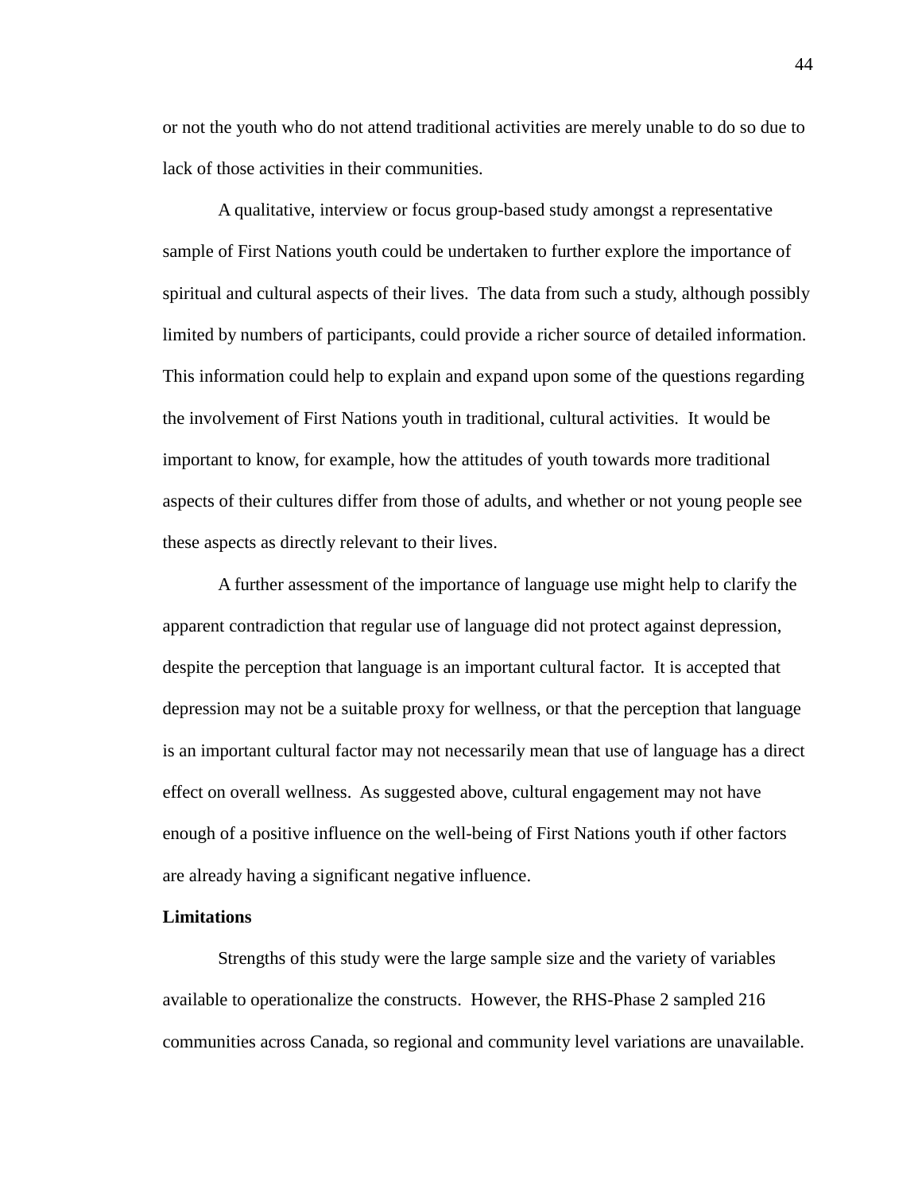or not the youth who do not attend traditional activities are merely unable to do so due to lack of those activities in their communities.

A qualitative, interview or focus group-based study amongst a representative sample of First Nations youth could be undertaken to further explore the importance of spiritual and cultural aspects of their lives. The data from such a study, although possibly limited by numbers of participants, could provide a richer source of detailed information. This information could help to explain and expand upon some of the questions regarding the involvement of First Nations youth in traditional, cultural activities. It would be important to know, for example, how the attitudes of youth towards more traditional aspects of their cultures differ from those of adults, and whether or not young people see these aspects as directly relevant to their lives.

A further assessment of the importance of language use might help to clarify the apparent contradiction that regular use of language did not protect against depression, despite the perception that language is an important cultural factor. It is accepted that depression may not be a suitable proxy for wellness, or that the perception that language is an important cultural factor may not necessarily mean that use of language has a direct effect on overall wellness. As suggested above, cultural engagement may not have enough of a positive influence on the well-being of First Nations youth if other factors are already having a significant negative influence.

**Limitations**

Strengths of this study were the large sample size and the variety of variables available to operationalize the constructs. However, the RHS-Phase 2 sampled 216 communities across Canada, so regional and community level variations are unavailable.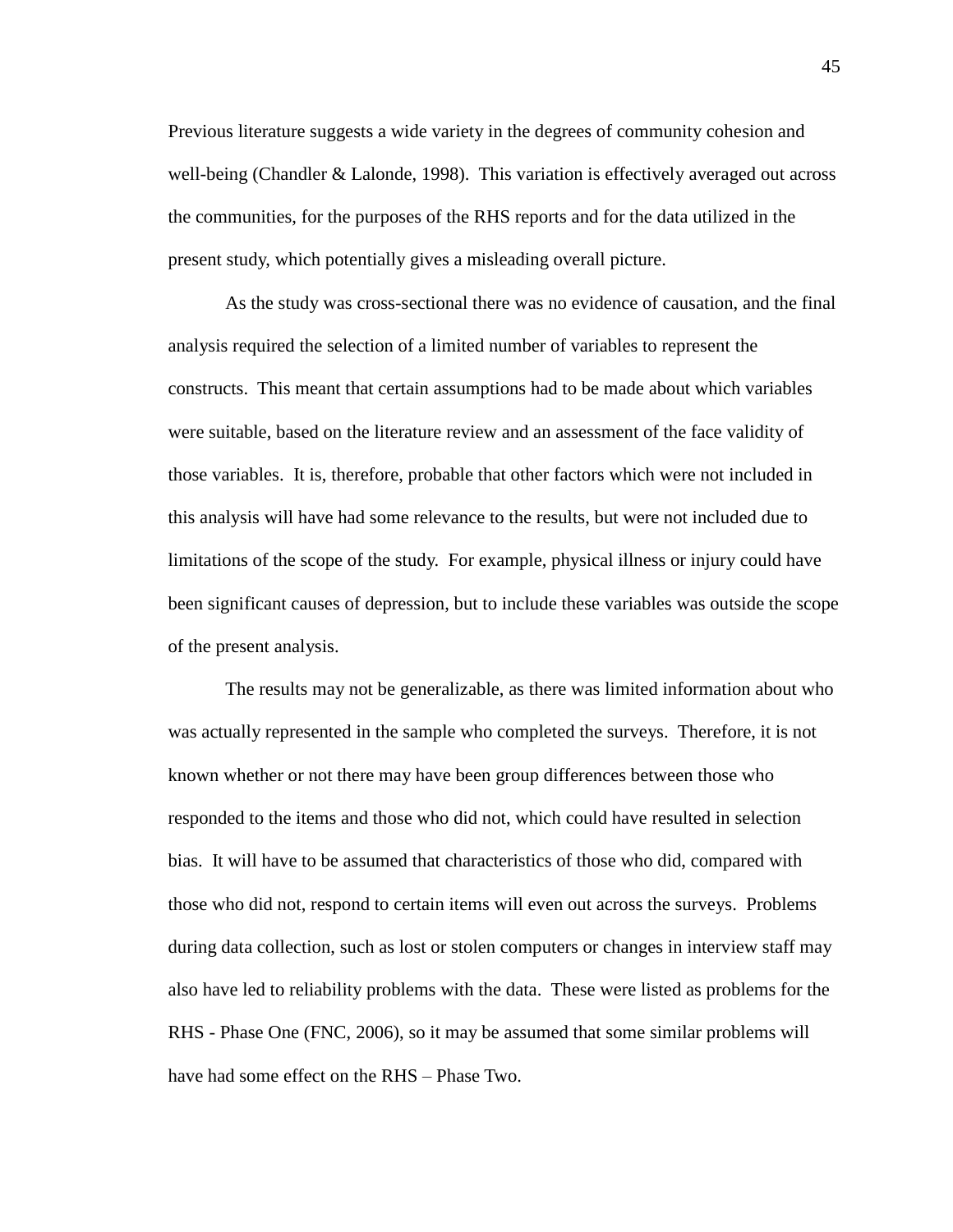Previous literature suggests a wide variety in the degrees of community cohesion and well-being (Chandler & Lalonde, 1998). This variation is effectively averaged out across the communities, for the purposes of the RHS reports and for the data utilized in the present study, which potentially gives a misleading overall picture.

As the study was cross-sectional there was no evidence of causation, and the final analysis required the selection of a limited number of variables to represent the constructs. This meant that certain assumptions had to be made about which variables were suitable, based on the literature review and an assessment of the face validity of those variables. It is, therefore, probable that other factors which were not included in this analysis will have had some relevance to the results, but were not included due to limitations of the scope of the study. For example, physical illness or injury could have been significant causes of depression, but to include these variables was outside the scope of the present analysis.

The results may not be generalizable, as there was limited information about who was actually represented in the sample who completed the surveys. Therefore, it is not known whether or not there may have been group differences between those who responded to the items and those who did not, which could have resulted in selection bias. It will have to be assumed that characteristics of those who did, compared with those who did not, respond to certain items will even out across the surveys. Problems during data collection, such as lost or stolen computers or changes in interview staff may also have led to reliability problems with the data. These were listed as problems for the RHS - Phase One (FNC, 2006), so it may be assumed that some similar problems will have had some effect on the RHS – Phase Two.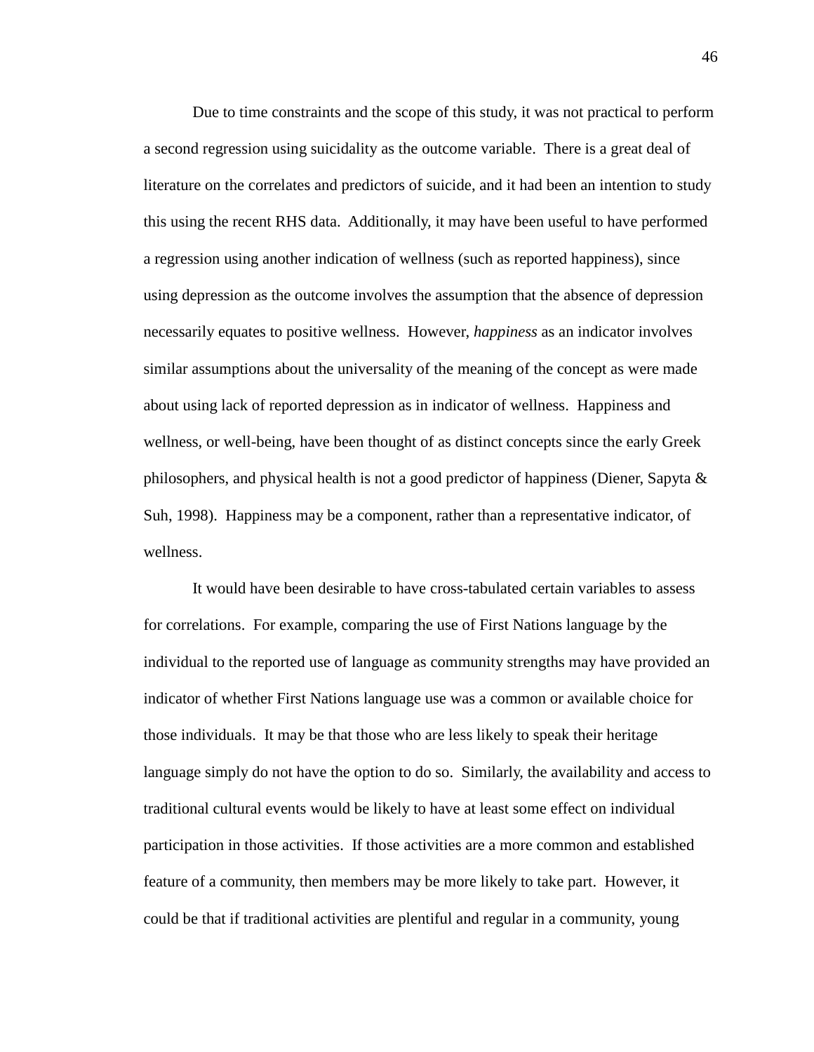Due to time constraints and the scope of this study, it was not practical to perform a second regression using suicidality as the outcome variable. There is a great deal of literature on the correlates and predictors of suicide, and it had been an intention to study this using the recent RHS data. Additionally, it may have been useful to have performed a regression using another indication of wellness (such as reported happiness), since using depression as the outcome involves the assumption that the absence of depression necessarily equates to positive wellness. However, *happiness* as an indicator involves similar assumptions about the universality of the meaning of the concept as were made about using lack of reported depression as in indicator of wellness. Happiness and wellness, or well-being, have been thought of as distinct concepts since the early Greek philosophers, and physical health is not a good predictor of happiness (Diener, Sapyta & Suh, 1998). Happiness may be a component, rather than a representative indicator, of wellness.

It would have been desirable to have cross-tabulated certain variables to assess for correlations. For example, comparing the use of First Nations language by the individual to the reported use of language as community strengths may have provided an indicator of whether First Nations language use was a common or available choice for those individuals. It may be that those who are less likely to speak their heritage language simply do not have the option to do so. Similarly, the availability and access to traditional cultural events would be likely to have at least some effect on individual participation in those activities. If those activities are a more common and established feature of a community, then members may be more likely to take part. However, it could be that if traditional activities are plentiful and regular in a community, young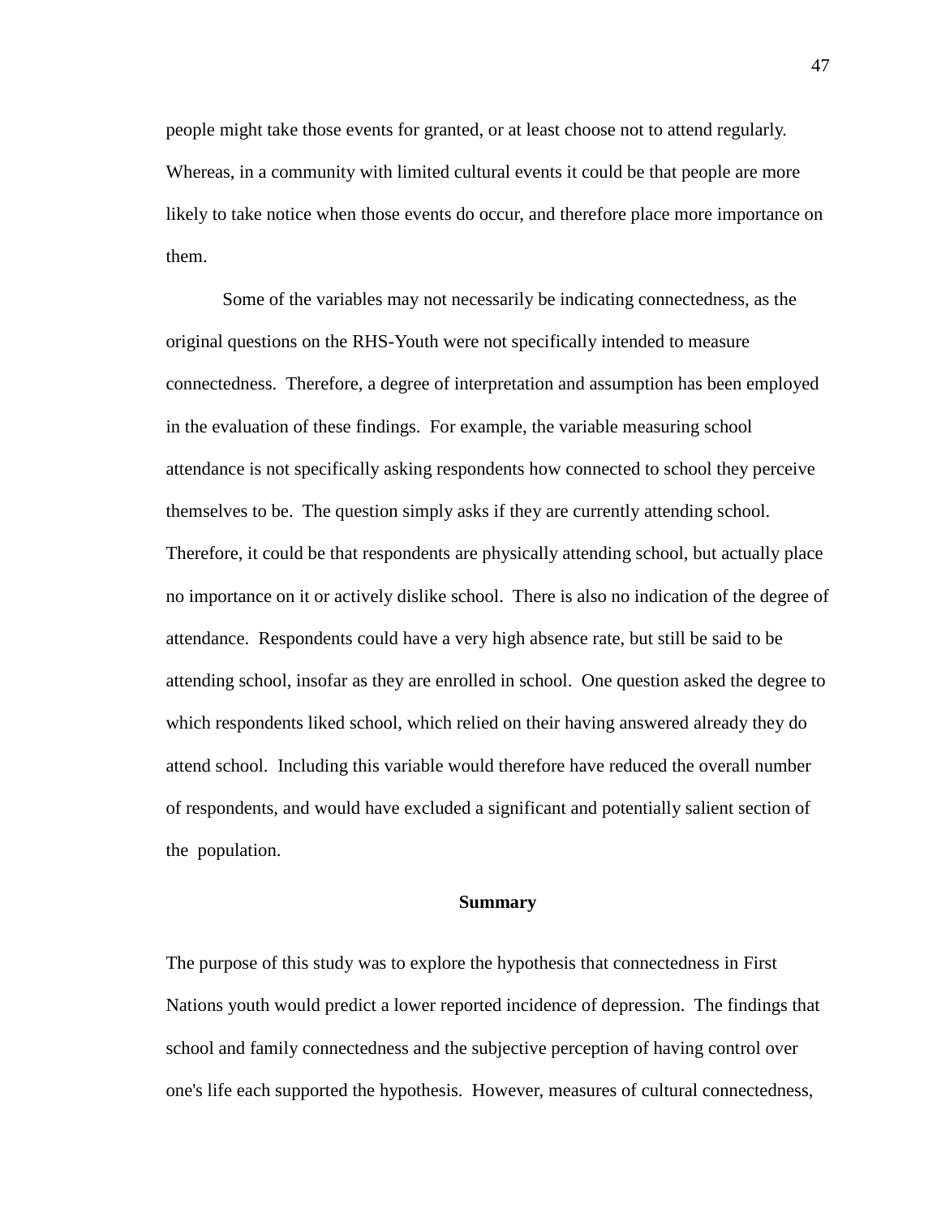people might take those events for granted, or at least choose not to attend regularly. Whereas, in a community with limited cultural events it could be that people are more likely to take notice when those events do occur, and therefore place more importance on them.

Some of the variables may not necessarily be indicating connectedness, as the original questions on the RHS-Youth were not specifically intended to measure connectedness. Therefore, a degree of interpretation and assumption has been employed in the evaluation of these findings. For example, the variable measuring school attendance is not specifically asking respondents how connected to school they perceive themselves to be. The question simply asks if they are currently attending school. Therefore, it could be that respondents are physically attending school, but actually place no importance on it or actively dislike school. There is also no indication of the degree of attendance. Respondents could have a very high absence rate, but still be said to be attending school, insofar as they are enrolled in school. One question asked the degree to which respondents liked school, which relied on their having answered already they do attend school. Including this variable would therefore have reduced the overall number of respondents, and would have excluded a significant and potentially salient section of the population.

## Summary

The purpose of this study was to explore the hypothesis that connectedness in First Nations youth would predict a lower reported incidence of depression. The findings that school and family connectedness and the subjective perception of having control over one's life each supported the hypothesis. However, measures of cultural connectedness,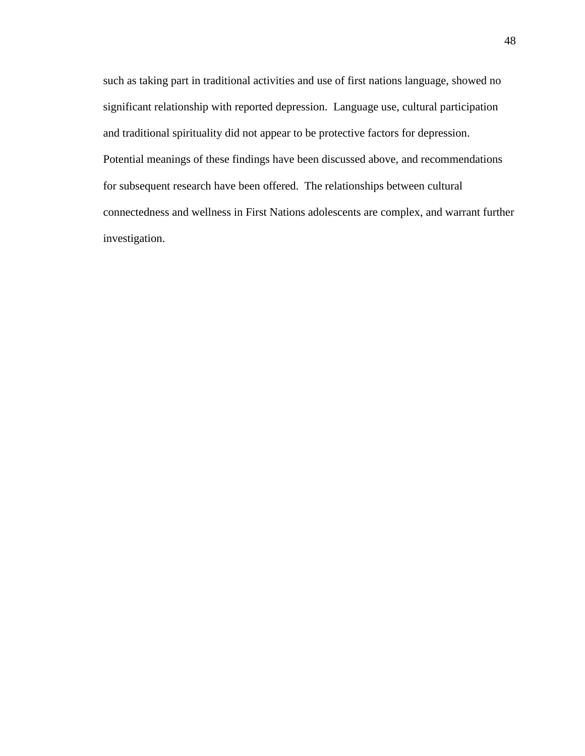such as taking part in traditional activities and use of first nations language, showed no significant relationship with reported depression. Language use, cultural participation and traditional spirituality did not appear to be protective factors for depression. Potential meanings of these findings have been discussed above, and recommendations for subsequent research have been offered. The relationships between cultural connectedness and wellness in First Nations adolescents are complex, and warrant further investigation.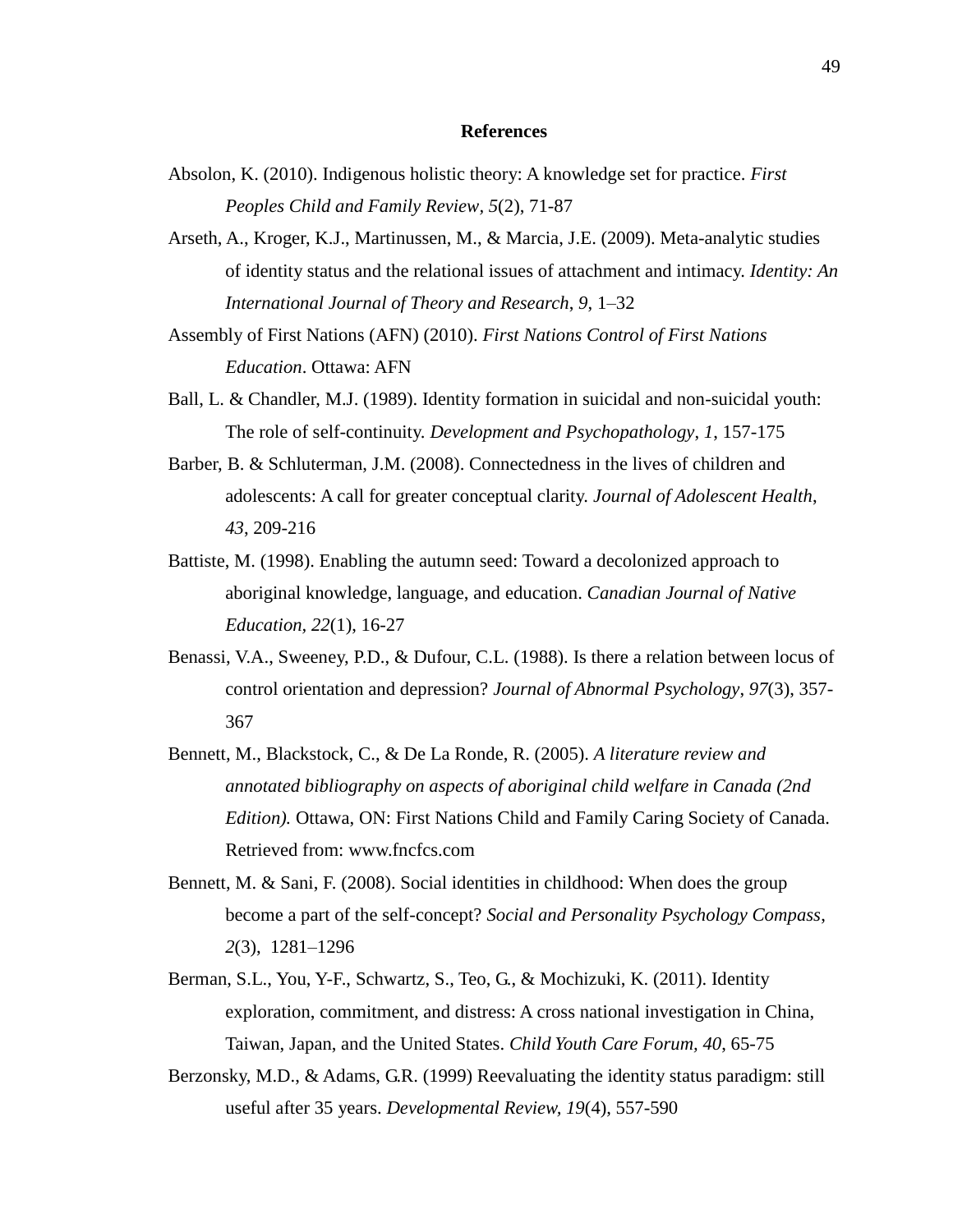# References

Absolon, K. (2010). Indigenous holistic theory: A knowledge set for practice. *First Peoples Child and Family Review, 5*(2), 71-87

Arseth, A., Kroger, K.J., Martinussen, M., & Marcia, J.E. (2009). Meta-analytic studies of identity status and the relational issues of attachment and intimacy. *Identity: An International Journal of Theory and Research, 9*, 1–32

Assembly of First Nations (AFN) (2010). *First Nations Control of First Nations Education*. Ottawa: AFN

Ball, L. & Chandler, M.J. (1989). Identity formation in suicidal and non-suicidal youth: The role of self-continuity. *Development and Psychopathology*, *1*, 157-175

Barber, B. & Schluterman, J.M. (2008). Connectedness in the lives of children and adolescents: A call for greater conceptual clarity. *Journal of Adolescent Health*, *43*, 209-216

Battiste, M. (1998). Enabling the autumn seed: Toward a decolonized approach to aboriginal knowledge, language, and education. *Canadian Journal of Native Education*, *22*(1), 16-27

Benassi, V.A., Sweeney, P.D., & Dufour, C.L. (1988). Is there a relation between locus of control orientation and depression? *Journal of Abnormal Psychology*, *97*(3), 357-367

Bennett, M., Blackstock, C., & De La Ronde, R. (2005). *A literature review and annotated bibliography on aspects of aboriginal child welfare in Canada (2nd Edition).* Ottawa, ON: First Nations Child and Family Caring Society of Canada. Retrieved from: www.fncfcs.com

Bennett, M. & Sani, F. (2008). Social identities in childhood: When does the group become a part of the self-concept? *Social and Personality Psychology Compass*, *2*(3), 1281–1296

Berman, S.L., You, Y-F., Schwartz, S., Teo, G., & Mochizuki, K. (2011). Identity exploration, commitment, and distress: A cross national investigation in China, Taiwan, Japan, and the United States. *Child Youth Care Forum, 40*, 65-75

Berzonsky, M.D., & Adams, G.R. (1999) Reevaluating the identity status paradigm: still useful after 35 years. *Developmental Review, 19*(4), 557-590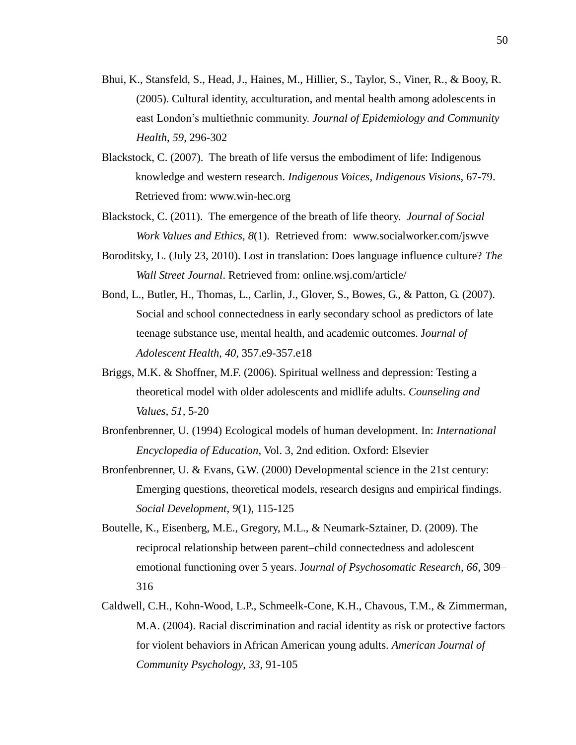Bhui, K., Stansfeld, S., Head, J., Haines, M., Hillier, S., Taylor, S., Viner, R., & Booy, R. (2005). Cultural identity, acculturation, and mental health among adolescents in east London's multiethnic community. *Journal of Epidemiology and Community Health*, *59*, 296-302

Blackstock, C. (2007). The breath of life versus the embodiment of life: Indigenous knowledge and western research. *Indigenous Voices, Indigenous Visions,* 67-79. Retrieved from: www.win-hec.org

Blackstock, C. (2011). The emergence of the breath of life theory. *Journal of Social Work Values and Ethics, 8*(1). Retrieved from: www.socialworker.com/jswve

Boroditsky, L. (July 23, 2010). Lost in translation: Does language influence culture? *The Wall Street Journal*. Retrieved from: online.wsj.com/article/

Bond, L., Butler, H., Thomas, L., Carlin, J., Glover, S., Bowes, G., & Patton, G. (2007). Social and school connectedness in early secondary school as predictors of late teenage substance use, mental health, and academic outcomes. J*ournal of Adolescent Health*, *40*, 357.e9-357.e18

Briggs, M.K. & Shoffner, M.F. (2006). Spiritual wellness and depression: Testing a theoretical model with older adolescents and midlife adults. *Counseling and Values*, *51*, 5-20

Bronfenbrenner, U. (1994) Ecological models of human development. In: *International Encyclopedia of Education*, Vol. 3, 2nd edition. Oxford: Elsevier

Bronfenbrenner, U. & Evans, G.W. (2000) Developmental science in the 21st century: Emerging questions, theoretical models, research designs and empirical findings. *Social Development*, *9*(1), 115-125

Boutelle, K., Eisenberg, M.E., Gregory, M.L., & Neumark-Sztainer, D. (2009). The reciprocal relationship between parent–child connectedness and adolescent emotional functioning over 5 years. J*ournal of Psychosomatic Research*, *66*, 309–316

Caldwell, C.H., Kohn-Wood, L.P., Schmeelk-Cone, K.H., Chavous, T.M., & Zimmerman, M.A. (2004). Racial discrimination and racial identity as risk or protective factors for violent behaviors in African American young adults. *American Journal of Community Psychology*, *33*, 91-105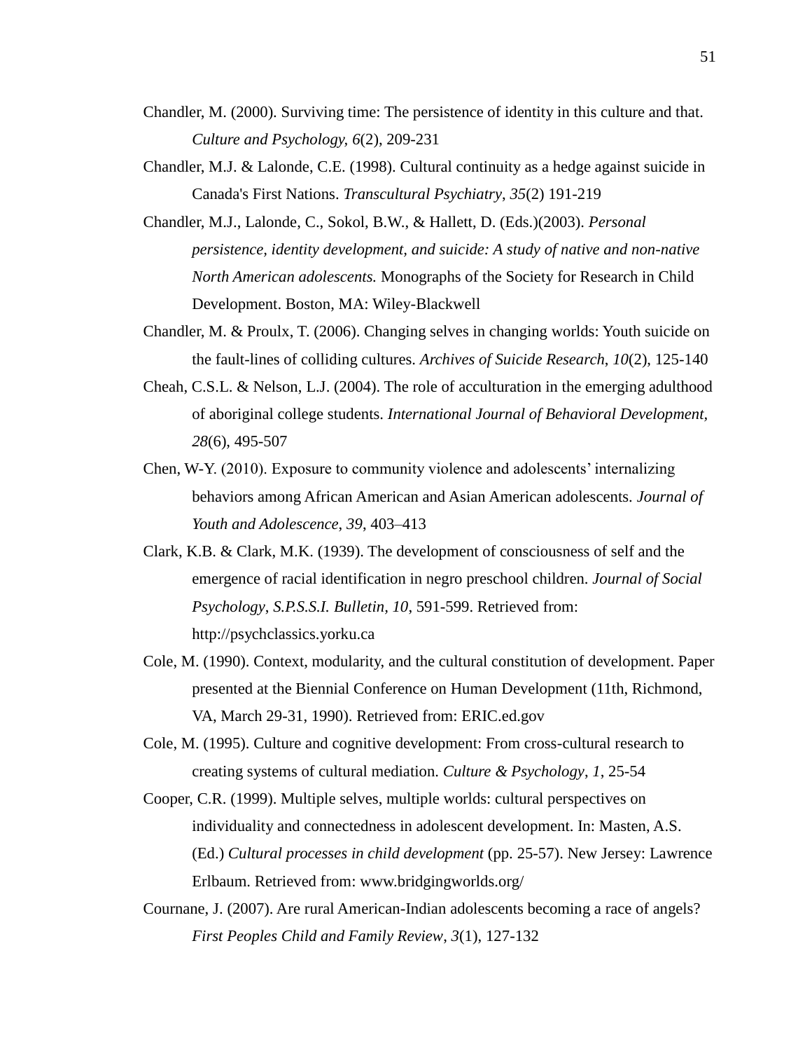Chandler, M. (2000). Surviving time: The persistence of identity in this culture and that. *Culture and Psychology*, *6*(2), 209-231

Chandler, M.J. & Lalonde, C.E. (1998). Cultural continuity as a hedge against suicide in Canada's First Nations. *Transcultural Psychiatry*, *35*(2) 191-219

Chandler, M.J., Lalonde, C., Sokol, B.W., & Hallett, D. (Eds.)(2003). *Personal persistence, identity development, and suicide: A study of native and non-native North American adolescents.* Monographs of the Society for Research in Child Development. Boston, MA: Wiley-Blackwell

Chandler, M. & Proulx, T. (2006). Changing selves in changing worlds: Youth suicide on the fault-lines of colliding cultures. *Archives of Suicide Research*, *10*(2), 125-140

Cheah, C.S.L. & Nelson, L.J. (2004). The role of acculturation in the emerging adulthood of aboriginal college students. *International Journal of Behavioral Development, 28*(6), 495-507

Chen, W-Y. (2010). Exposure to community violence and adolescents' internalizing behaviors among African American and Asian American adolescents. *Journal of Youth and Adolescence*, *39*, 403–413

Clark, K.B. & Clark, M.K. (1939). The development of consciousness of self and the emergence of racial identification in negro preschool children. *Journal of Social Psychology*, *S.P.S.S.I. Bulletin, 10*, 591-599. Retrieved from: http://psychclassics.yorku.ca

Cole, M. (1990). Context, modularity, and the cultural constitution of development. Paper presented at the Biennial Conference on Human Development (11th, Richmond, VA, March 29-31, 1990). Retrieved from: ERIC.ed.gov

Cole, M. (1995). Culture and cognitive development: From cross-cultural research to creating systems of cultural mediation. *Culture & Psychology*, *1*, 25-54

Cooper, C.R. (1999). Multiple selves, multiple worlds: cultural perspectives on individuality and connectedness in adolescent development. In: Masten, A.S. (Ed.) *Cultural processes in child development* (pp. 25-57). New Jersey: Lawrence Erlbaum. Retrieved from: www.bridgingworlds.org/

Cournane, J. (2007). Are rural American-Indian adolescents becoming a race of angels? *First Peoples Child and Family Review*, *3*(1), 127-132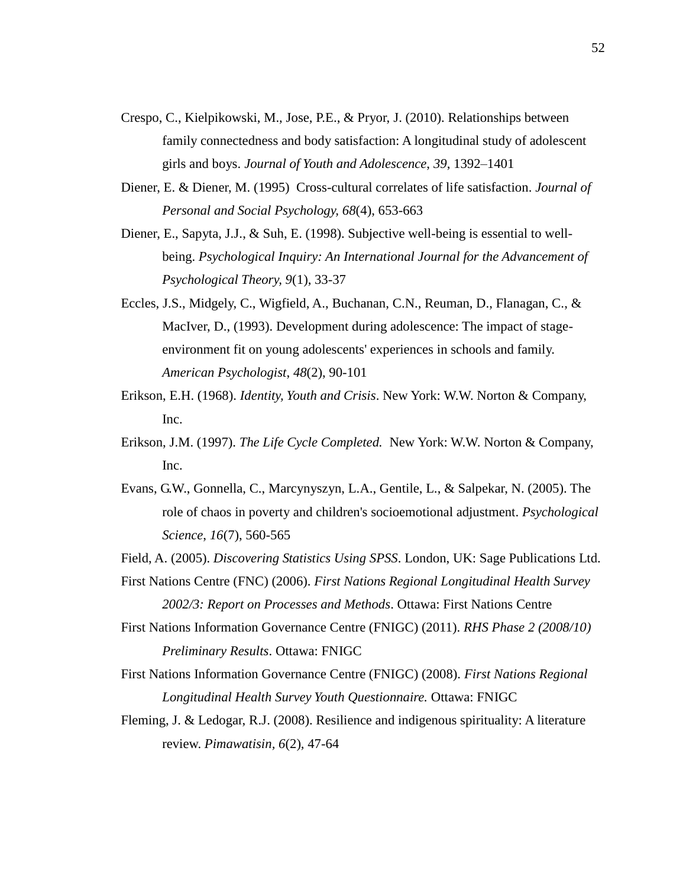Crespo, C., Kielpikowski, M., Jose, P.E., & Pryor, J. (2010). Relationships between family connectedness and body satisfaction: A longitudinal study of adolescent girls and boys. *Journal of Youth and Adolescence*, *39*, 1392–1401

Diener, E. & Diener, M. (1995) Cross-cultural correlates of life satisfaction. *Journal of Personal and Social Psychology, 68*(4), 653-663

Diener, E., Sapyta, J.J., & Suh, E. (1998). Subjective well-being is essential to well-being. *Psychological Inquiry: An International Journal for the Advancement of Psychological Theory, 9*(1), 33-37

Eccles, J.S., Midgely, C., Wigfield, A., Buchanan, C.N., Reuman, D., Flanagan, C., & MacIver, D., (1993). Development during adolescence: The impact of stage-environment fit on young adolescents' experiences in schools and family. *American Psychologist*, *48*(2), 90-101

Erikson, E.H. (1968). *Identity, Youth and Crisis*. New York: W.W. Norton & Company, Inc.

Erikson, J.M. (1997). *The Life Cycle Completed.* New York: W.W. Norton & Company, Inc.

Evans, G.W., Gonnella, C., Marcynyszyn, L.A., Gentile, L., & Salpekar, N. (2005). The role of chaos in poverty and children's socioemotional adjustment. *Psychological Science*, *16*(7), 560-565

Field, A. (2005). *Discovering Statistics Using SPSS*. London, UK: Sage Publications Ltd.

First Nations Centre (FNC) (2006). *First Nations Regional Longitudinal Health Survey 2002/3: Report on Processes and Methods*. Ottawa: First Nations Centre

First Nations Information Governance Centre (FNIGC) (2011). *RHS Phase 2 (2008/10) Preliminary Results*. Ottawa: FNIGC

First Nations Information Governance Centre (FNIGC) (2008). *First Nations Regional Longitudinal Health Survey Youth Questionnaire.* Ottawa: FNIGC

Fleming, J. & Ledogar, R.J. (2008). Resilience and indigenous spirituality: A literature review. *Pimawatisin*, *6*(2), 47-64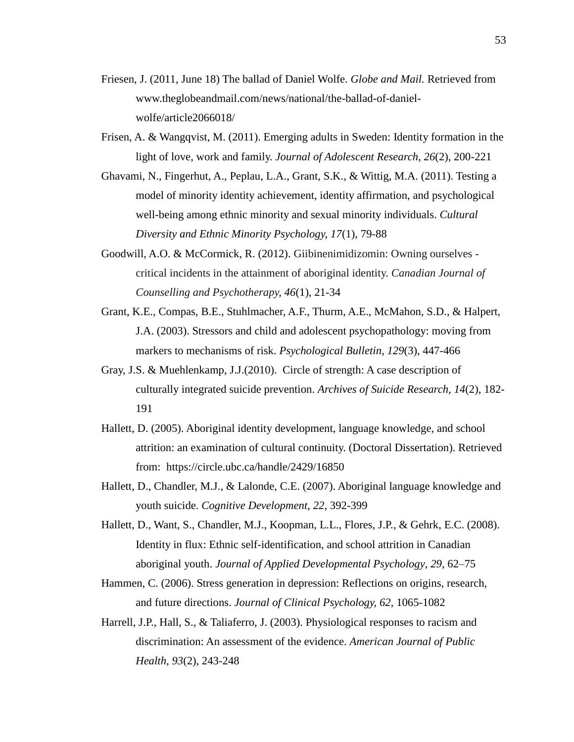Friesen, J. (2011, June 18) The ballad of Daniel Wolfe. *Globe and Mail.* Retrieved from www.theglobeandmail.com/news/national/the-ballad-of-daniel-wolfe/article2066018/

Frisen, A. & Wangqvist, M. (2011). Emerging adults in Sweden: Identity formation in the light of love, work and family. *Journal of Adolescent Research*, *26*(2), 200-221

Ghavami, N., Fingerhut, A., Peplau, L.A., Grant, S.K., & Wittig, M.A. (2011). Testing a model of minority identity achievement, identity affirmation, and psychological well-being among ethnic minority and sexual minority individuals. *Cultural Diversity and Ethnic Minority Psychology, 17*(1), 79-88

Goodwill, A.O. & McCormick, R. (2012). Giibinenimidizomin: Owning ourselves - critical incidents in the attainment of aboriginal identity. *Canadian Journal of Counselling and Psychotherapy, 46*(1), 21-34

Grant, K.E., Compas, B.E., Stuhlmacher, A.F., Thurm, A.E., McMahon, S.D., & Halpert, J.A. (2003). Stressors and child and adolescent psychopathology: moving from markers to mechanisms of risk. *Psychological Bulletin*, *129*(3), 447-466

Gray, J.S. & Muehlenkamp, J.J.(2010). Circle of strength: A case description of culturally integrated suicide prevention. *Archives of Suicide Research, 14*(2), 182-191

Hallett, D. (2005). Aboriginal identity development, language knowledge, and school attrition: an examination of cultural continuity. (Doctoral Dissertation). Retrieved from: https://circle.ubc.ca/handle/2429/16850

Hallett, D., Chandler, M.J., & Lalonde, C.E. (2007). Aboriginal language knowledge and youth suicide. *Cognitive Development*, *22*, 392-399

Hallett, D., Want, S., Chandler, M.J., Koopman, L.L., Flores, J.P., & Gehrk, E.C. (2008). Identity in flux: Ethnic self-identification, and school attrition in Canadian aboriginal youth. *Journal of Applied Developmental Psychology*, *29*, 62–75

Hammen, C. (2006). Stress generation in depression: Reflections on origins, research, and future directions. *Journal of Clinical Psychology, 62*, 1065-1082

Harrell, J.P., Hall, S., & Taliaferro, J. (2003). Physiological responses to racism and discrimination: An assessment of the evidence. *American Journal of Public Health, 93*(2), 243-248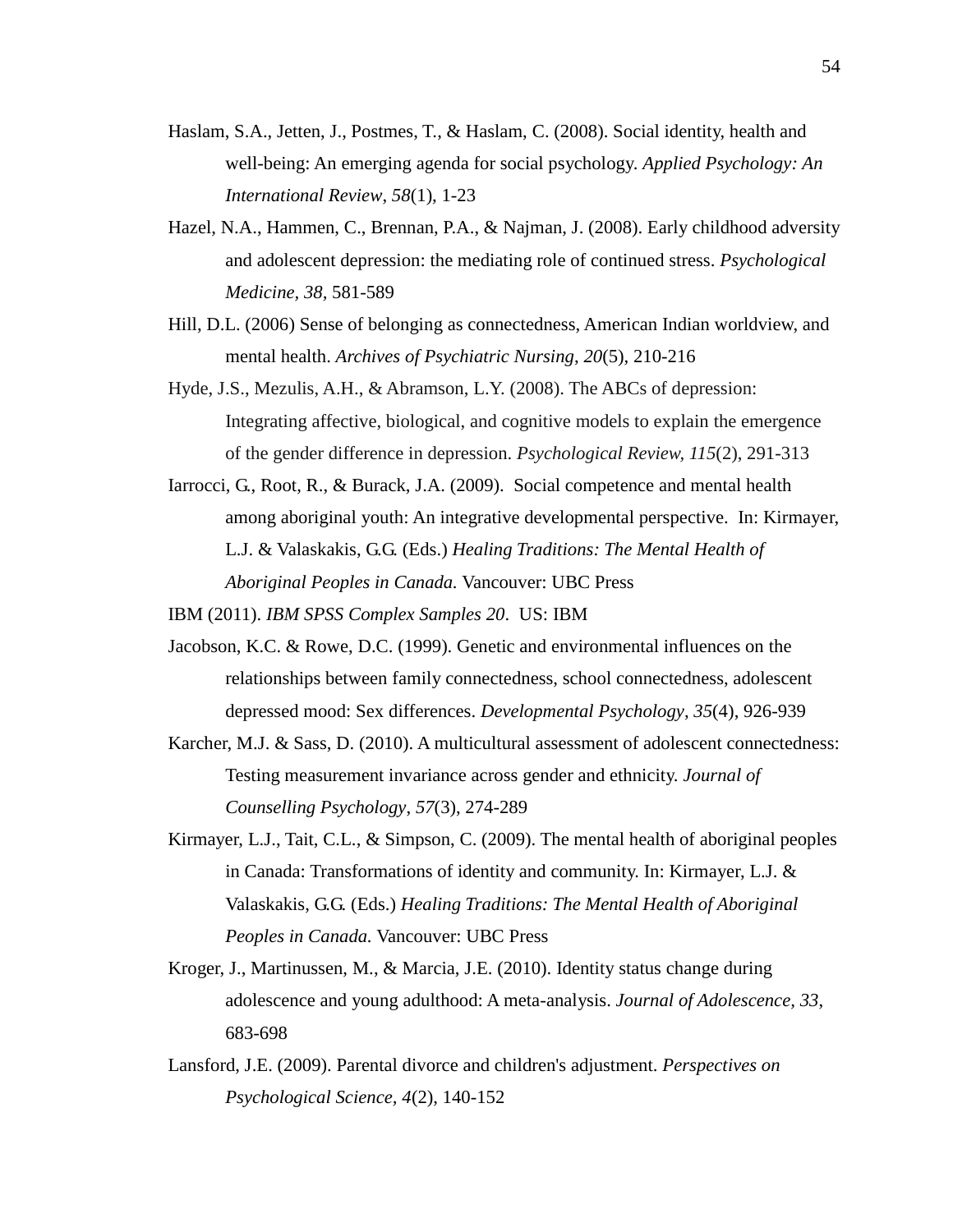Haslam, S.A., Jetten, J., Postmes, T., & Haslam, C. (2008). Social identity, health and well-being: An emerging agenda for social psychology. *Applied Psychology: An International Review*, *58*(1), 1-23

Hazel, N.A., Hammen, C., Brennan, P.A., & Najman, J. (2008). Early childhood adversity and adolescent depression: the mediating role of continued stress. *Psychological Medicine, 38,* 581-589

Hill, D.L. (2006) Sense of belonging as connectedness, American Indian worldview, and mental health. *Archives of Psychiatric Nursing*, *20*(5), 210-216

Hyde, J.S., Mezulis, A.H., & Abramson, L.Y. (2008). The ABCs of depression: Integrating affective, biological, and cognitive models to explain the emergence of the gender difference in depression. *Psychological Review, 115*(2), 291-313

Iarrocci, G., Root, R., & Burack, J.A. (2009). Social competence and mental health among aboriginal youth: An integrative developmental perspective. In: Kirmayer, L.J. & Valaskakis, G.G. (Eds.) *Healing Traditions: The Mental Health of Aboriginal Peoples in Canada.* Vancouver: UBC Press

IBM (2011). *IBM SPSS Complex Samples 20*. US: IBM

Jacobson, K.C. & Rowe, D.C. (1999). Genetic and environmental influences on the relationships between family connectedness, school connectedness, adolescent depressed mood: Sex differences. *Developmental Psychology*, *35*(4), 926-939

Karcher, M.J. & Sass, D. (2010). A multicultural assessment of adolescent connectedness: Testing measurement invariance across gender and ethnicity. *Journal of Counselling Psychology*, *57*(3), 274-289

Kirmayer, L.J., Tait, C.L., & Simpson, C. (2009). The mental health of aboriginal peoples in Canada: Transformations of identity and community. In: Kirmayer, L.J. & Valaskakis, G.G. (Eds.) *Healing Traditions: The Mental Health of Aboriginal Peoples in Canada.* Vancouver: UBC Press

Kroger, J., Martinussen, M., & Marcia, J.E. (2010). Identity status change during adolescence and young adulthood: A meta-analysis. *Journal of Adolescence*, *33*, 683-698

Lansford, J.E. (2009). Parental divorce and children's adjustment. *Perspectives on Psychological Science*, *4*(2), 140-152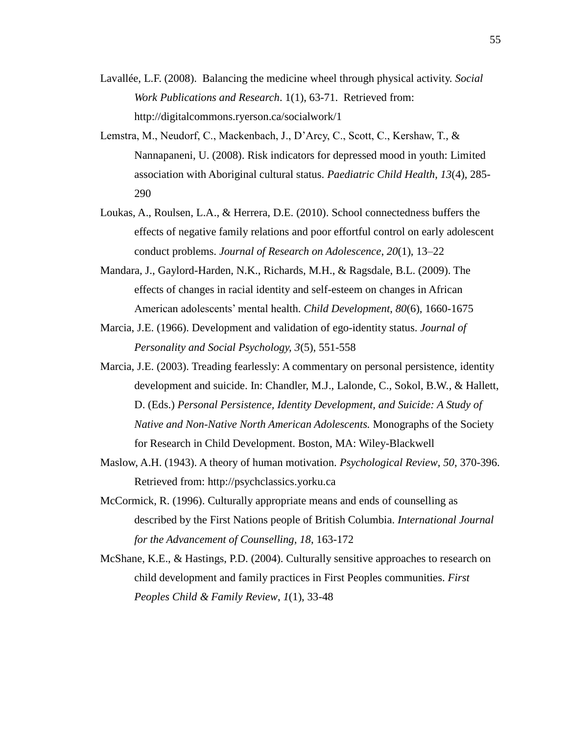Lavallée, L.F. (2008). Balancing the medicine wheel through physical activity. *Social Work Publications and Research*. 1(1), 63-71. Retrieved from: http://digitalcommons.ryerson.ca/socialwork/1

Lemstra, M., Neudorf, C., Mackenbach, J., D'Arcy, C., Scott, C., Kershaw, T., & Nannapaneni, U. (2008). Risk indicators for depressed mood in youth: Limited association with Aboriginal cultural status. *Paediatric Child Health, 13*(4), 285-290

Loukas, A., Roulsen, L.A., & Herrera, D.E. (2010). School connectedness buffers the effects of negative family relations and poor effortful control on early adolescent conduct problems. *Journal of Research on Adolescence*, *20*(1), 13–22

Mandara, J., Gaylord-Harden, N.K., Richards, M.H., & Ragsdale, B.L. (2009). The effects of changes in racial identity and self-esteem on changes in African American adolescents' mental health. *Child Development, 80*(6), 1660-1675

Marcia, J.E. (1966). Development and validation of ego-identity status. *Journal of Personality and Social Psychology, 3*(5), 551-558

Marcia, J.E. (2003). Treading fearlessly: A commentary on personal persistence, identity development and suicide. In: Chandler, M.J., Lalonde, C., Sokol, B.W., & Hallett, D. (Eds.) *Personal Persistence, Identity Development, and Suicide: A Study of Native and Non-Native North American Adolescents.* Monographs of the Society for Research in Child Development. Boston, MA: Wiley-Blackwell

Maslow, A.H. (1943). A theory of human motivation. *Psychological Review*, *50*, 370-396. Retrieved from: http://psychclassics.yorku.ca

McCormick, R. (1996). Culturally appropriate means and ends of counselling as described by the First Nations people of British Columbia. *International Journal for the Advancement of Counselling, 18*, 163-172

McShane, K.E., & Hastings, P.D. (2004). Culturally sensitive approaches to research on child development and family practices in First Peoples communities. *First Peoples Child & Family Review*, *1*(1), 33-48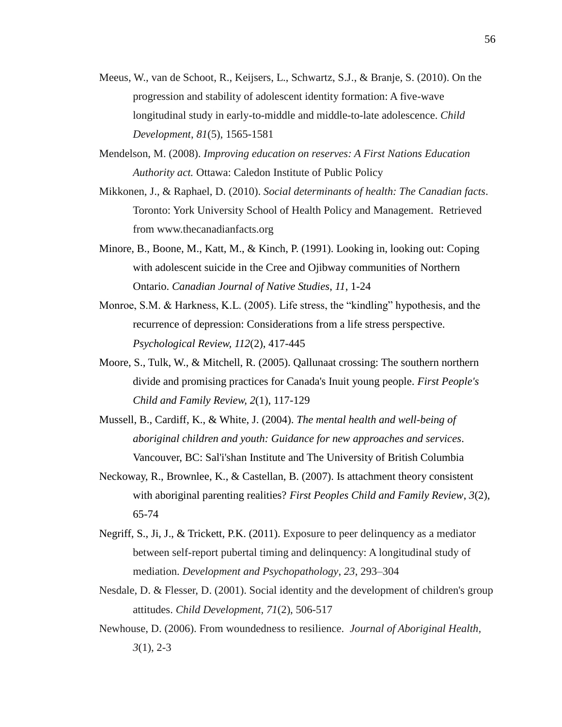Meeus, W., van de Schoot, R., Keijsers, L., Schwartz, S.J., & Branje, S. (2010). On the progression and stability of adolescent identity formation: A five-wave longitudinal study in early-to-middle and middle-to-late adolescence. *Child Development*, *81*(5), 1565-1581

Mendelson, M. (2008). *Improving education on reserves: A First Nations Education Authority act.* Ottawa: Caledon Institute of Public Policy

Mikkonen, J., & Raphael, D. (2010). *Social determinants of health: The Canadian facts*. Toronto: York University School of Health Policy and Management. Retrieved from www.thecanadianfacts.org

Minore, B., Boone, M., Katt, M., & Kinch, P. (1991). Looking in, looking out: Coping with adolescent suicide in the Cree and Ojibway communities of Northern Ontario. *Canadian Journal of Native Studies*, *11*, 1-24

Monroe, S.M. & Harkness, K.L. (2005). Life stress, the "kindling" hypothesis, and the recurrence of depression: Considerations from a life stress perspective. *Psychological Review, 112*(2), 417-445

Moore, S., Tulk, W., & Mitchell, R. (2005). Qallunaat crossing: The southern northern divide and promising practices for Canada's Inuit young people. *First People's Child and Family Review, 2*(1), 117-129

Mussell, B., Cardiff, K., & White, J. (2004). *The mental health and well-being of aboriginal children and youth: Guidance for new approaches and services*. Vancouver, BC: Sal'i'shan Institute and The University of British Columbia

Neckoway, R., Brownlee, K., & Castellan, B. (2007). Is attachment theory consistent with aboriginal parenting realities? *First Peoples Child and Family Review*, *3*(2), 65-74

Negriff, S., Ji, J., & Trickett, P.K. (2011). Exposure to peer delinquency as a mediator between self-report pubertal timing and delinquency: A longitudinal study of mediation. *Development and Psychopathology*, *23*, 293–304

Nesdale, D. & Flesser, D. (2001). Social identity and the development of children's group attitudes. *Child Development, 71*(2), 506-517

Newhouse, D. (2006). From woundedness to resilience. *Journal of Aboriginal Health*, *3*(1), 2-3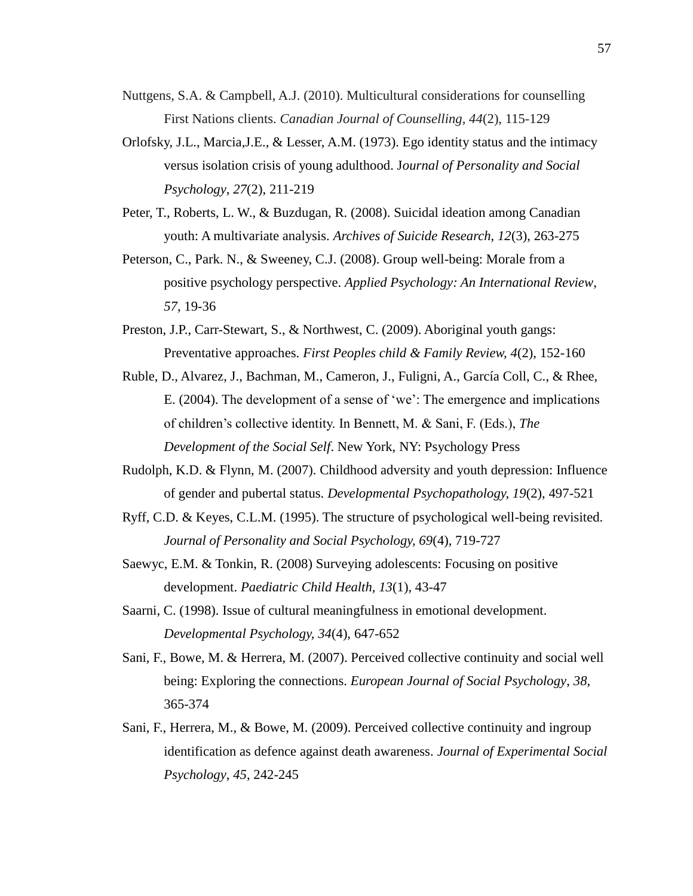Nuttgens, S.A. & Campbell, A.J. (2010). Multicultural considerations for counselling First Nations clients. *Canadian Journal of Counselling, 44*(2), 115-129

Orlofsky, J.L., Marcia,J.E., & Lesser, A.M. (1973). Ego identity status and the intimacy versus isolation crisis of young adulthood. J*ournal of Personality and Social Psychology, 27*(2), 211-219

Peter, T., Roberts, L. W., & Buzdugan, R. (2008). Suicidal ideation among Canadian youth: A multivariate analysis. *Archives of Suicide Research, 12*(3), 263-275

Peterson, C., Park. N., & Sweeney, C.J. (2008). Group well-being: Morale from a positive psychology perspective. *Applied Psychology: An International Review, 57*, 19-36

Preston, J.P., Carr-Stewart, S., & Northwest, C. (2009). Aboriginal youth gangs: Preventative approaches. *First Peoples child & Family Review, 4*(2), 152-160

Ruble, D., Alvarez, J., Bachman, M., Cameron, J., Fuligni, A., García Coll, C., & Rhee, E. (2004). The development of a sense of 'we': The emergence and implications of children's collective identity. In Bennett, M. & Sani, F. (Eds.), *The Development of the Social Self*. New York, NY: Psychology Press

Rudolph, K.D. & Flynn, M. (2007). Childhood adversity and youth depression: Influence of gender and pubertal status. *Developmental Psychopathology, 19*(2), 497-521

Ryff, C.D. & Keyes, C.L.M. (1995). The structure of psychological well-being revisited. *Journal of Personality and Social Psychology, 69*(4), 719-727

Saewyc, E.M. & Tonkin, R. (2008) Surveying adolescents: Focusing on positive development. *Paediatric Child Health, 13*(1), 43-47

Saarni, C. (1998). Issue of cultural meaningfulness in emotional development. *Developmental Psychology, 34*(4), 647-652

Sani, F., Bowe, M. & Herrera, M. (2007). Perceived collective continuity and social well being: Exploring the connections. *European Journal of Social Psychology, 38*, 365-374

Sani, F., Herrera, M., & Bowe, M. (2009). Perceived collective continuity and ingroup identification as defence against death awareness. *Journal of Experimental Social Psychology, 45*, 242-245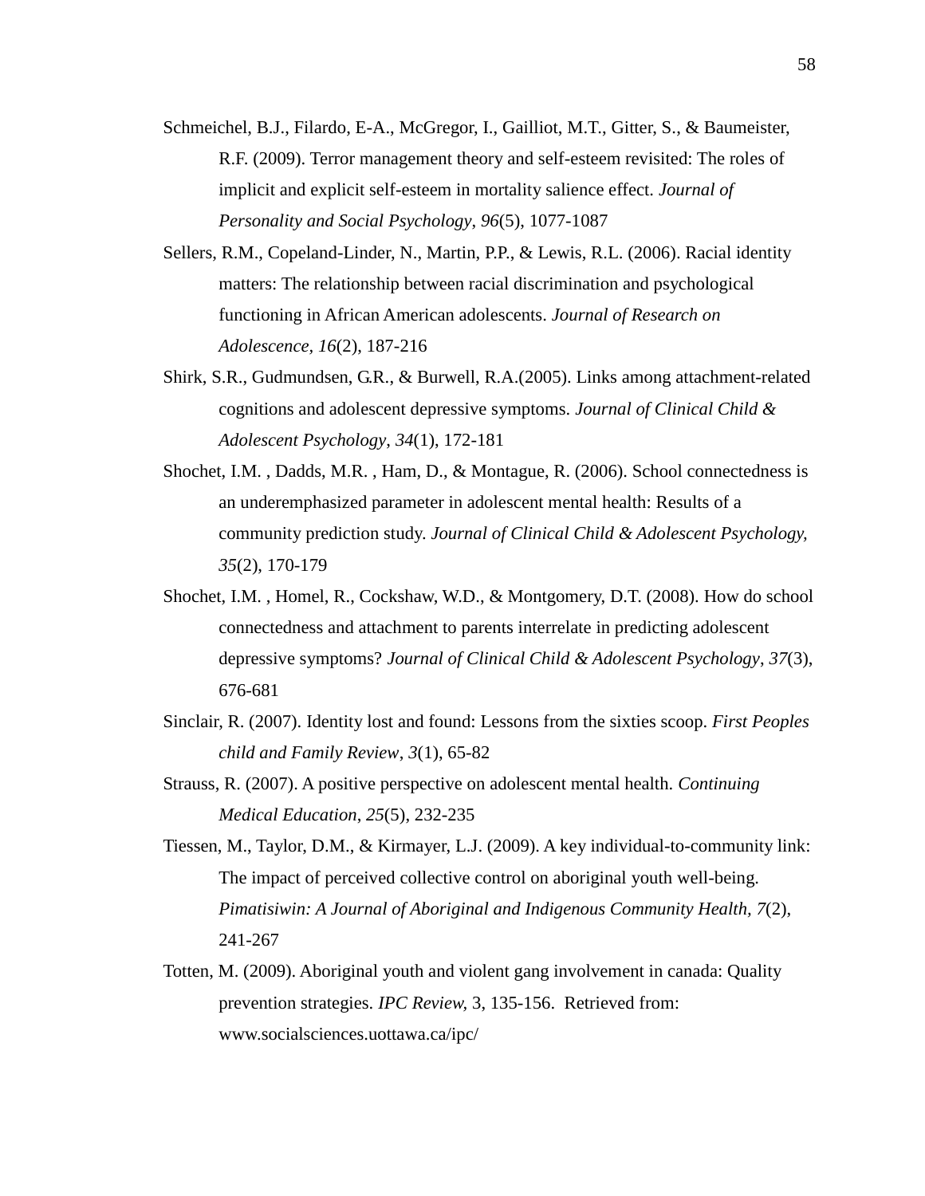Schmeichel, B.J., Filardo, E-A., McGregor, I., Gailliot, M.T., Gitter, S., & Baumeister, R.F. (2009). Terror management theory and self-esteem revisited: The roles of implicit and explicit self-esteem in mortality salience effect. *Journal of Personality and Social Psychology*, *96*(5), 1077-1087

Sellers, R.M., Copeland-Linder, N., Martin, P.P., & Lewis, R.L. (2006). Racial identity matters: The relationship between racial discrimination and psychological functioning in African American adolescents. *Journal of Research on Adolescence, 16*(2), 187-216

Shirk, S.R., Gudmundsen, G.R., & Burwell, R.A.(2005). Links among attachment-related cognitions and adolescent depressive symptoms. *Journal of Clinical Child & Adolescent Psychology*, *34*(1), 172-181

Shochet, I.M. , Dadds, M.R. , Ham, D., & Montague, R. (2006). School connectedness is an underemphasized parameter in adolescent mental health: Results of a community prediction study. *Journal of Clinical Child & Adolescent Psychology, 35*(2), 170-179

Shochet, I.M. , Homel, R., Cockshaw, W.D., & Montgomery, D.T. (2008). How do school connectedness and attachment to parents interrelate in predicting adolescent depressive symptoms? *Journal of Clinical Child & Adolescent Psychology*, *37*(3), 676-681

Sinclair, R. (2007). Identity lost and found: Lessons from the sixties scoop. *First Peoples child and Family Review*, *3*(1), 65-82

Strauss, R. (2007). A positive perspective on adolescent mental health. *Continuing Medical Education*, *25*(5), 232-235

Tiessen, M., Taylor, D.M., & Kirmayer, L.J. (2009). A key individual-to-community link: The impact of perceived collective control on aboriginal youth well-being. *Pimatisiwin: A Journal of Aboriginal and Indigenous Community Health, 7*(2), 241-267

Totten, M. (2009). Aboriginal youth and violent gang involvement in canada: Quality prevention strategies. *IPC Review,* 3, 135-156. Retrieved from: www.socialsciences.uottawa.ca/ipc/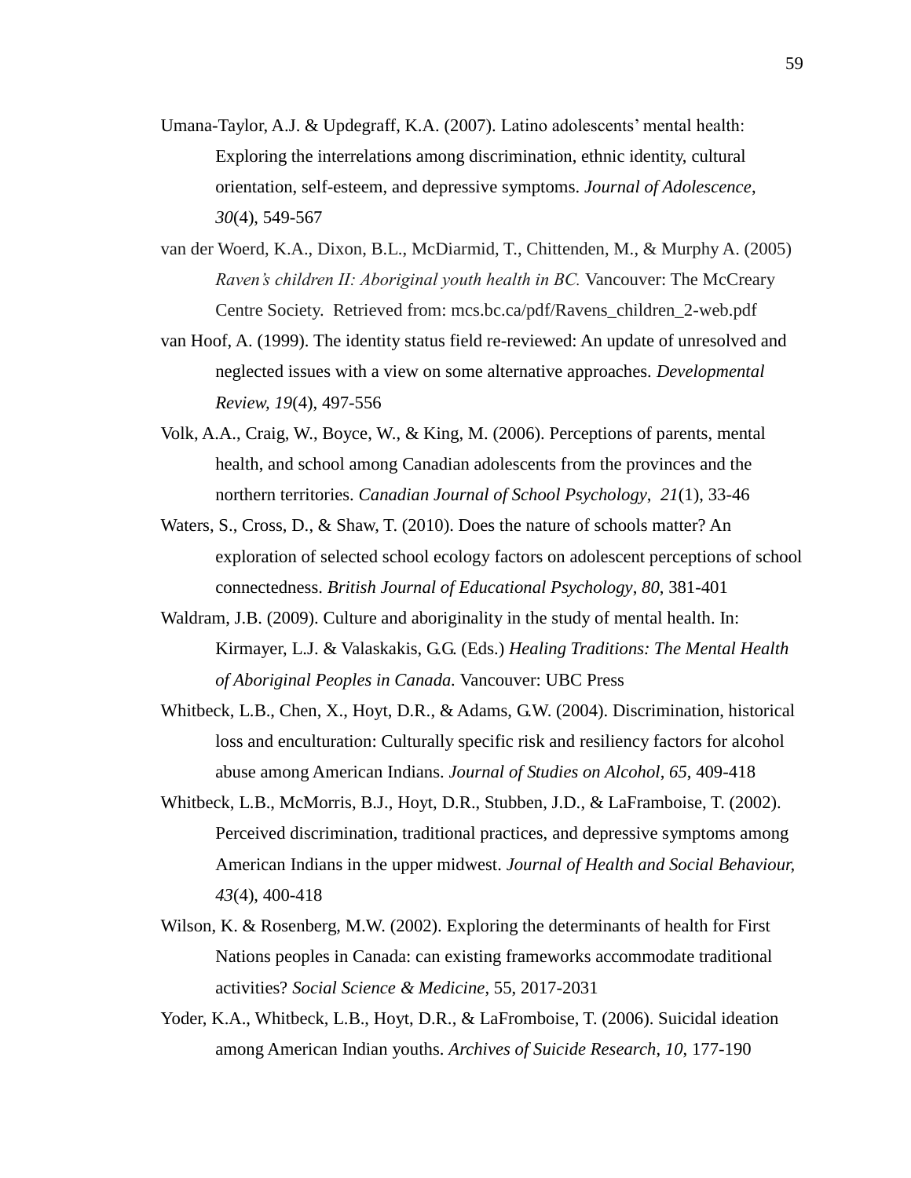Umana-Taylor, A.J. & Updegraff, K.A. (2007). Latino adolescents' mental health: Exploring the interrelations among discrimination, ethnic identity, cultural orientation, self-esteem, and depressive symptoms. *Journal of Adolescence*, *30*(4), 549-567

van der Woerd, K.A., Dixon, B.L., McDiarmid, T., Chittenden, M., & Murphy A. (2005) *Raven's children II: Aboriginal youth health in BC.* Vancouver: The McCreary Centre Society. Retrieved from: mcs.bc.ca/pdf/Ravens_children_2-web.pdf

van Hoof, A. (1999). The identity status field re-reviewed: An update of unresolved and neglected issues with a view on some alternative approaches. *Developmental Review, 19*(4), 497-556

Volk, A.A., Craig, W., Boyce, W., & King, M. (2006). Perceptions of parents, mental health, and school among Canadian adolescents from the provinces and the northern territories. *Canadian Journal of School Psychology*, *21*(1), 33-46

Waters, S., Cross, D., & Shaw, T. (2010). Does the nature of schools matter? An exploration of selected school ecology factors on adolescent perceptions of school connectedness. *British Journal of Educational Psychology*, *80*, 381-401

Waldram, J.B. (2009). Culture and aboriginality in the study of mental health. In: Kirmayer, L.J. & Valaskakis, G.G. (Eds.) *Healing Traditions: The Mental Health of Aboriginal Peoples in Canada.* Vancouver: UBC Press

Whitbeck, L.B., Chen, X., Hoyt, D.R., & Adams, G.W. (2004). Discrimination, historical loss and enculturation: Culturally specific risk and resiliency factors for alcohol abuse among American Indians. *Journal of Studies on Alcohol*, *65*, 409-418

Whitbeck, L.B., McMorris, B.J., Hoyt, D.R., Stubben, J.D., & LaFramboise, T. (2002). Perceived discrimination, traditional practices, and depressive symptoms among American Indians in the upper midwest. *Journal of Health and Social Behaviour, 43*(4), 400-418

Wilson, K. & Rosenberg, M.W. (2002). Exploring the determinants of health for First Nations peoples in Canada: can existing frameworks accommodate traditional activities? *Social Science & Medicine*, 55, 2017-2031

Yoder, K.A., Whitbeck, L.B., Hoyt, D.R., & LaFromboise, T. (2006). Suicidal ideation among American Indian youths. *Archives of Suicide Research*, *10*, 177-190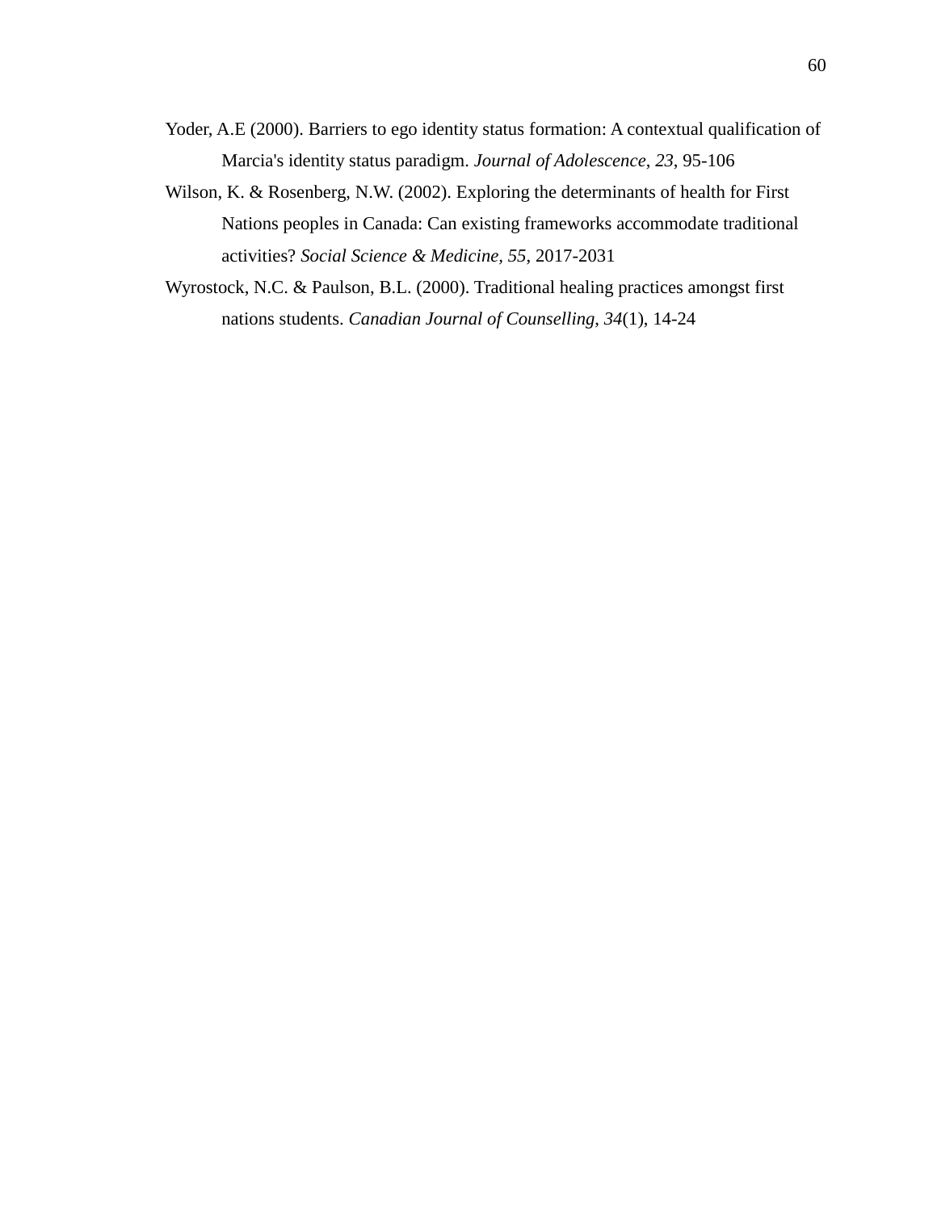Yoder, A.E (2000). Barriers to ego identity status formation: A contextual qualification of Marcia's identity status paradigm. *Journal of Adolescence*, *23*, 95-106

Wilson, K. & Rosenberg, N.W. (2002). Exploring the determinants of health for First Nations peoples in Canada: Can existing frameworks accommodate traditional activities? *Social Science & Medicine, 55*, 2017-2031

Wyrostock, N.C. & Paulson, B.L. (2000). Traditional healing practices amongst first nations students. *Canadian Journal of Counselling*, *34*(1), 14-24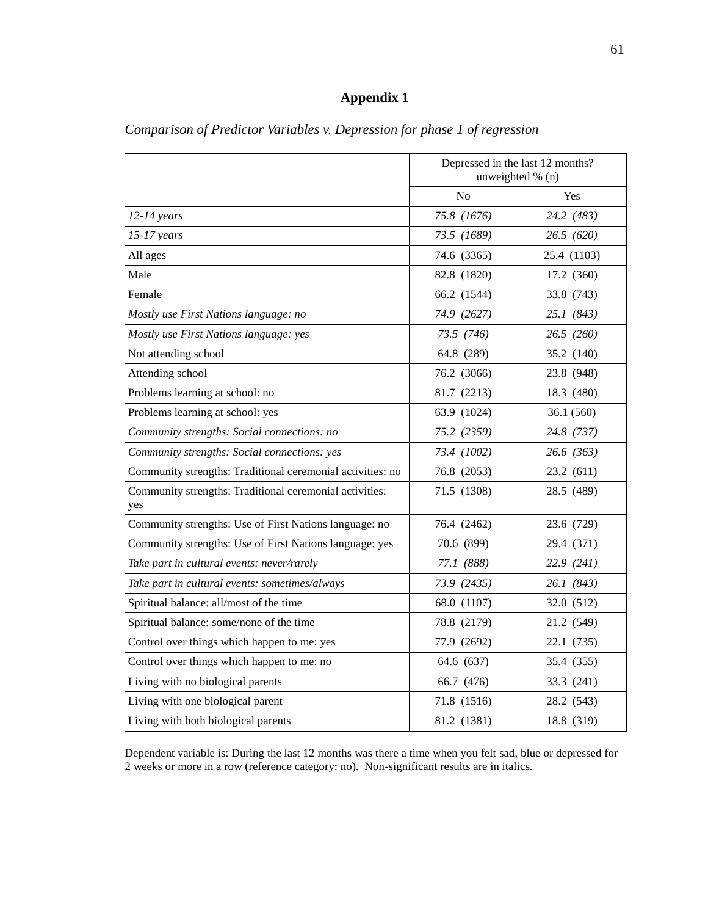# Appendix 1

*Comparison of Predictor Variables v. Depression for phase 1 of regression*

| | Depressed in the last 12 months? unweighted % (n) | |
|---|---|---|
| | No | Yes |
| *12-14 years* | *75.8 (1676)* | *24.2 (483)* |
| *15-17 years* | *73.5 (1689)* | *26.5 (620)* |
| All ages | 74.6 (3365) | 25.4 (1103) |
| Male | 82.8 (1820) | 17.2 (360) |
| Female | 66.2 (1544) | 33.8 (743) |
| *Mostly use First Nations language: no* | *74.9 (2627)* | *25.1 (843)* |
| *Mostly use First Nations language: yes* | *73.5 (746)* | *26.5 (260)* |
| Not attending school | 64.8 (289) | 35.2 (140) |
| Attending school | 76.2 (3066) | 23.8 (948) |
| Problems learning at school: no | 81.7 (2213) | 18.3 (480) |
| Problems learning at school: yes | 63.9 (1024) | 36.1 (560) |
| *Community strengths: Social connections: no* | *75.2 (2359)* | *24.8 (737)* |
| *Community strengths: Social connections: yes* | *73.4 (1002)* | *26.6 (363)* |
| Community strengths: Traditional ceremonial activities: no | 76.8 (2053) | 23.2 (611) |
| Community strengths: Traditional ceremonial activities: yes | 71.5 (1308) | 28.5 (489) |
| Community strengths: Use of First Nations language: no | 76.4 (2462) | 23.6 (729) |
| Community strengths: Use of First Nations language: yes | 70.6 (899) | 29.4 (371) |
| *Take part in cultural events: never/rarely* | *77.1 (888)* | *22.9 (241)* |
| *Take part in cultural events: sometimes/always* | *73.9 (2435)* | *26.1 (843)* |
| Spiritual balance: all/most of the time | 68.0 (1107) | 32.0 (512) |
| Spiritual balance: some/none of the time | 78.8 (2179) | 21.2 (549) |
| Control over things which happen to me: yes | 77.9 (2692) | 22.1 (735) |
| Control over things which happen to me: no | 64.6 (637) | 35.4 (355) |
| Living with no biological parents | 66.7 (476) | 33.3 (241) |
| Living with one biological parent | 71.8 (1516) | 28.2 (543) |
| Living with both biological parents | 81.2 (1381) | 18.8 (319) |

Dependent variable is: During the last 12 months was there a time when you felt sad, blue or depressed for 2 weeks or more in a row (reference category: no). Non-significant results are in italics.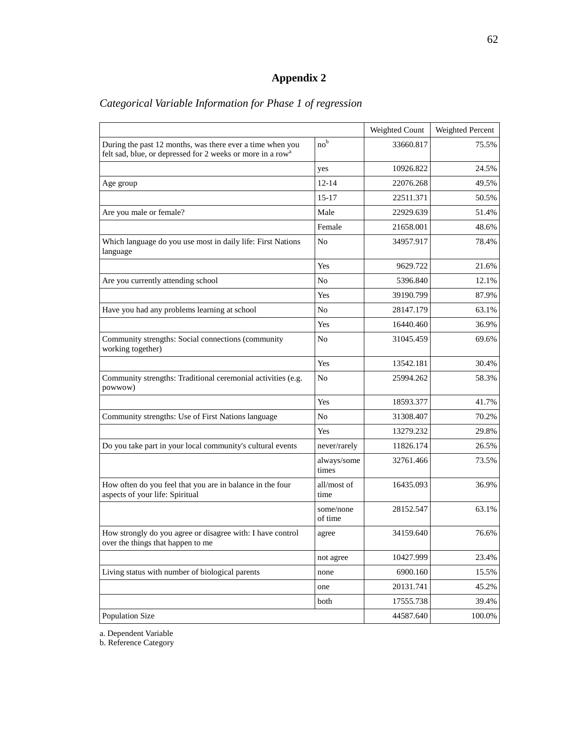# Appendix 2

*Categorical Variable Information for Phase 1 of regression*

| | | Weighted Count | Weighted Percent |
|---|---|---|---|
| During the past 12 months, was there ever a time when you felt sad, blue, or depressed for 2 weeks or more in a row[a] | no[b] | 33660.817 | 75.5% |
| | yes | 10926.822 | 24.5% |
| Age group | 12-14 | 22076.268 | 49.5% |
| | 15-17 | 22511.371 | 50.5% |
| Are you male or female? | Male | 22929.639 | 51.4% |
| | Female | 21658.001 | 48.6% |
| Which language do you use most in daily life: First Nations language | No | 34957.917 | 78.4% |
| | Yes | 9629.722 | 21.6% |
| Are you currently attending school | No | 5396.840 | 12.1% |
| | Yes | 39190.799 | 87.9% |
| Have you had any problems learning at school | No | 28147.179 | 63.1% |
| | Yes | 16440.460 | 36.9% |
| Community strengths: Social connections (community working together) | No | 31045.459 | 69.6% |
| | Yes | 13542.181 | 30.4% |
| Community strengths: Traditional ceremonial activities (e.g. powwow) | No | 25994.262 | 58.3% |
| | Yes | 18593.377 | 41.7% |
| Community strengths: Use of First Nations language | No | 31308.407 | 70.2% |
| | Yes | 13279.232 | 29.8% |
| Do you take part in your local community's cultural events | never/rarely | 11826.174 | 26.5% |
| | always/some times | 32761.466 | 73.5% |
| How often do you feel that you are in balance in the four aspects of your life: Spiritual | all/most of time | 16435.093 | 36.9% |
| | some/none of time | 28152.547 | 63.1% |
| How strongly do you agree or disagree with: I have control over the things that happen to me | agree | 34159.640 | 76.6% |
| | not agree | 10427.999 | 23.4% |
| Living status with number of biological parents | none | 6900.160 | 15.5% |
| | one | 20131.741 | 45.2% |
| | both | 17555.738 | 39.4% |
| Population Size | | 44587.640 | 100.0% |

a. Dependent Variable
b. Reference Category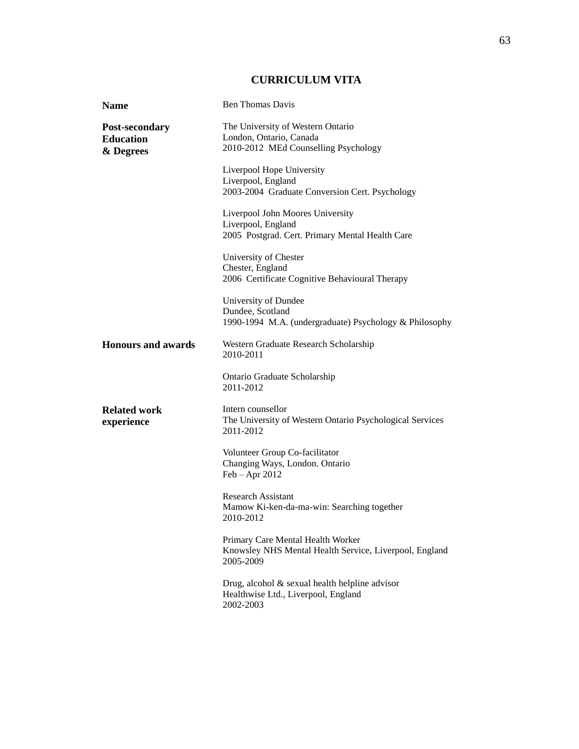# CURRICULUM VITA

**Name**

Ben Thomas Davis

**Post-secondary Education & Degrees**

The University of Western Ontario
London, Ontario, Canada
2010-2012 MEd Counselling Psychology

Liverpool Hope University
Liverpool, England
2003-2004 Graduate Conversion Cert. Psychology

Liverpool John Moores University
Liverpool, England
2005 Postgrad. Cert. Primary Mental Health Care

University of Chester
Chester, England
2006 Certificate Cognitive Behavioural Therapy

University of Dundee
Dundee, Scotland
1990-1994 M.A. (undergraduate) Psychology & Philosophy

**Honours and awards**

Western Graduate Research Scholarship
2010-2011

Ontario Graduate Scholarship
2011-2012

**Related work experience**

Intern counsellor
The University of Western Ontario Psychological Services
2011-2012

Volunteer Group Co-facilitator
Changing Ways, London. Ontario
Feb – Apr 2012

Research Assistant
Mamow Ki-ken-da-ma-win: Searching together
2010-2012

Primary Care Mental Health Worker
Knowsley NHS Mental Health Service, Liverpool, England
2005-2009

Drug, alcohol & sexual health helpline advisor
Healthwise Ltd., Liverpool, England
2002-2003